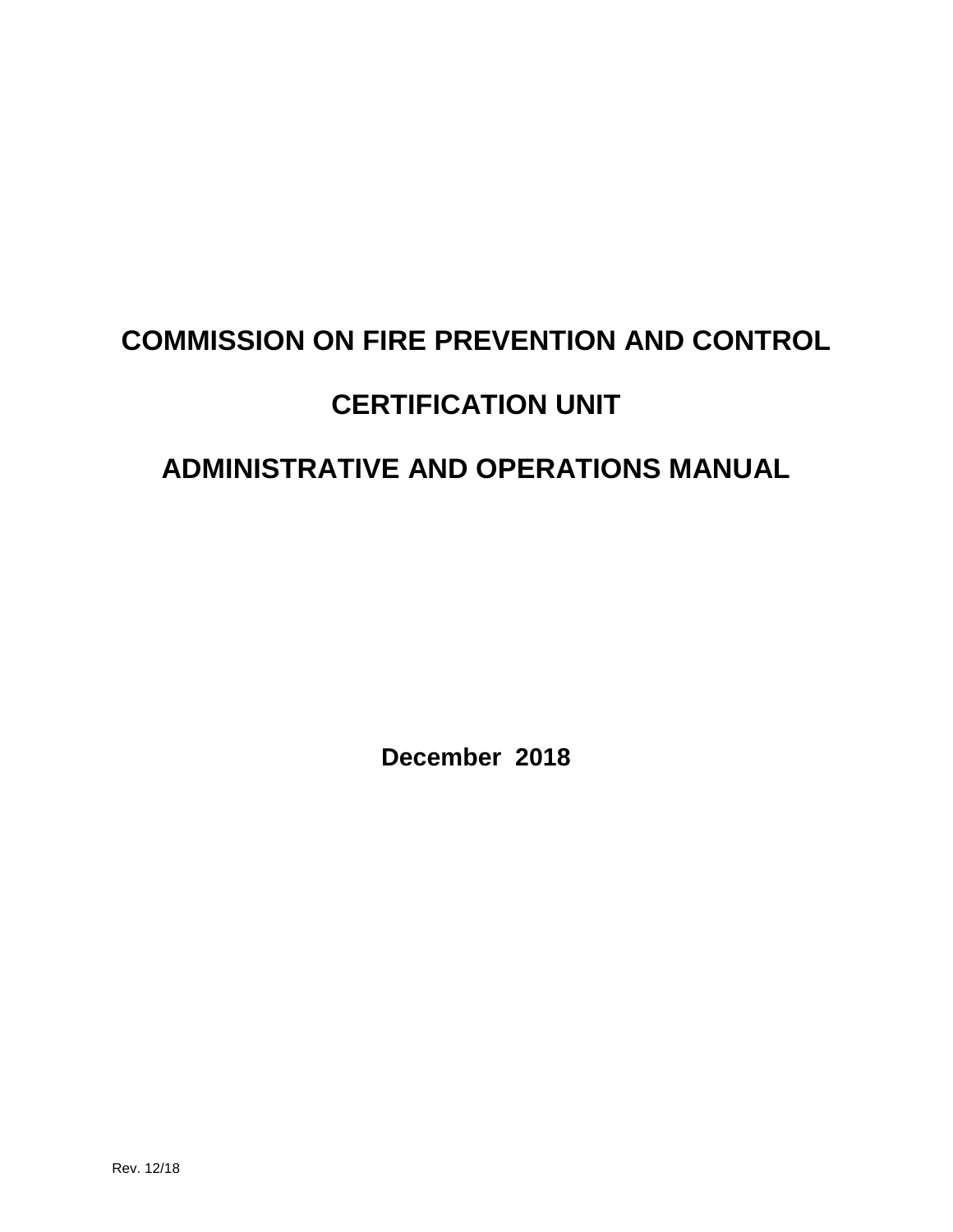# COMMISSION ON FIRE PREVENTION AND CONTROL

# CERTIFICATION UNIT

# ADMINISTRATIVE AND OPERATIONS MANUAL

**December 2018**

Rev. 12/18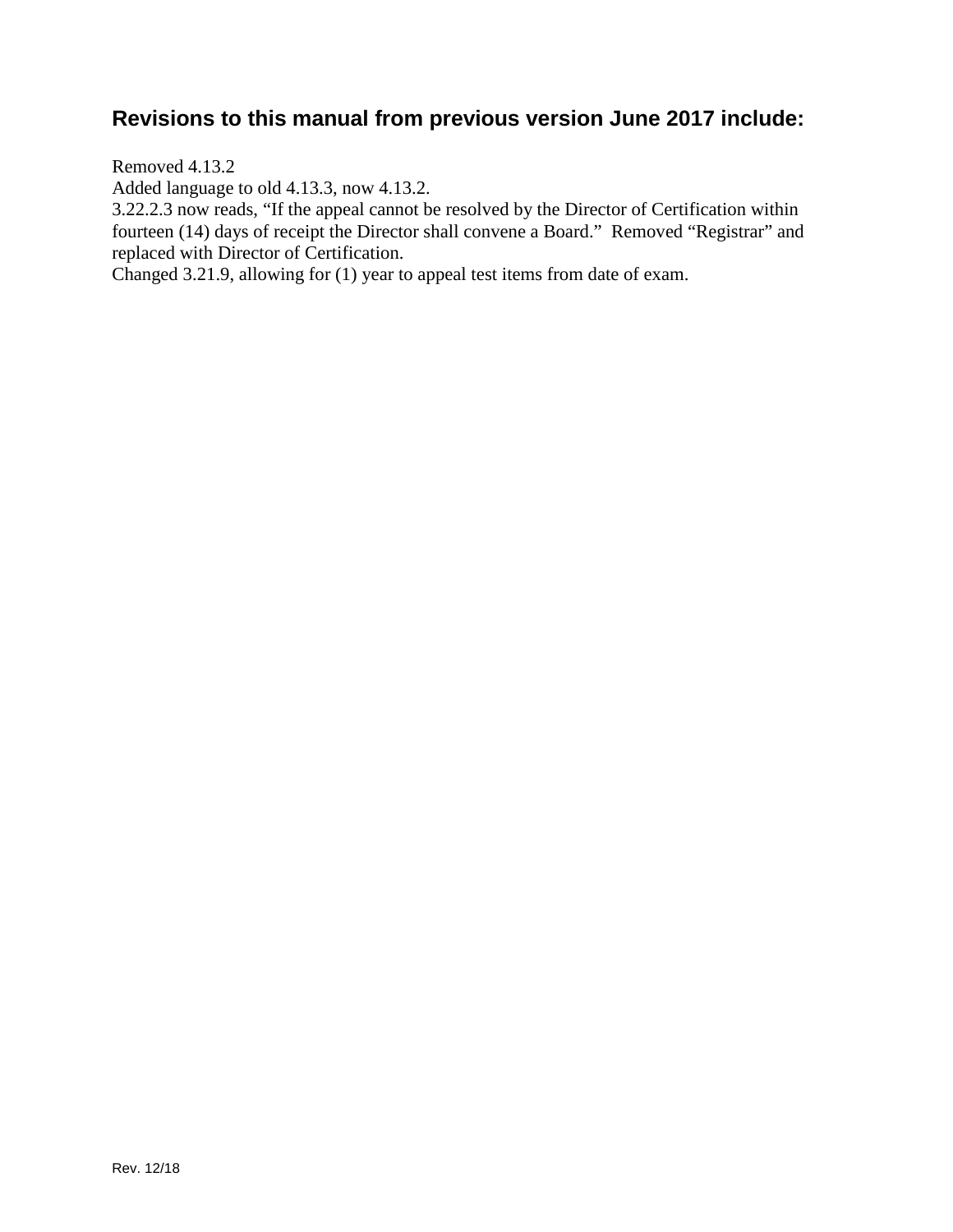## Revisions to this manual from previous version June 2017 include:

Removed 4.13.2
Added language to old 4.13.3, now 4.13.2.
3.22.2.3 now reads, "If the appeal cannot be resolved by the Director of Certification within fourteen (14) days of receipt the Director shall convene a Board." Removed "Registrar" and replaced with Director of Certification.
Changed 3.21.9, allowing for (1) year to appeal test items from date of exam.

Rev. 12/18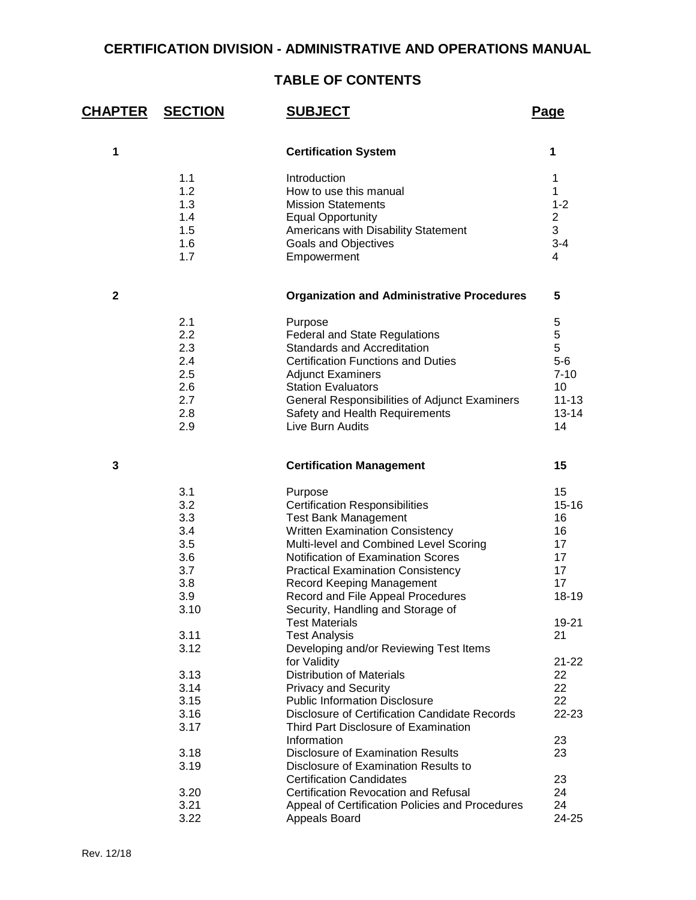# CERTIFICATION DIVISION - ADMINISTRATIVE AND OPERATIONS MANUAL

## TABLE OF CONTENTS

| CHAPTER | SECTION | SUBJECT | Page |
|---|---|---|---|
| **1** | | **Certification System** | **1** |
| | 1.1 | Introduction | 1 |
| | 1.2 | How to use this manual | 1 |
| | 1.3 | Mission Statements | 1-2 |
| | 1.4 | Equal Opportunity | 2 |
| | 1.5 | Americans with Disability Statement | 3 |
| | 1.6 | Goals and Objectives | 3-4 |
| | 1.7 | Empowerment | 4 |
| **2** | | **Organization and Administrative Procedures** | **5** |
| | 2.1 | Purpose | 5 |
| | 2.2 | Federal and State Regulations | 5 |
| | 2.3 | Standards and Accreditation | 5 |
| | 2.4 | Certification Functions and Duties | 5-6 |
| | 2.5 | Adjunct Examiners | 7-10 |
| | 2.6 | Station Evaluators | 10 |
| | 2.7 | General Responsibilities of Adjunct Examiners | 11-13 |
| | 2.8 | Safety and Health Requirements | 13-14 |
| | 2.9 | Live Burn Audits | 14 |
| **3** | | **Certification Management** | **15** |
| | 3.1 | Purpose | 15 |
| | 3.2 | Certification Responsibilities | 15-16 |
| | 3.3 | Test Bank Management | 16 |
| | 3.4 | Written Examination Consistency | 16 |
| | 3.5 | Multi-level and Combined Level Scoring | 17 |
| | 3.6 | Notification of Examination Scores | 17 |
| | 3.7 | Practical Examination Consistency | 17 |
| | 3.8 | Record Keeping Management | 17 |
| | 3.9 | Record and File Appeal Procedures | 18-19 |
| | 3.10 | Security, Handling and Storage of Test Materials | 19-21 |
| | 3.11 | Test Analysis | 21 |
| | 3.12 | Developing and/or Reviewing Test Items for Validity | 21-22 |
| | 3.13 | Distribution of Materials | 22 |
| | 3.14 | Privacy and Security | 22 |
| | 3.15 | Public Information Disclosure | 22 |
| | 3.16 | Disclosure of Certification Candidate Records | 22-23 |
| | 3.17 | Third Part Disclosure of Examination Information | 23 |
| | 3.18 | Disclosure of Examination Results | 23 |
| | 3.19 | Disclosure of Examination Results to Certification Candidates | 23 |
| | 3.20 | Certification Revocation and Refusal | 24 |
| | 3.21 | Appeal of Certification Policies and Procedures | 24 |
| | 3.22 | Appeals Board | 24-25 |

Rev. 12/18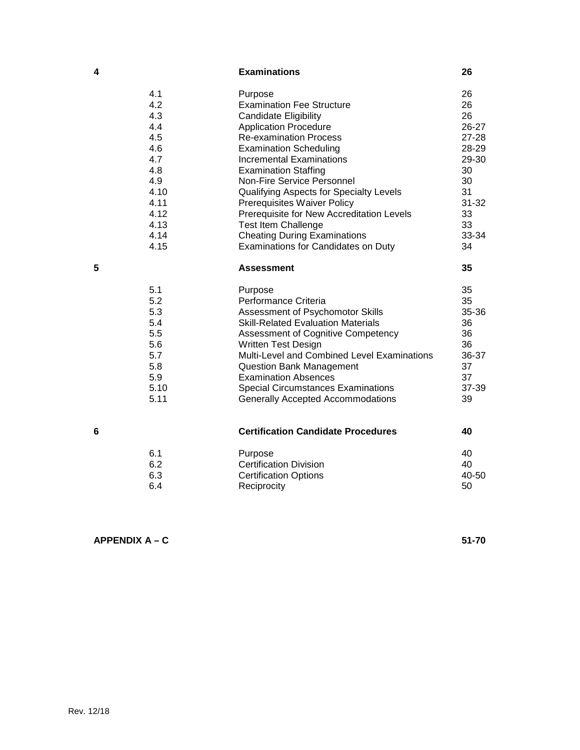| | | | |
|---|---|---|---|
| **4** | | **Examinations** | **26** |
| | 4.1 | Purpose | 26 |
| | 4.2 | Examination Fee Structure | 26 |
| | 4.3 | Candidate Eligibility | 26 |
| | 4.4 | Application Procedure | 26-27 |
| | 4.5 | Re-examination Process | 27-28 |
| | 4.6 | Examination Scheduling | 28-29 |
| | 4.7 | Incremental Examinations | 29-30 |
| | 4.8 | Examination Staffing | 30 |
| | 4.9 | Non-Fire Service Personnel | 30 |
| | 4.10 | Qualifying Aspects for Specialty Levels | 31 |
| | 4.11 | Prerequisites Waiver Policy | 31-32 |
| | 4.12 | Prerequisite for New Accreditation Levels | 33 |
| | 4.13 | Test Item Challenge | 33 |
| | 4.14 | Cheating During Examinations | 33-34 |
| | 4.15 | Examinations for Candidates on Duty | 34 |
| **5** | | **Assessment** | **35** |
| | 5.1 | Purpose | 35 |
| | 5.2 | Performance Criteria | 35 |
| | 5.3 | Assessment of Psychomotor Skills | 35-36 |
| | 5.4 | Skill-Related Evaluation Materials | 36 |
| | 5.5 | Assessment of Cognitive Competency | 36 |
| | 5.6 | Written Test Design | 36 |
| | 5.7 | Multi-Level and Combined Level Examinations | 36-37 |
| | 5.8 | Question Bank Management | 37 |
| | 5.9 | Examination Absences | 37 |
| | 5.10 | Special Circumstances Examinations | 37-39 |
| | 5.11 | Generally Accepted Accommodations | 39 |
| **6** | | **Certification Candidate Procedures** | **40** |
| | 6.1 | Purpose | 40 |
| | 6.2 | Certification Division | 40 |
| | 6.3 | Certification Options | 40-50 |
| | 6.4 | Reciprocity | 50 |
| **APPENDIX A – C** | | | **51-70** |

Rev. 12/18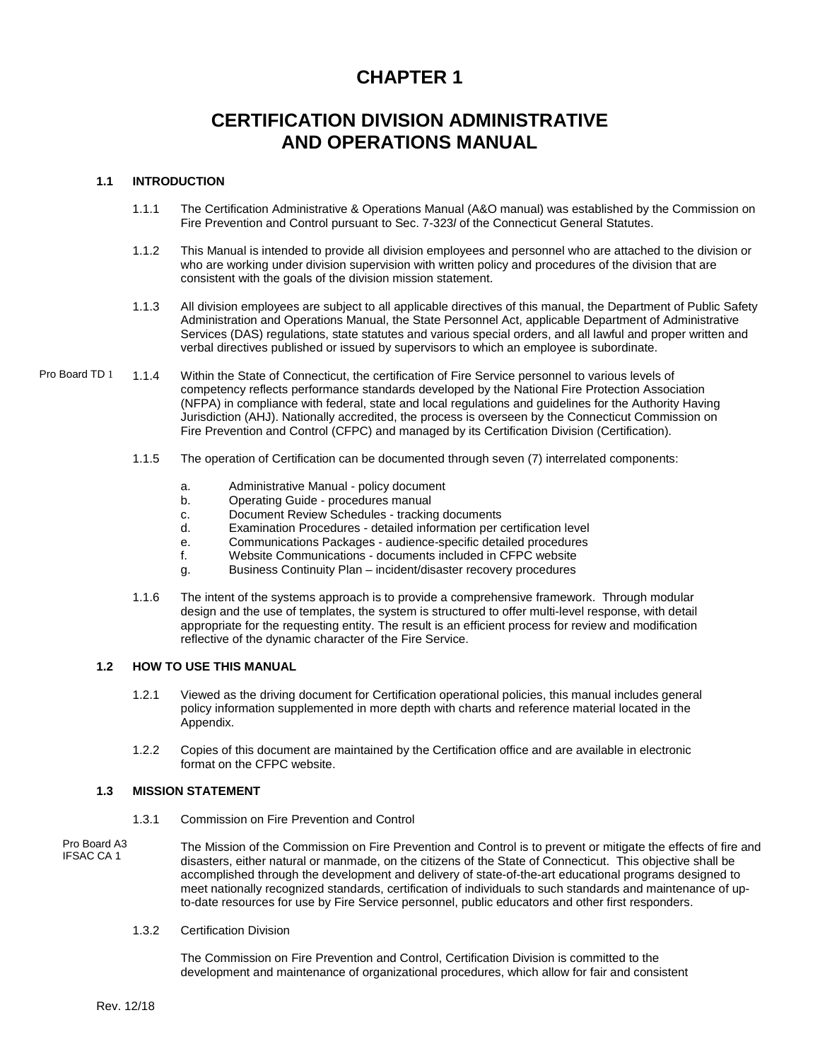# CHAPTER 1

# CERTIFICATION DIVISION ADMINISTRATIVE AND OPERATIONS MANUAL

## 1.1 INTRODUCTION

1.1.1 The Certification Administrative & Operations Manual (A&O manual) was established by the Commission on Fire Prevention and Control pursuant to Sec. 7-323*l* of the Connecticut General Statutes.

1.1.2 This Manual is intended to provide all division employees and personnel who are attached to the division or who are working under division supervision with written policy and procedures of the division that are consistent with the goals of the division mission statement.

1.1.3 All division employees are subject to all applicable directives of this manual, the Department of Public Safety Administration and Operations Manual, the State Personnel Act, applicable Department of Administrative Services (DAS) regulations, state statutes and various special orders, and all lawful and proper written and verbal directives published or issued by supervisors to which an employee is subordinate.

Pro Board TD 1

1.1.4 Within the State of Connecticut, the certification of Fire Service personnel to various levels of competency reflects performance standards developed by the National Fire Protection Association (NFPA) in compliance with federal, state and local regulations and guidelines for the Authority Having Jurisdiction (AHJ). Nationally accredited, the process is overseen by the Connecticut Commission on Fire Prevention and Control (CFPC) and managed by its Certification Division (Certification).

1.1.5 The operation of Certification can be documented through seven (7) interrelated components:

a. Administrative Manual - policy document
b. Operating Guide - procedures manual
c. Document Review Schedules - tracking documents
d. Examination Procedures - detailed information per certification level
e. Communications Packages - audience-specific detailed procedures
f. Website Communications - documents included in CFPC website
g. Business Continuity Plan – incident/disaster recovery procedures

1.1.6 The intent of the systems approach is to provide a comprehensive framework. Through modular design and the use of templates, the system is structured to offer multi-level response, with detail appropriate for the requesting entity. The result is an efficient process for review and modification reflective of the dynamic character of the Fire Service.

## 1.2 HOW TO USE THIS MANUAL

1.2.1 Viewed as the driving document for Certification operational policies, this manual includes general policy information supplemented in more depth with charts and reference material located in the Appendix.

1.2.2 Copies of this document are maintained by the Certification office and are available in electronic format on the CFPC website.

## 1.3 MISSION STATEMENT

1.3.1 Commission on Fire Prevention and Control

Pro Board A3
IFSAC CA 1

The Mission of the Commission on Fire Prevention and Control is to prevent or mitigate the effects of fire and disasters, either natural or manmade, on the citizens of the State of Connecticut. This objective shall be accomplished through the development and delivery of state-of-the-art educational programs designed to meet nationally recognized standards, certification of individuals to such standards and maintenance of up-to-date resources for use by Fire Service personnel, public educators and other first responders.

1.3.2 Certification Division

The Commission on Fire Prevention and Control, Certification Division is committed to the development and maintenance of organizational procedures, which allow for fair and consistent

Rev. 12/18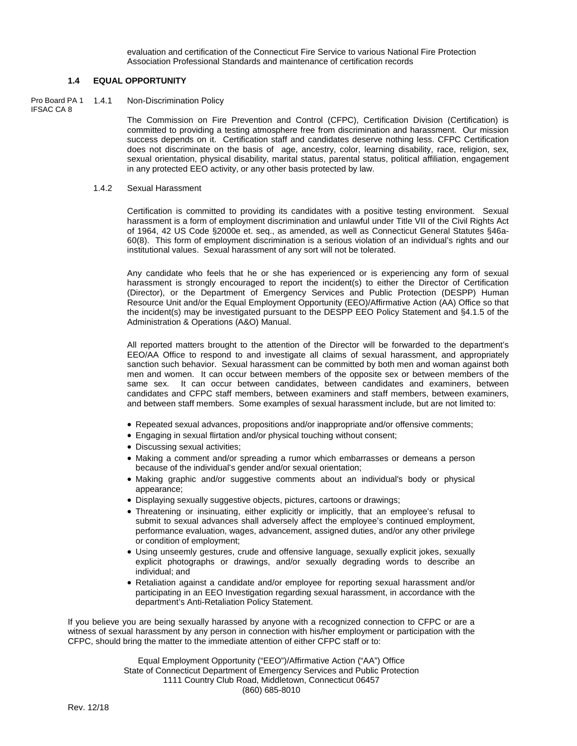evaluation and certification of the Connecticut Fire Service to various National Fire Protection Association Professional Standards and maintenance of certification records

## 1.4 EQUAL OPPORTUNITY

Pro Board PA 1
IFSAC CA 8

### 1.4.1 Non-Discrimination Policy

The Commission on Fire Prevention and Control (CFPC), Certification Division (Certification) is committed to providing a testing atmosphere free from discrimination and harassment. Our mission success depends on it. Certification staff and candidates deserve nothing less. CFPC Certification does not discriminate on the basis of age, ancestry, color, learning disability, race, religion, sex, sexual orientation, physical disability, marital status, parental status, political affiliation, engagement in any protected EEO activity, or any other basis protected by law.

### 1.4.2 Sexual Harassment

Certification is committed to providing its candidates with a positive testing environment. Sexual harassment is a form of employment discrimination and unlawful under Title VII of the Civil Rights Act of 1964, 42 US Code §2000e et. seq., as amended, as well as Connecticut General Statutes §46a-60(8). This form of employment discrimination is a serious violation of an individual's rights and our institutional values. Sexual harassment of any sort will not be tolerated.

Any candidate who feels that he or she has experienced or is experiencing any form of sexual harassment is strongly encouraged to report the incident(s) to either the Director of Certification (Director), or the Department of Emergency Services and Public Protection (DESPP) Human Resource Unit and/or the Equal Employment Opportunity (EEO)/Affirmative Action (AA) Office so that the incident(s) may be investigated pursuant to the DESPP EEO Policy Statement and §4.1.5 of the Administration & Operations (A&O) Manual.

All reported matters brought to the attention of the Director will be forwarded to the department's EEO/AA Office to respond to and investigate all claims of sexual harassment, and appropriately sanction such behavior. Sexual harassment can be committed by both men and woman against both men and women. It can occur between members of the opposite sex or between members of the same sex. It can occur between candidates, between candidates and examiners, between candidates and CFPC staff members, between examiners and staff members, between examiners, and between staff members. Some examples of sexual harassment include, but are not limited to:

- Repeated sexual advances, propositions and/or inappropriate and/or offensive comments;
- Engaging in sexual flirtation and/or physical touching without consent;
- Discussing sexual activities;
- Making a comment and/or spreading a rumor which embarrasses or demeans a person because of the individual's gender and/or sexual orientation;
- Making graphic and/or suggestive comments about an individual's body or physical appearance;
- Displaying sexually suggestive objects, pictures, cartoons or drawings;
- Threatening or insinuating, either explicitly or implicitly, that an employee's refusal to submit to sexual advances shall adversely affect the employee's continued employment, performance evaluation, wages, advancement, assigned duties, and/or any other privilege or condition of employment;
- Using unseemly gestures, crude and offensive language, sexually explicit jokes, sexually explicit photographs or drawings, and/or sexually degrading words to describe an individual; and
- Retaliation against a candidate and/or employee for reporting sexual harassment and/or participating in an EEO Investigation regarding sexual harassment, in accordance with the department's Anti-Retaliation Policy Statement.

If you believe you are being sexually harassed by anyone with a recognized connection to CFPC or are a witness of sexual harassment by any person in connection with his/her employment or participation with the CFPC, should bring the matter to the immediate attention of either CFPC staff or to:

Equal Employment Opportunity ("EEO")/Affirmative Action ("AA") Office
State of Connecticut Department of Emergency Services and Public Protection
1111 Country Club Road, Middletown, Connecticut 06457
(860) 685-8010

Rev. 12/18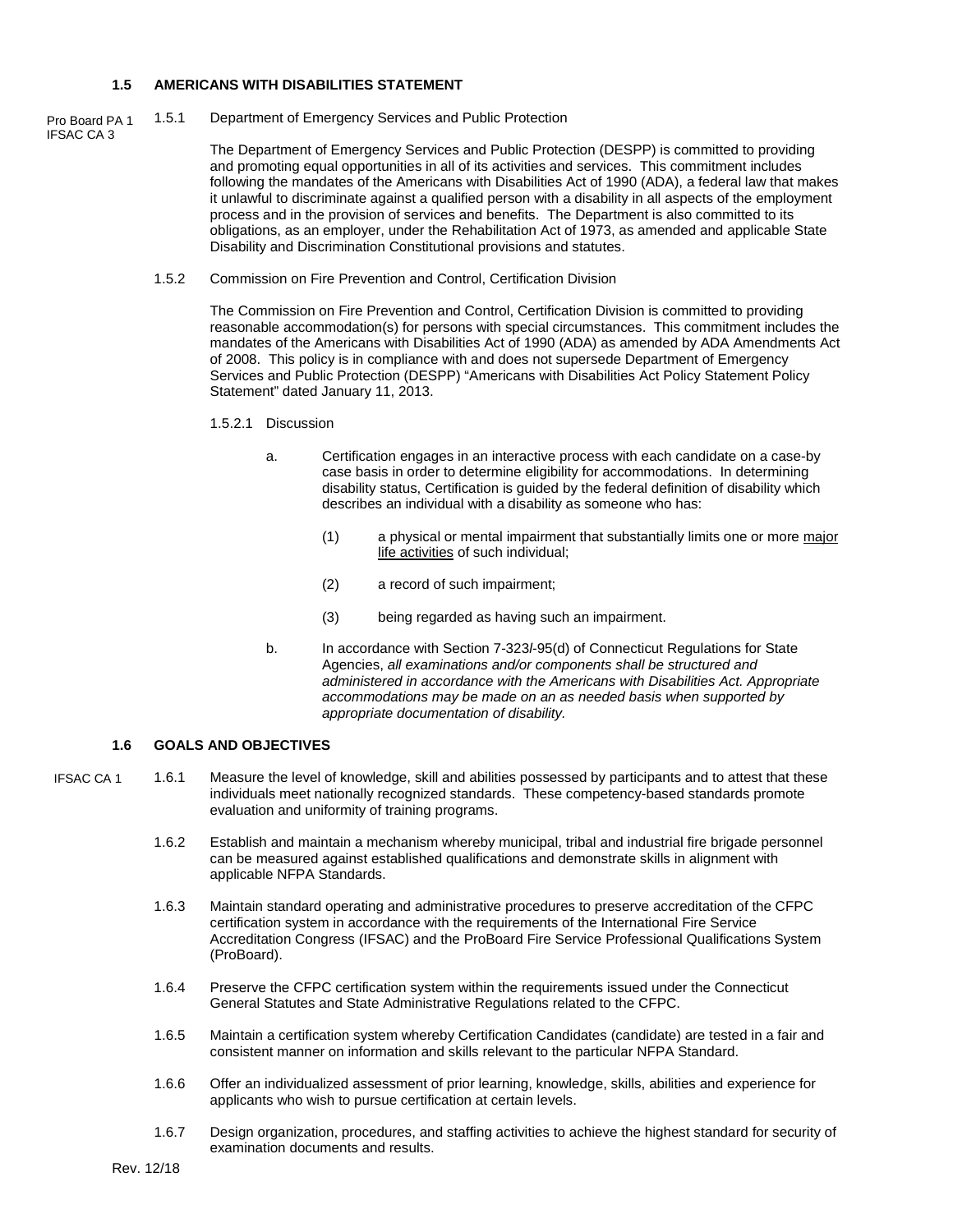### 1.5 AMERICANS WITH DISABILITIES STATEMENT

Pro Board PA 1
IFSAC CA 3

1.5.1 Department of Emergency Services and Public Protection

The Department of Emergency Services and Public Protection (DESPP) is committed to providing and promoting equal opportunities in all of its activities and services. This commitment includes following the mandates of the Americans with Disabilities Act of 1990 (ADA), a federal law that makes it unlawful to discriminate against a qualified person with a disability in all aspects of the employment process and in the provision of services and benefits. The Department is also committed to its obligations, as an employer, under the Rehabilitation Act of 1973, as amended and applicable State Disability and Discrimination Constitutional provisions and statutes.

1.5.2 Commission on Fire Prevention and Control, Certification Division

The Commission on Fire Prevention and Control, Certification Division is committed to providing reasonable accommodation(s) for persons with special circumstances. This commitment includes the mandates of the Americans with Disabilities Act of 1990 (ADA) as amended by ADA Amendments Act of 2008. This policy is in compliance with and does not supersede Department of Emergency Services and Public Protection (DESPP) "Americans with Disabilities Act Policy Statement Policy Statement" dated January 11, 2013.

1.5.2.1 Discussion

a. Certification engages in an interactive process with each candidate on a case-by case basis in order to determine eligibility for accommodations. In determining disability status, Certification is guided by the federal definition of disability which describes an individual with a disability as someone who has:

(1) a physical or mental impairment that substantially limits one or more major life activities of such individual;

(2) a record of such impairment;

(3) being regarded as having such an impairment.

b. In accordance with Section 7-323*l*-95(d) of Connecticut Regulations for State Agencies, *all examinations and/or components shall be structured and administered in accordance with the Americans with Disabilities Act. Appropriate accommodations may be made on an as needed basis when supported by appropriate documentation of disability.*

### 1.6 GOALS AND OBJECTIVES

IFSAC CA 1

1.6.1 Measure the level of knowledge, skill and abilities possessed by participants and to attest that these individuals meet nationally recognized standards. These competency-based standards promote evaluation and uniformity of training programs.

1.6.2 Establish and maintain a mechanism whereby municipal, tribal and industrial fire brigade personnel can be measured against established qualifications and demonstrate skills in alignment with applicable NFPA Standards.

1.6.3 Maintain standard operating and administrative procedures to preserve accreditation of the CFPC certification system in accordance with the requirements of the International Fire Service Accreditation Congress (IFSAC) and the ProBoard Fire Service Professional Qualifications System (ProBoard).

1.6.4 Preserve the CFPC certification system within the requirements issued under the Connecticut General Statutes and State Administrative Regulations related to the CFPC.

1.6.5 Maintain a certification system whereby Certification Candidates (candidate) are tested in a fair and consistent manner on information and skills relevant to the particular NFPA Standard.

1.6.6 Offer an individualized assessment of prior learning, knowledge, skills, abilities and experience for applicants who wish to pursue certification at certain levels.

1.6.7 Design organization, procedures, and staffing activities to achieve the highest standard for security of examination documents and results.

Rev. 12/18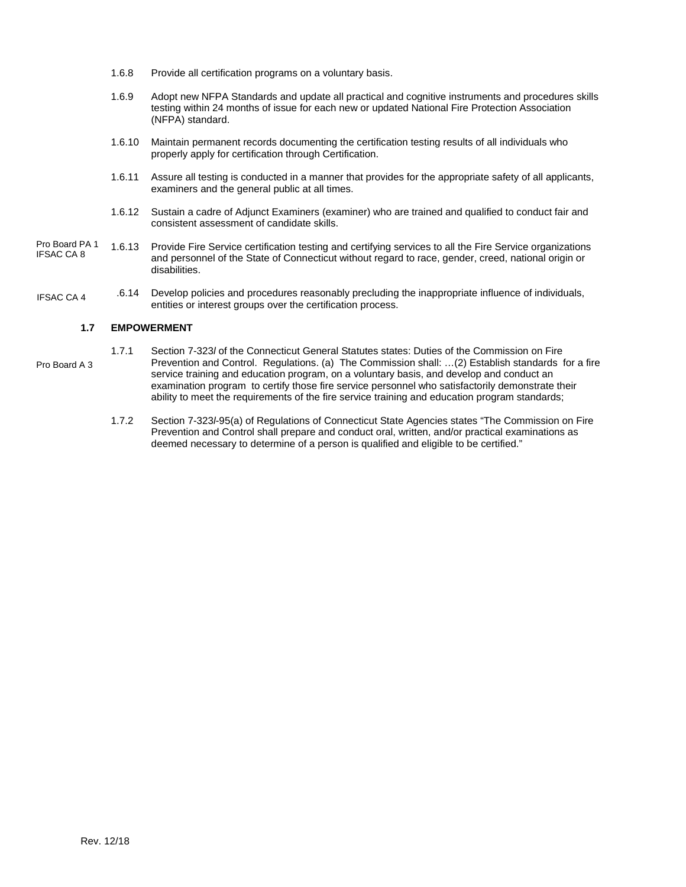1.6.8 Provide all certification programs on a voluntary basis.

1.6.9 Adopt new NFPA Standards and update all practical and cognitive instruments and procedures skills testing within 24 months of issue for each new or updated National Fire Protection Association (NFPA) standard.

1.6.10 Maintain permanent records documenting the certification testing results of all individuals who properly apply for certification through Certification.

1.6.11 Assure all testing is conducted in a manner that provides for the appropriate safety of all applicants, examiners and the general public at all times.

1.6.12 Sustain a cadre of Adjunct Examiners (examiner) who are trained and qualified to conduct fair and consistent assessment of candidate skills.

Pro Board PA 1
IFSAC CA 8

1.6.13 Provide Fire Service certification testing and certifying services to all the Fire Service organizations and personnel of the State of Connecticut without regard to race, gender, creed, national origin or disabilities.

IFSAC CA 4

.6.14 Develop policies and procedures reasonably precluding the inappropriate influence of individuals, entities or interest groups over the certification process.

### 1.7 EMPOWERMENT

Pro Board A 3

1.7.1 Section 7-323*l* of the Connecticut General Statutes states: Duties of the Commission on Fire Prevention and Control. Regulations. (a) The Commission shall: …(2) Establish standards for a fire service training and education program, on a voluntary basis, and develop and conduct an examination program to certify those fire service personnel who satisfactorily demonstrate their ability to meet the requirements of the fire service training and education program standards;

1.7.2 Section 7-323*l*-95(a) of Regulations of Connecticut State Agencies states "The Commission on Fire Prevention and Control shall prepare and conduct oral, written, and/or practical examinations as deemed necessary to determine of a person is qualified and eligible to be certified."

Rev. 12/18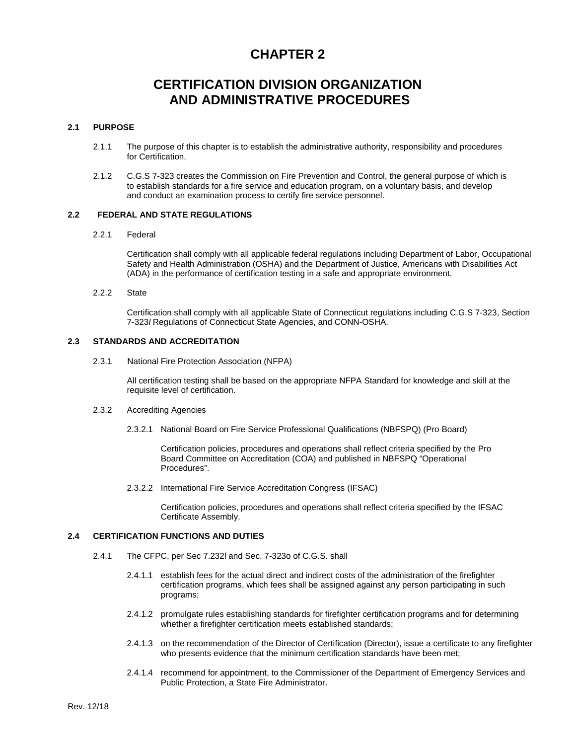# CHAPTER 2

# CERTIFICATION DIVISION ORGANIZATION AND ADMINISTRATIVE PROCEDURES

## 2.1 PURPOSE

2.1.1 The purpose of this chapter is to establish the administrative authority, responsibility and procedures for Certification.

2.1.2 C.G.S 7-323 creates the Commission on Fire Prevention and Control, the general purpose of which is to establish standards for a fire service and education program, on a voluntary basis, and develop and conduct an examination process to certify fire service personnel.

## 2.2 FEDERAL AND STATE REGULATIONS

2.2.1 Federal

Certification shall comply with all applicable federal regulations including Department of Labor, Occupational Safety and Health Administration (OSHA) and the Department of Justice, Americans with Disabilities Act (ADA) in the performance of certification testing in a safe and appropriate environment.

2.2.2 State

Certification shall comply with all applicable State of Connecticut regulations including C.G.S 7-323, Section 7-323*l* Regulations of Connecticut State Agencies, and CONN-OSHA.

## 2.3 STANDARDS AND ACCREDITATION

2.3.1 National Fire Protection Association (NFPA)

All certification testing shall be based on the appropriate NFPA Standard for knowledge and skill at the requisite level of certification.

2.3.2 Accrediting Agencies

2.3.2.1 National Board on Fire Service Professional Qualifications (NBFSPQ) (Pro Board)

Certification policies, procedures and operations shall reflect criteria specified by the Pro Board Committee on Accreditation (COA) and published in NBFSPQ "Operational Procedures".

2.3.2.2 International Fire Service Accreditation Congress (IFSAC)

Certification policies, procedures and operations shall reflect criteria specified by the IFSAC Certificate Assembly.

## 2.4 CERTIFICATION FUNCTIONS AND DUTIES

2.4.1 The CFPC, per Sec 7.232l and Sec. 7-323o of C.G.S. shall

2.4.1.1 establish fees for the actual direct and indirect costs of the administration of the firefighter certification programs, which fees shall be assigned against any person participating in such programs;

2.4.1.2 promulgate rules establishing standards for firefighter certification programs and for determining whether a firefighter certification meets established standards;

2.4.1.3 on the recommendation of the Director of Certification (Director), issue a certificate to any firefighter who presents evidence that the minimum certification standards have been met;

2.4.1.4 recommend for appointment, to the Commissioner of the Department of Emergency Services and Public Protection, a State Fire Administrator.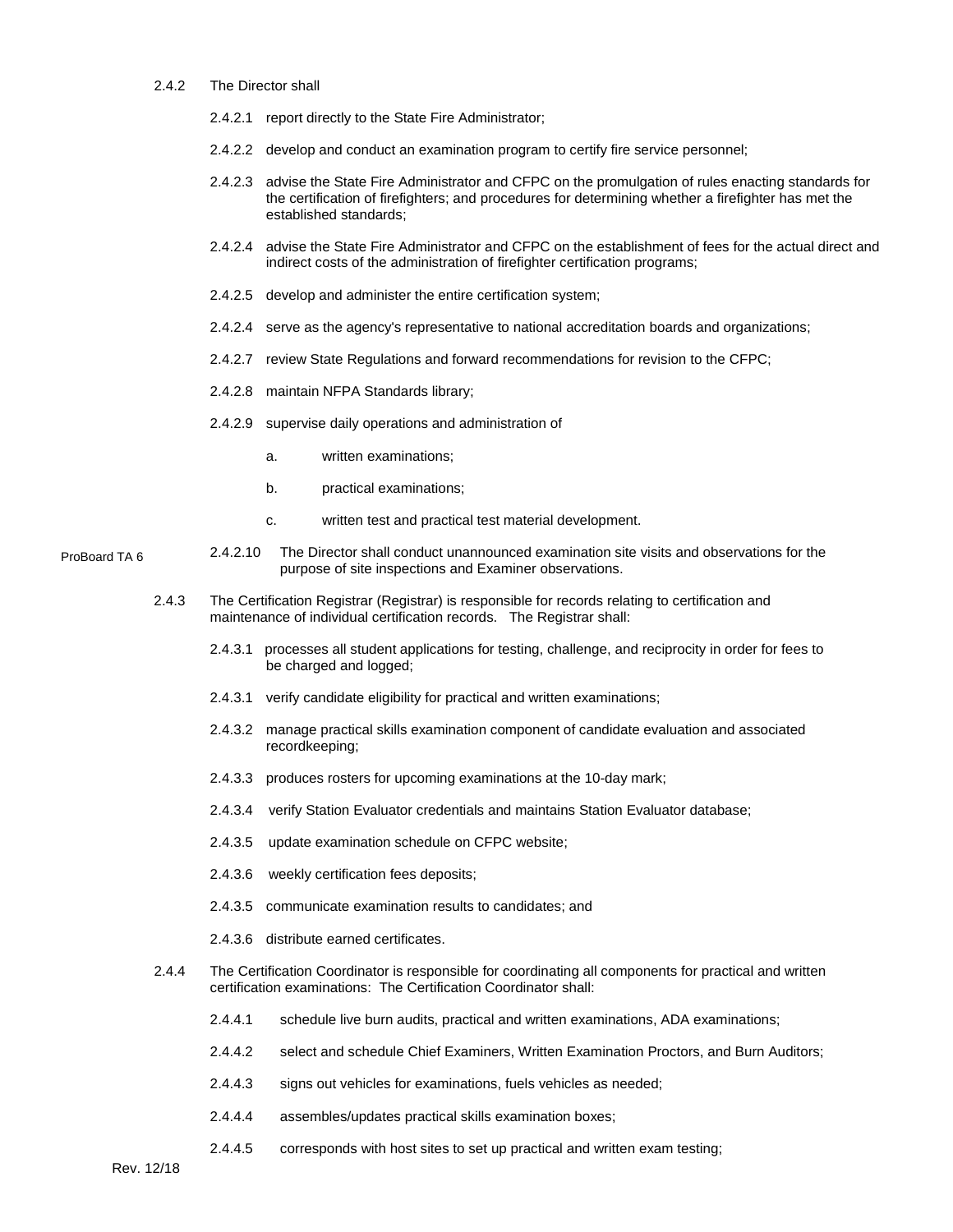2.4.2 The Director shall

- 2.4.2.1 report directly to the State Fire Administrator;
- 2.4.2.2 develop and conduct an examination program to certify fire service personnel;
- 2.4.2.3 advise the State Fire Administrator and CFPC on the promulgation of rules enacting standards for the certification of firefighters; and procedures for determining whether a firefighter has met the established standards;
- 2.4.2.4 advise the State Fire Administrator and CFPC on the establishment of fees for the actual direct and indirect costs of the administration of firefighter certification programs;
- 2.4.2.5 develop and administer the entire certification system;
- 2.4.2.4 serve as the agency's representative to national accreditation boards and organizations;
- 2.4.2.7 review State Regulations and forward recommendations for revision to the CFPC;
- 2.4.2.8 maintain NFPA Standards library;
- 2.4.2.9 supervise daily operations and administration of
  - a. written examinations;
  - b. practical examinations;
  - c. written test and practical test material development.

ProBoard TA 6

- 2.4.2.10 The Director shall conduct unannounced examination site visits and observations for the purpose of site inspections and Examiner observations.

2.4.3 The Certification Registrar (Registrar) is responsible for records relating to certification and maintenance of individual certification records. The Registrar shall:

- 2.4.3.1 processes all student applications for testing, challenge, and reciprocity in order for fees to be charged and logged;
- 2.4.3.1 verify candidate eligibility for practical and written examinations;
- 2.4.3.2 manage practical skills examination component of candidate evaluation and associated recordkeeping;
- 2.4.3.3 produces rosters for upcoming examinations at the 10-day mark;
- 2.4.3.4 verify Station Evaluator credentials and maintains Station Evaluator database;
- 2.4.3.5 update examination schedule on CFPC website;
- 2.4.3.6 weekly certification fees deposits;
- 2.4.3.5 communicate examination results to candidates; and
- 2.4.3.6 distribute earned certificates.

2.4.4 The Certification Coordinator is responsible for coordinating all components for practical and written certification examinations: The Certification Coordinator shall:

- 2.4.4.1 schedule live burn audits, practical and written examinations, ADA examinations;
- 2.4.4.2 select and schedule Chief Examiners, Written Examination Proctors, and Burn Auditors;
- 2.4.4.3 signs out vehicles for examinations, fuels vehicles as needed;
- 2.4.4.4 assembles/updates practical skills examination boxes;
- 2.4.4.5 corresponds with host sites to set up practical and written exam testing;

Rev. 12/18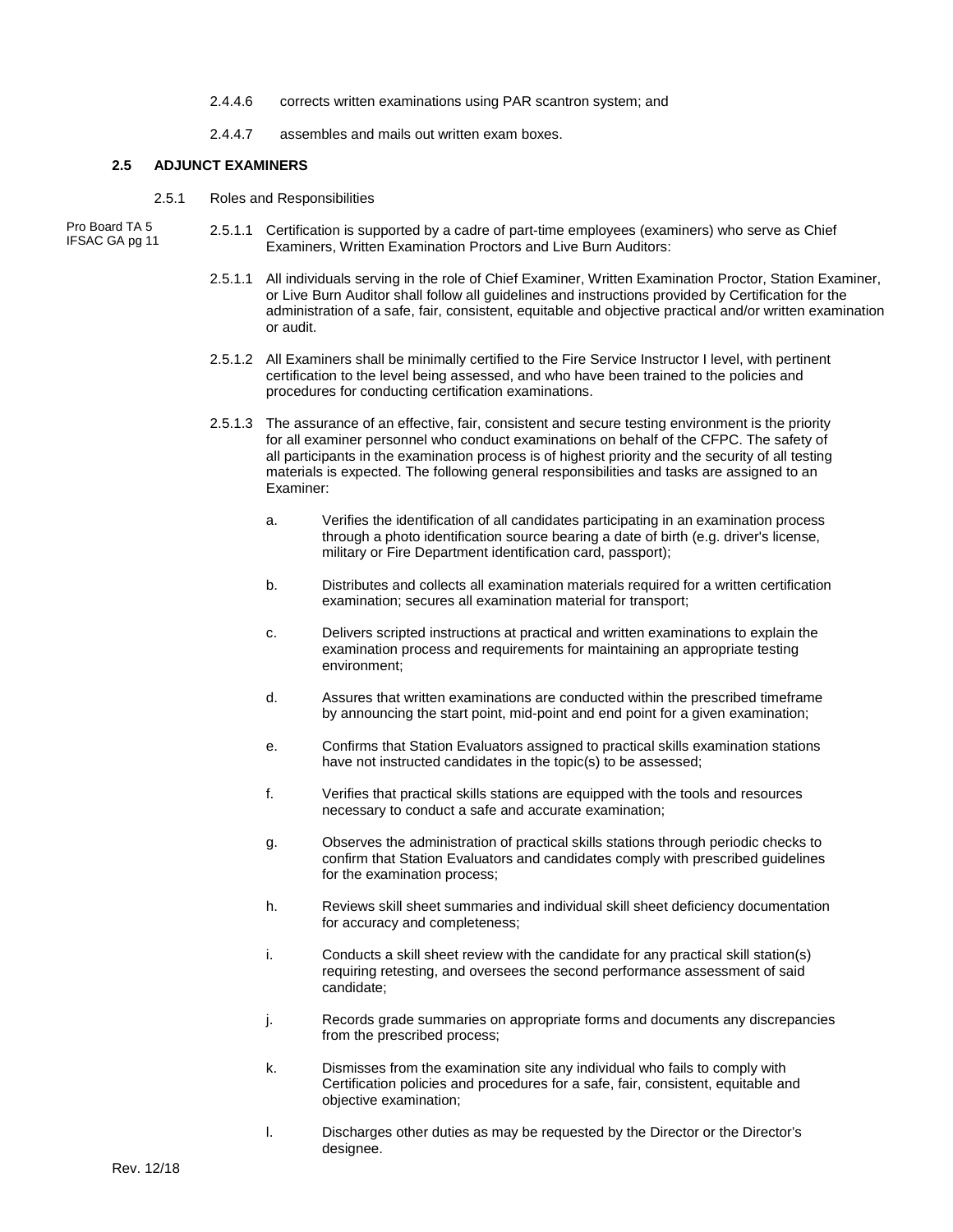2.4.4.6 corrects written examinations using PAR scantron system; and

2.4.4.7 assembles and mails out written exam boxes.

### 2.5 ADJUNCT EXAMINERS

2.5.1 Roles and Responsibilities

Pro Board TA 5
IFSAC GA pg 11

2.5.1.1 Certification is supported by a cadre of part-time employees (examiners) who serve as Chief Examiners, Written Examination Proctors and Live Burn Auditors:

2.5.1.1 All individuals serving in the role of Chief Examiner, Written Examination Proctor, Station Examiner, or Live Burn Auditor shall follow all guidelines and instructions provided by Certification for the administration of a safe, fair, consistent, equitable and objective practical and/or written examination or audit.

2.5.1.2 All Examiners shall be minimally certified to the Fire Service Instructor I level, with pertinent certification to the level being assessed, and who have been trained to the policies and procedures for conducting certification examinations.

2.5.1.3 The assurance of an effective, fair, consistent and secure testing environment is the priority for all examiner personnel who conduct examinations on behalf of the CFPC. The safety of all participants in the examination process is of highest priority and the security of all testing materials is expected. The following general responsibilities and tasks are assigned to an Examiner:

a. Verifies the identification of all candidates participating in an examination process through a photo identification source bearing a date of birth (e.g. driver's license, military or Fire Department identification card, passport);

b. Distributes and collects all examination materials required for a written certification examination; secures all examination material for transport;

c. Delivers scripted instructions at practical and written examinations to explain the examination process and requirements for maintaining an appropriate testing environment;

d. Assures that written examinations are conducted within the prescribed timeframe by announcing the start point, mid-point and end point for a given examination;

e. Confirms that Station Evaluators assigned to practical skills examination stations have not instructed candidates in the topic(s) to be assessed;

f. Verifies that practical skills stations are equipped with the tools and resources necessary to conduct a safe and accurate examination;

g. Observes the administration of practical skills stations through periodic checks to confirm that Station Evaluators and candidates comply with prescribed guidelines for the examination process;

h. Reviews skill sheet summaries and individual skill sheet deficiency documentation for accuracy and completeness;

i. Conducts a skill sheet review with the candidate for any practical skill station(s) requiring retesting, and oversees the second performance assessment of said candidate;

j. Records grade summaries on appropriate forms and documents any discrepancies from the prescribed process;

k. Dismisses from the examination site any individual who fails to comply with Certification policies and procedures for a safe, fair, consistent, equitable and objective examination;

l. Discharges other duties as may be requested by the Director or the Director's designee.

Rev. 12/18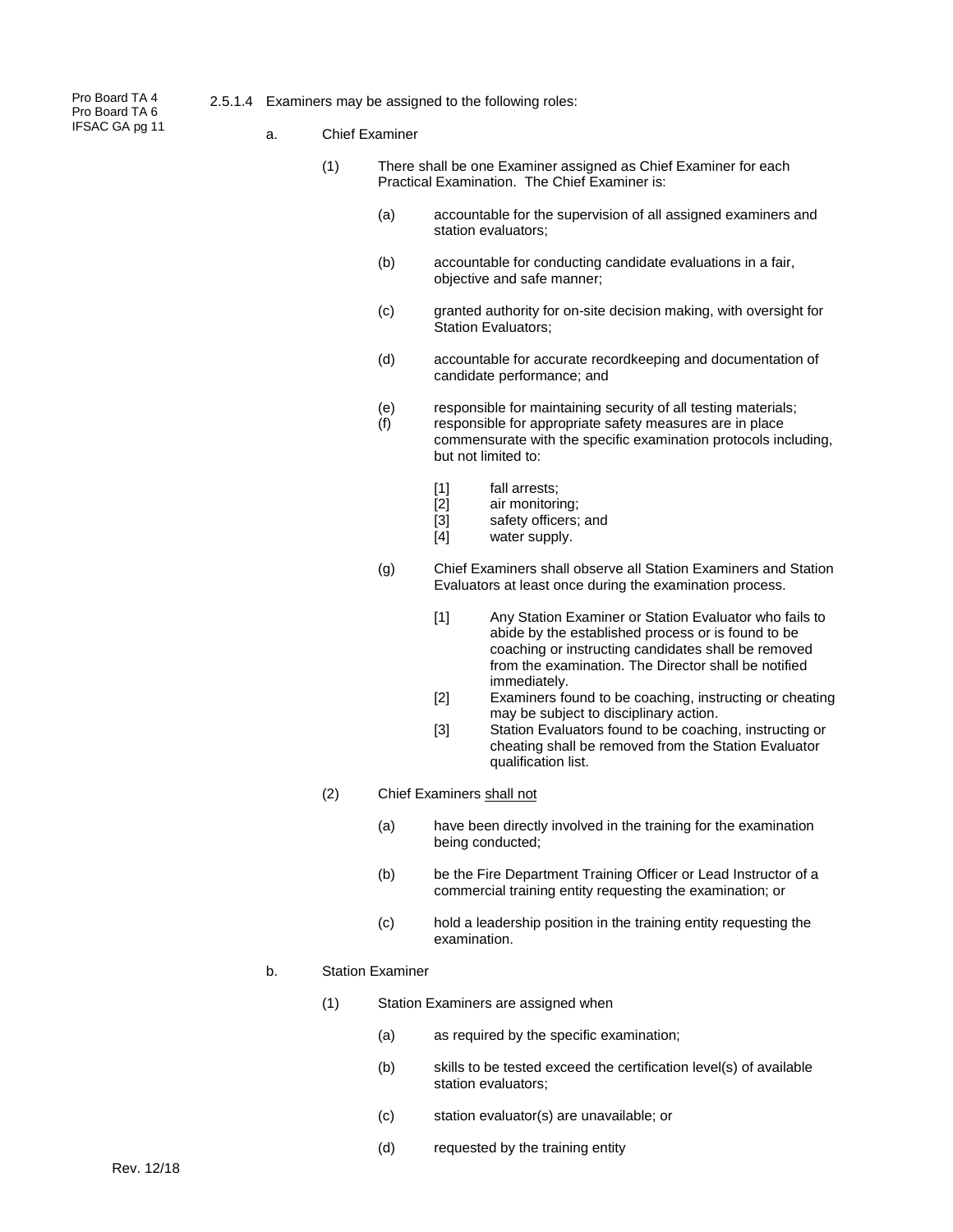Pro Board TA 4
Pro Board TA 6
IFSAC GA pg 11

2.5.1.4 Examiners may be assigned to the following roles:

a. Chief Examiner

(1) There shall be one Examiner assigned as Chief Examiner for each Practical Examination. The Chief Examiner is:

(a) accountable for the supervision of all assigned examiners and station evaluators;

(b) accountable for conducting candidate evaluations in a fair, objective and safe manner;

(c) granted authority for on-site decision making, with oversight for Station Evaluators;

(d) accountable for accurate recordkeeping and documentation of candidate performance; and

(e) responsible for maintaining security of all testing materials;

(f) responsible for appropriate safety measures are in place commensurate with the specific examination protocols including, but not limited to:

[1] fall arrests;
[2] air monitoring;
[3] safety officers; and
[4] water supply.

(g) Chief Examiners shall observe all Station Examiners and Station Evaluators at least once during the examination process.

[1] Any Station Examiner or Station Evaluator who fails to abide by the established process or is found to be coaching or instructing candidates shall be removed from the examination. The Director shall be notified immediately.
[2] Examiners found to be coaching, instructing or cheating may be subject to disciplinary action.
[3] Station Evaluators found to be coaching, instructing or cheating shall be removed from the Station Evaluator qualification list.

(2) Chief Examiners <u>shall not</u>

(a) have been directly involved in the training for the examination being conducted;

(b) be the Fire Department Training Officer or Lead Instructor of a commercial training entity requesting the examination; or

(c) hold a leadership position in the training entity requesting the examination.

b. Station Examiner

(1) Station Examiners are assigned when

(a) as required by the specific examination;

(b) skills to be tested exceed the certification level(s) of available station evaluators;

(c) station evaluator(s) are unavailable; or

(d) requested by the training entity

Rev. 12/18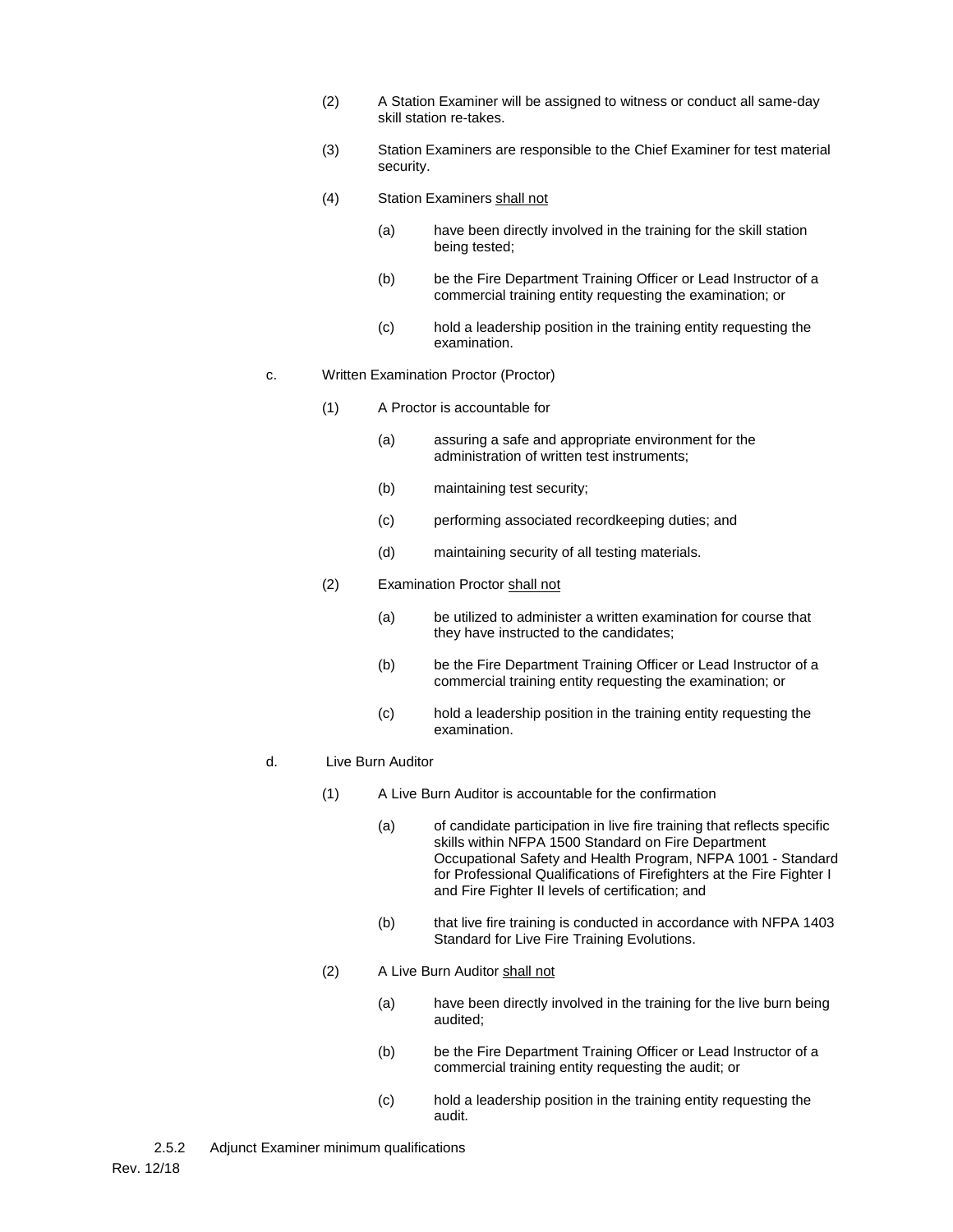(2) A Station Examiner will be assigned to witness or conduct all same-day skill station re-takes.

(3) Station Examiners are responsible to the Chief Examiner for test material security.

(4) Station Examiners shall not

(a) have been directly involved in the training for the skill station being tested;

(b) be the Fire Department Training Officer or Lead Instructor of a commercial training entity requesting the examination; or

(c) hold a leadership position in the training entity requesting the examination.

c. Written Examination Proctor (Proctor)

(1) A Proctor is accountable for

(a) assuring a safe and appropriate environment for the administration of written test instruments;

(b) maintaining test security;

(c) performing associated recordkeeping duties; and

(d) maintaining security of all testing materials.

(2) Examination Proctor shall not

(a) be utilized to administer a written examination for course that they have instructed to the candidates;

(b) be the Fire Department Training Officer or Lead Instructor of a commercial training entity requesting the examination; or

(c) hold a leadership position in the training entity requesting the examination.

d. Live Burn Auditor

(1) A Live Burn Auditor is accountable for the confirmation

(a) of candidate participation in live fire training that reflects specific skills within NFPA 1500 Standard on Fire Department Occupational Safety and Health Program, NFPA 1001 - Standard for Professional Qualifications of Firefighters at the Fire Fighter I and Fire Fighter II levels of certification; and

(b) that live fire training is conducted in accordance with NFPA 1403 Standard for Live Fire Training Evolutions.

(2) A Live Burn Auditor shall not

(a) have been directly involved in the training for the live burn being audited;

(b) be the Fire Department Training Officer or Lead Instructor of a commercial training entity requesting the audit; or

(c) hold a leadership position in the training entity requesting the audit.

2.5.2 Adjunct Examiner minimum qualifications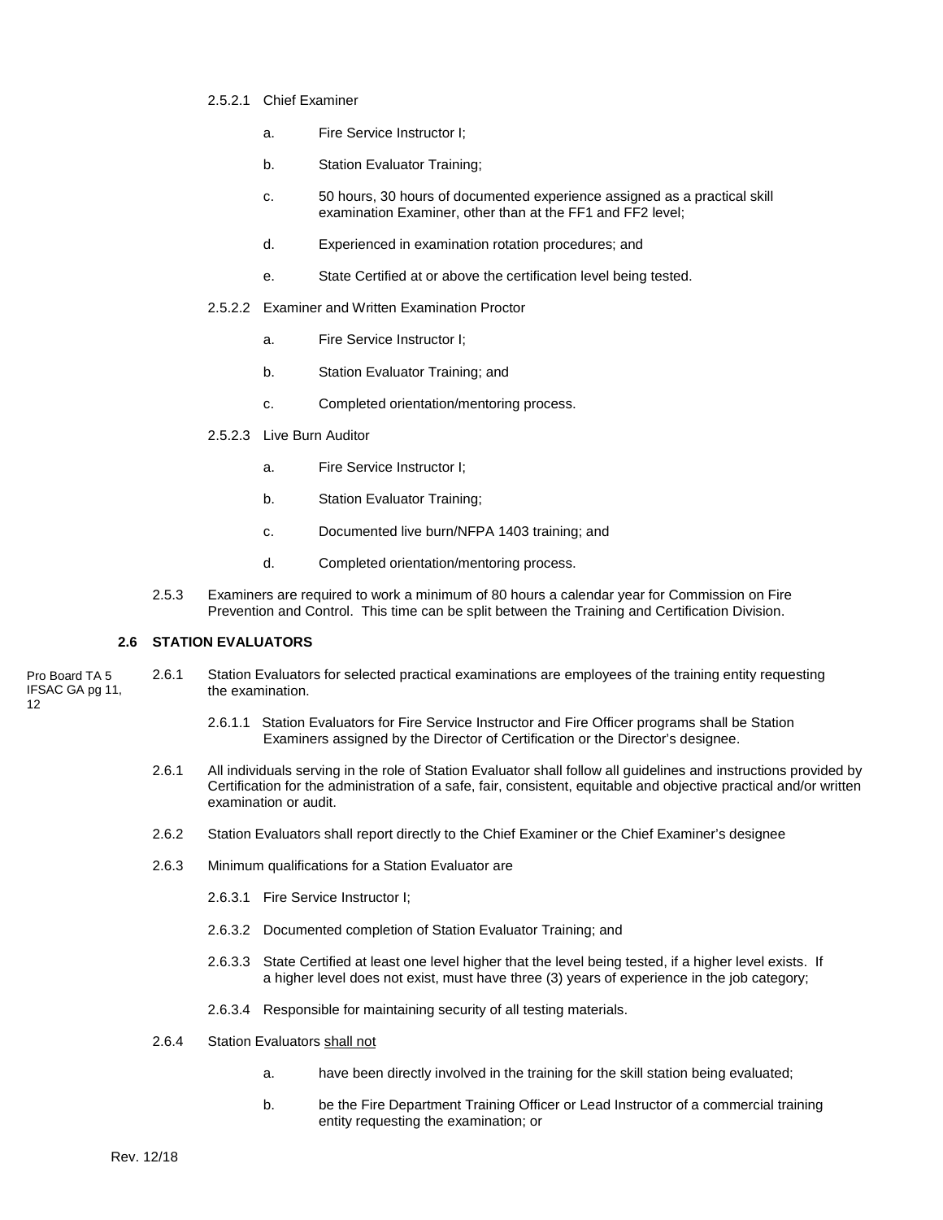2.5.2.1 Chief Examiner

a. Fire Service Instructor I;

b. Station Evaluator Training;

c. 50 hours, 30 hours of documented experience assigned as a practical skill examination Examiner, other than at the FF1 and FF2 level;

d. Experienced in examination rotation procedures; and

e. State Certified at or above the certification level being tested.

2.5.2.2 Examiner and Written Examination Proctor

a. Fire Service Instructor I;

b. Station Evaluator Training; and

c. Completed orientation/mentoring process.

2.5.2.3 Live Burn Auditor

a. Fire Service Instructor I;

b. Station Evaluator Training;

c. Documented live burn/NFPA 1403 training; and

d. Completed orientation/mentoring process.

2.5.3 Examiners are required to work a minimum of 80 hours a calendar year for Commission on Fire Prevention and Control. This time can be split between the Training and Certification Division.

### 2.6 STATION EVALUATORS

Pro Board TA 5
IFSAC GA pg 11, 12

2.6.1 Station Evaluators for selected practical examinations are employees of the training entity requesting the examination.

2.6.1.1 Station Evaluators for Fire Service Instructor and Fire Officer programs shall be Station Examiners assigned by the Director of Certification or the Director's designee.

2.6.1 All individuals serving in the role of Station Evaluator shall follow all guidelines and instructions provided by Certification for the administration of a safe, fair, consistent, equitable and objective practical and/or written examination or audit.

2.6.2 Station Evaluators shall report directly to the Chief Examiner or the Chief Examiner's designee

2.6.3 Minimum qualifications for a Station Evaluator are

2.6.3.1 Fire Service Instructor I;

2.6.3.2 Documented completion of Station Evaluator Training; and

2.6.3.3 State Certified at least one level higher that the level being tested, if a higher level exists. If a higher level does not exist, must have three (3) years of experience in the job category;

2.6.3.4 Responsible for maintaining security of all testing materials.

2.6.4 Station Evaluators <u>shall not</u>

a. have been directly involved in the training for the skill station being evaluated;

b. be the Fire Department Training Officer or Lead Instructor of a commercial training entity requesting the examination; or

Rev. 12/18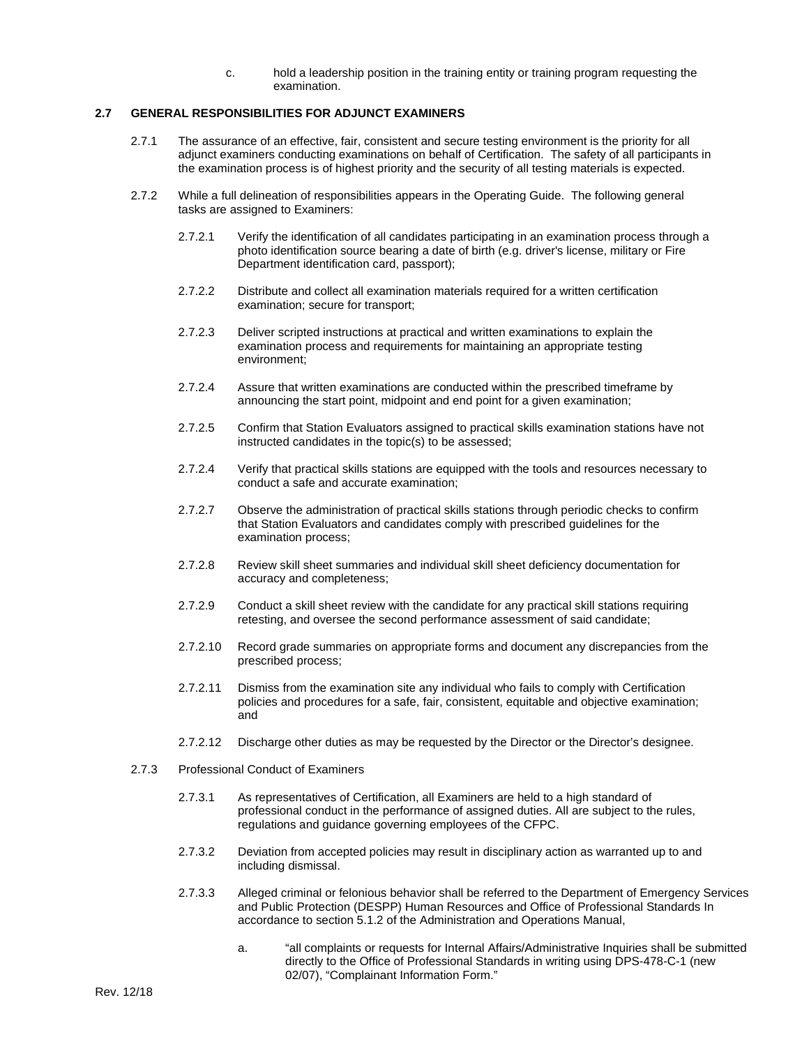c. hold a leadership position in the training entity or training program requesting the examination.

## 2.7 GENERAL RESPONSIBILITIES FOR ADJUNCT EXAMINERS

2.7.1 The assurance of an effective, fair, consistent and secure testing environment is the priority for all adjunct examiners conducting examinations on behalf of Certification. The safety of all participants in the examination process is of highest priority and the security of all testing materials is expected.

2.7.2 While a full delineation of responsibilities appears in the Operating Guide. The following general tasks are assigned to Examiners:

2.7.2.1 Verify the identification of all candidates participating in an examination process through a photo identification source bearing a date of birth (e.g. driver's license, military or Fire Department identification card, passport);

2.7.2.2 Distribute and collect all examination materials required for a written certification examination; secure for transport;

2.7.2.3 Deliver scripted instructions at practical and written examinations to explain the examination process and requirements for maintaining an appropriate testing environment;

2.7.2.4 Assure that written examinations are conducted within the prescribed timeframe by announcing the start point, midpoint and end point for a given examination;

2.7.2.5 Confirm that Station Evaluators assigned to practical skills examination stations have not instructed candidates in the topic(s) to be assessed;

2.7.2.4 Verify that practical skills stations are equipped with the tools and resources necessary to conduct a safe and accurate examination;

2.7.2.7 Observe the administration of practical skills stations through periodic checks to confirm that Station Evaluators and candidates comply with prescribed guidelines for the examination process;

2.7.2.8 Review skill sheet summaries and individual skill sheet deficiency documentation for accuracy and completeness;

2.7.2.9 Conduct a skill sheet review with the candidate for any practical skill stations requiring retesting, and oversee the second performance assessment of said candidate;

2.7.2.10 Record grade summaries on appropriate forms and document any discrepancies from the prescribed process;

2.7.2.11 Dismiss from the examination site any individual who fails to comply with Certification policies and procedures for a safe, fair, consistent, equitable and objective examination; and

2.7.2.12 Discharge other duties as may be requested by the Director or the Director's designee.

2.7.3 Professional Conduct of Examiners

2.7.3.1 As representatives of Certification, all Examiners are held to a high standard of professional conduct in the performance of assigned duties. All are subject to the rules, regulations and guidance governing employees of the CFPC.

2.7.3.2 Deviation from accepted policies may result in disciplinary action as warranted up to and including dismissal.

2.7.3.3 Alleged criminal or felonious behavior shall be referred to the Department of Emergency Services and Public Protection (DESPP) Human Resources and Office of Professional Standards In accordance to section 5.1.2 of the Administration and Operations Manual,

a. "all complaints or requests for Internal Affairs/Administrative Inquiries shall be submitted directly to the Office of Professional Standards in writing using DPS-478-C-1 (new 02/07), "Complainant Information Form."

Rev. 12/18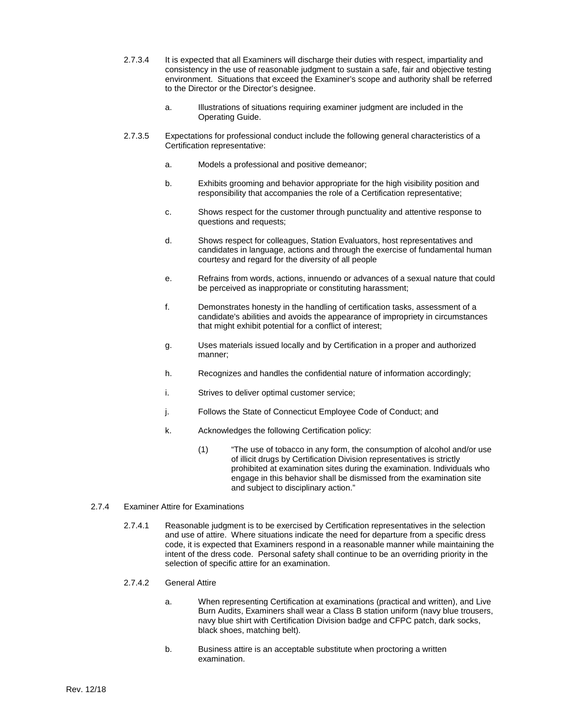2.7.3.4 It is expected that all Examiners will discharge their duties with respect, impartiality and consistency in the use of reasonable judgment to sustain a safe, fair and objective testing environment. Situations that exceed the Examiner's scope and authority shall be referred to the Director or the Director's designee.

a. Illustrations of situations requiring examiner judgment are included in the Operating Guide.

2.7.3.5 Expectations for professional conduct include the following general characteristics of a Certification representative:

a. Models a professional and positive demeanor;

b. Exhibits grooming and behavior appropriate for the high visibility position and responsibility that accompanies the role of a Certification representative;

c. Shows respect for the customer through punctuality and attentive response to questions and requests;

d. Shows respect for colleagues, Station Evaluators, host representatives and candidates in language, actions and through the exercise of fundamental human courtesy and regard for the diversity of all people

e. Refrains from words, actions, innuendo or advances of a sexual nature that could be perceived as inappropriate or constituting harassment;

f. Demonstrates honesty in the handling of certification tasks, assessment of a candidate's abilities and avoids the appearance of impropriety in circumstances that might exhibit potential for a conflict of interest;

g. Uses materials issued locally and by Certification in a proper and authorized manner;

h. Recognizes and handles the confidential nature of information accordingly;

i. Strives to deliver optimal customer service;

j. Follows the State of Connecticut Employee Code of Conduct; and

k. Acknowledges the following Certification policy:

(1) "The use of tobacco in any form, the consumption of alcohol and/or use of illicit drugs by Certification Division representatives is strictly prohibited at examination sites during the examination. Individuals who engage in this behavior shall be dismissed from the examination site and subject to disciplinary action."

2.7.4 Examiner Attire for Examinations

2.7.4.1 Reasonable judgment is to be exercised by Certification representatives in the selection and use of attire. Where situations indicate the need for departure from a specific dress code, it is expected that Examiners respond in a reasonable manner while maintaining the intent of the dress code. Personal safety shall continue to be an overriding priority in the selection of specific attire for an examination.

2.7.4.2 General Attire

a. When representing Certification at examinations (practical and written), and Live Burn Audits, Examiners shall wear a Class B station uniform (navy blue trousers, navy blue shirt with Certification Division badge and CFPC patch, dark socks, black shoes, matching belt).

b. Business attire is an acceptable substitute when proctoring a written examination.

Rev. 12/18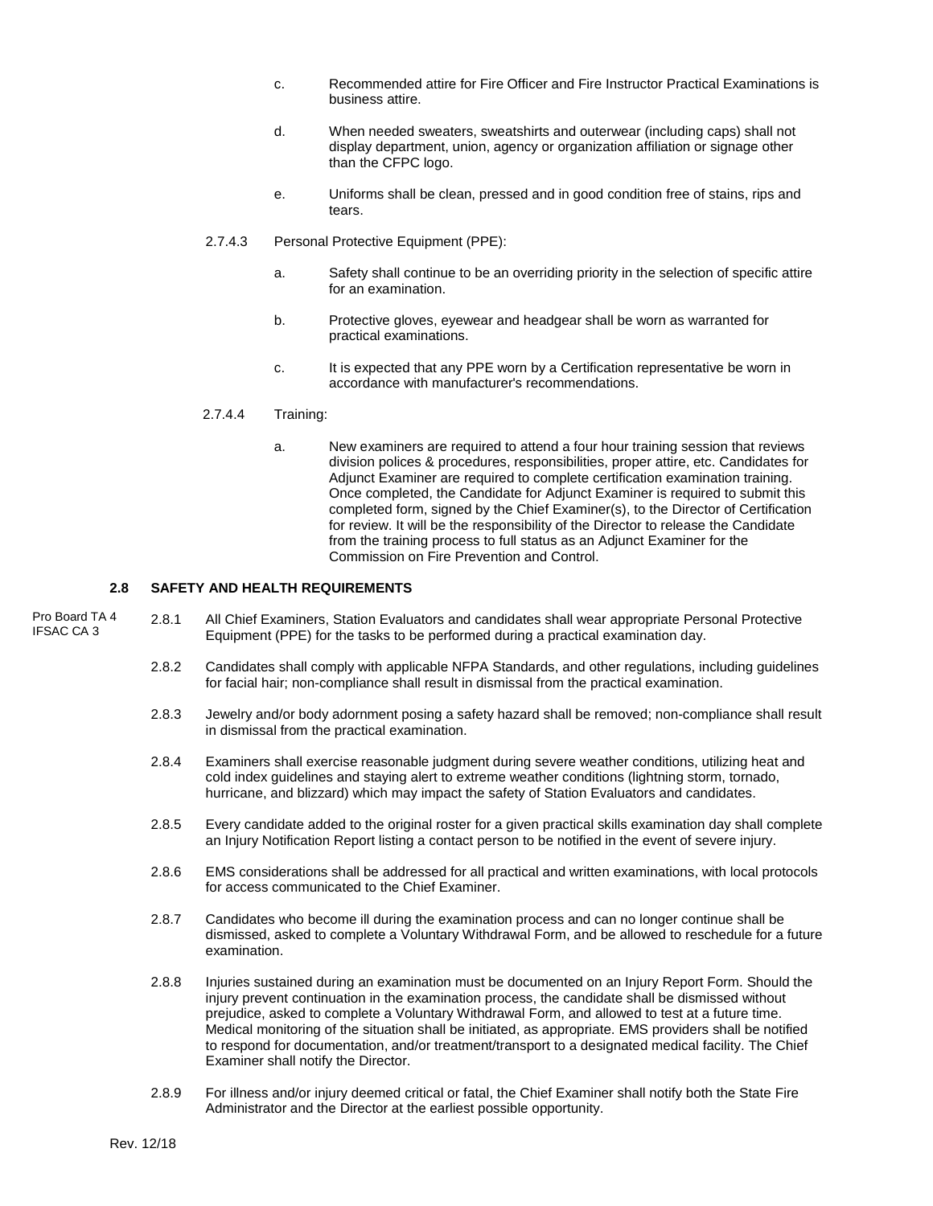c. Recommended attire for Fire Officer and Fire Instructor Practical Examinations is business attire.

d. When needed sweaters, sweatshirts and outerwear (including caps) shall not display department, union, agency or organization affiliation or signage other than the CFPC logo.

e. Uniforms shall be clean, pressed and in good condition free of stains, rips and tears.

2.7.4.3 Personal Protective Equipment (PPE):

a. Safety shall continue to be an overriding priority in the selection of specific attire for an examination.

b. Protective gloves, eyewear and headgear shall be worn as warranted for practical examinations.

c. It is expected that any PPE worn by a Certification representative be worn in accordance with manufacturer's recommendations.

2.7.4.4 Training:

a. New examiners are required to attend a four hour training session that reviews division polices & procedures, responsibilities, proper attire, etc. Candidates for Adjunct Examiner are required to complete certification examination training. Once completed, the Candidate for Adjunct Examiner is required to submit this completed form, signed by the Chief Examiner(s), to the Director of Certification for review. It will be the responsibility of the Director to release the Candidate from the training process to full status as an Adjunct Examiner for the Commission on Fire Prevention and Control.

## 2.8 SAFETY AND HEALTH REQUIREMENTS

Pro Board TA 4
IFSAC CA 3

2.8.1 All Chief Examiners, Station Evaluators and candidates shall wear appropriate Personal Protective Equipment (PPE) for the tasks to be performed during a practical examination day.

2.8.2 Candidates shall comply with applicable NFPA Standards, and other regulations, including guidelines for facial hair; non-compliance shall result in dismissal from the practical examination.

2.8.3 Jewelry and/or body adornment posing a safety hazard shall be removed; non-compliance shall result in dismissal from the practical examination.

2.8.4 Examiners shall exercise reasonable judgment during severe weather conditions, utilizing heat and cold index guidelines and staying alert to extreme weather conditions (lightning storm, tornado, hurricane, and blizzard) which may impact the safety of Station Evaluators and candidates.

2.8.5 Every candidate added to the original roster for a given practical skills examination day shall complete an Injury Notification Report listing a contact person to be notified in the event of severe injury.

2.8.6 EMS considerations shall be addressed for all practical and written examinations, with local protocols for access communicated to the Chief Examiner.

2.8.7 Candidates who become ill during the examination process and can no longer continue shall be dismissed, asked to complete a Voluntary Withdrawal Form, and be allowed to reschedule for a future examination.

2.8.8 Injuries sustained during an examination must be documented on an Injury Report Form. Should the injury prevent continuation in the examination process, the candidate shall be dismissed without prejudice, asked to complete a Voluntary Withdrawal Form, and allowed to test at a future time. Medical monitoring of the situation shall be initiated, as appropriate. EMS providers shall be notified to respond for documentation, and/or treatment/transport to a designated medical facility. The Chief Examiner shall notify the Director.

2.8.9 For illness and/or injury deemed critical or fatal, the Chief Examiner shall notify both the State Fire Administrator and the Director at the earliest possible opportunity.

Rev. 12/18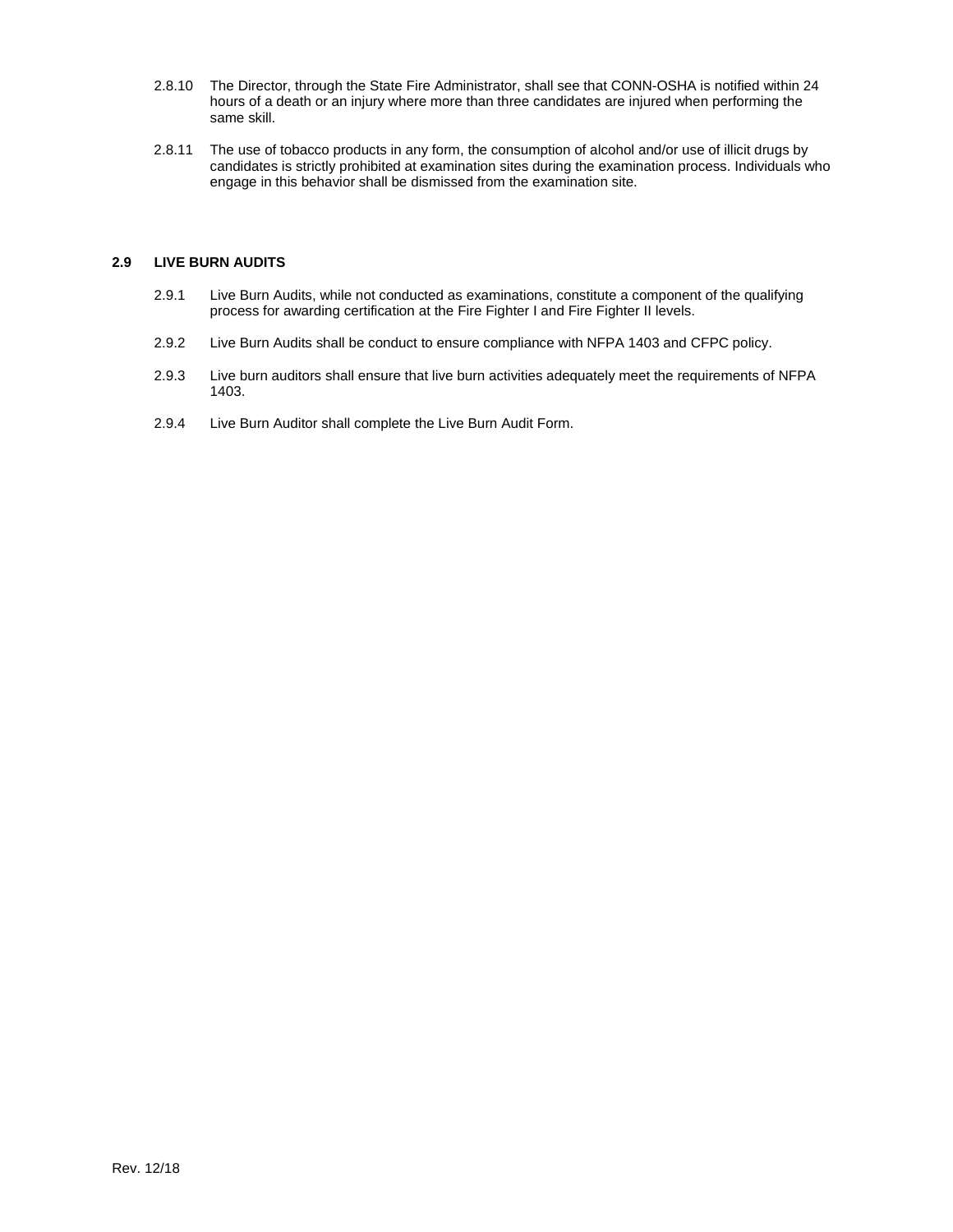2.8.10 The Director, through the State Fire Administrator, shall see that CONN-OSHA is notified within 24 hours of a death or an injury where more than three candidates are injured when performing the same skill.

2.8.11 The use of tobacco products in any form, the consumption of alcohol and/or use of illicit drugs by candidates is strictly prohibited at examination sites during the examination process. Individuals who engage in this behavior shall be dismissed from the examination site.

## 2.9 LIVE BURN AUDITS

2.9.1 Live Burn Audits, while not conducted as examinations, constitute a component of the qualifying process for awarding certification at the Fire Fighter I and Fire Fighter II levels.

2.9.2 Live Burn Audits shall be conduct to ensure compliance with NFPA 1403 and CFPC policy.

2.9.3 Live burn auditors shall ensure that live burn activities adequately meet the requirements of NFPA 1403.

2.9.4 Live Burn Auditor shall complete the Live Burn Audit Form.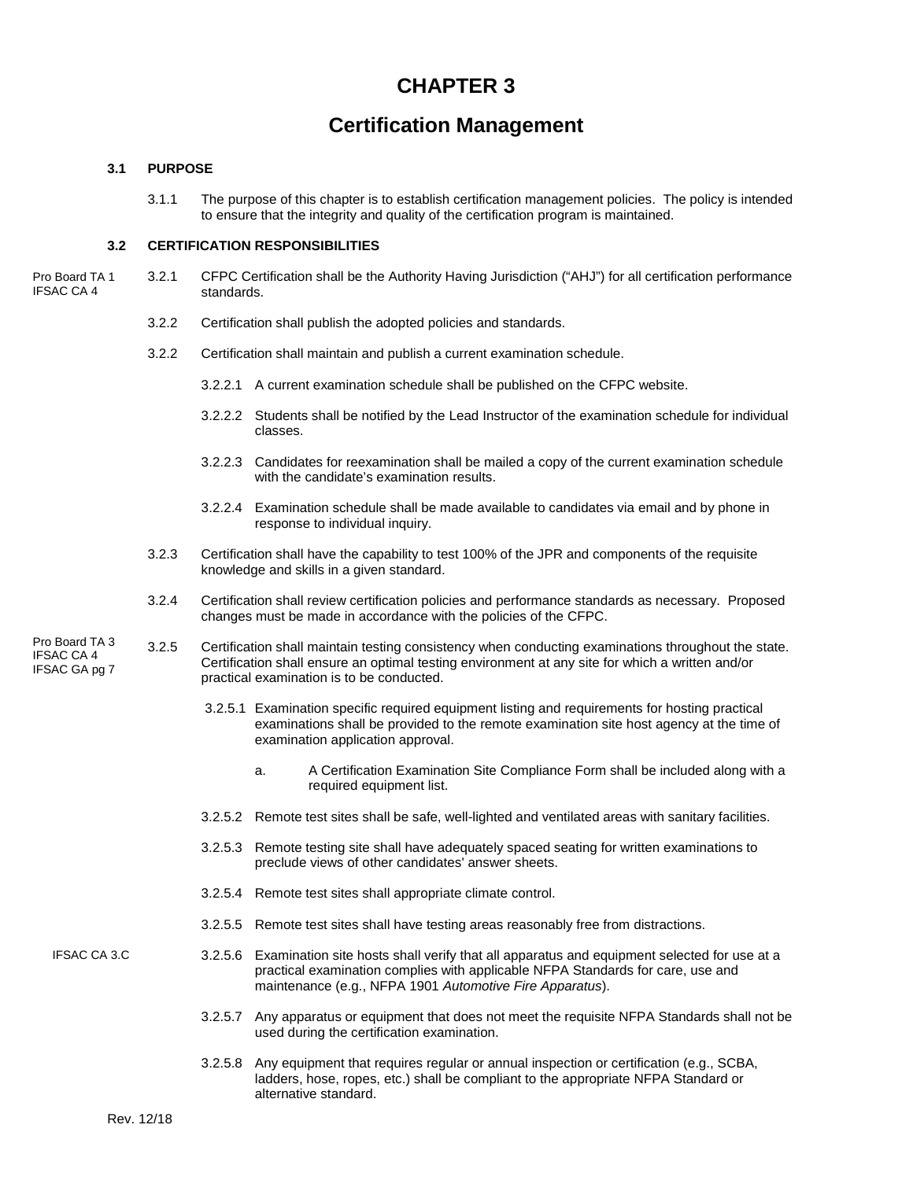# CHAPTER 3

# Certification Management

## 3.1 PURPOSE

3.1.1 The purpose of this chapter is to establish certification management policies. The policy is intended to ensure that the integrity and quality of the certification program is maintained.

## 3.2 CERTIFICATION RESPONSIBILITIES

Pro Board TA 1
IFSAC CA 4

3.2.1 CFPC Certification shall be the Authority Having Jurisdiction ("AHJ") for all certification performance standards.

3.2.2 Certification shall publish the adopted policies and standards.

3.2.2 Certification shall maintain and publish a current examination schedule.

3.2.2.1 A current examination schedule shall be published on the CFPC website.

3.2.2.2 Students shall be notified by the Lead Instructor of the examination schedule for individual classes.

3.2.2.3 Candidates for reexamination shall be mailed a copy of the current examination schedule with the candidate's examination results.

3.2.2.4 Examination schedule shall be made available to candidates via email and by phone in response to individual inquiry.

3.2.3 Certification shall have the capability to test 100% of the JPR and components of the requisite knowledge and skills in a given standard.

3.2.4 Certification shall review certification policies and performance standards as necessary. Proposed changes must be made in accordance with the policies of the CFPC.

Pro Board TA 3
IFSAC CA 4
IFSAC GA pg 7

3.2.5 Certification shall maintain testing consistency when conducting examinations throughout the state. Certification shall ensure an optimal testing environment at any site for which a written and/or practical examination is to be conducted.

3.2.5.1 Examination specific required equipment listing and requirements for hosting practical examinations shall be provided to the remote examination site host agency at the time of examination application approval.

a. A Certification Examination Site Compliance Form shall be included along with a required equipment list.

3.2.5.2 Remote test sites shall be safe, well-lighted and ventilated areas with sanitary facilities.

3.2.5.3 Remote testing site shall have adequately spaced seating for written examinations to preclude views of other candidates' answer sheets.

3.2.5.4 Remote test sites shall appropriate climate control.

3.2.5.5 Remote test sites shall have testing areas reasonably free from distractions.

IFSAC CA 3.C

3.2.5.6 Examination site hosts shall verify that all apparatus and equipment selected for use at a practical examination complies with applicable NFPA Standards for care, use and maintenance (e.g., NFPA 1901 *Automotive Fire Apparatus*).

3.2.5.7 Any apparatus or equipment that does not meet the requisite NFPA Standards shall not be used during the certification examination.

3.2.5.8 Any equipment that requires regular or annual inspection or certification (e.g., SCBA, ladders, hose, ropes, etc.) shall be compliant to the appropriate NFPA Standard or alternative standard.

Rev. 12/18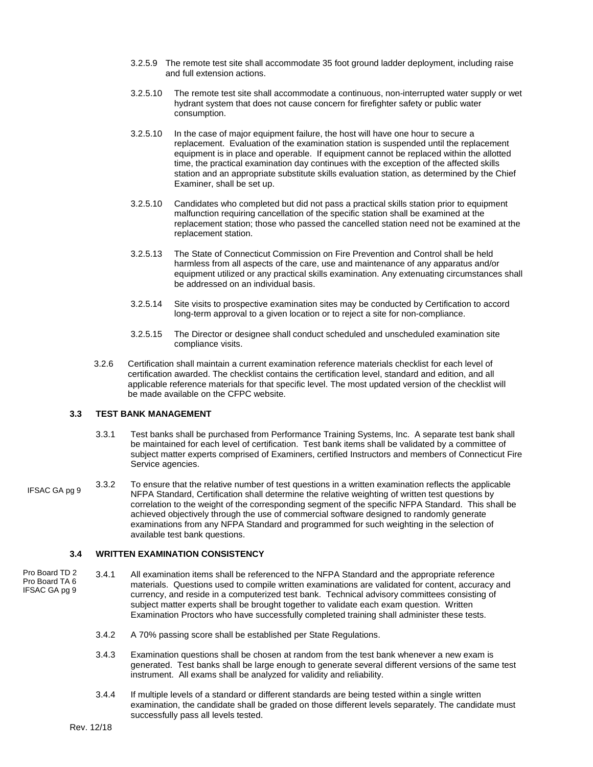3.2.5.9 The remote test site shall accommodate 35 foot ground ladder deployment, including raise and full extension actions.

3.2.5.10 The remote test site shall accommodate a continuous, non-interrupted water supply or wet hydrant system that does not cause concern for firefighter safety or public water consumption.

3.2.5.10 In the case of major equipment failure, the host will have one hour to secure a replacement. Evaluation of the examination station is suspended until the replacement equipment is in place and operable. If equipment cannot be replaced within the allotted time, the practical examination day continues with the exception of the affected skills station and an appropriate substitute skills evaluation station, as determined by the Chief Examiner, shall be set up.

3.2.5.10 Candidates who completed but did not pass a practical skills station prior to equipment malfunction requiring cancellation of the specific station shall be examined at the replacement station; those who passed the cancelled station need not be examined at the replacement station.

3.2.5.13 The State of Connecticut Commission on Fire Prevention and Control shall be held harmless from all aspects of the care, use and maintenance of any apparatus and/or equipment utilized or any practical skills examination. Any extenuating circumstances shall be addressed on an individual basis.

3.2.5.14 Site visits to prospective examination sites may be conducted by Certification to accord long-term approval to a given location or to reject a site for non-compliance.

3.2.5.15 The Director or designee shall conduct scheduled and unscheduled examination site compliance visits.

3.2.6 Certification shall maintain a current examination reference materials checklist for each level of certification awarded. The checklist contains the certification level, standard and edition, and all applicable reference materials for that specific level. The most updated version of the checklist will be made available on the CFPC website.

### 3.3 TEST BANK MANAGEMENT

3.3.1 Test banks shall be purchased from Performance Training Systems, Inc. A separate test bank shall be maintained for each level of certification. Test bank items shall be validated by a committee of subject matter experts comprised of Examiners, certified Instructors and members of Connecticut Fire Service agencies.

IFSAC GA pg 9

3.3.2 To ensure that the relative number of test questions in a written examination reflects the applicable NFPA Standard, Certification shall determine the relative weighting of written test questions by correlation to the weight of the corresponding segment of the specific NFPA Standard. This shall be achieved objectively through the use of commercial software designed to randomly generate examinations from any NFPA Standard and programmed for such weighting in the selection of available test bank questions.

### 3.4 WRITTEN EXAMINATION CONSISTENCY

Pro Board TD 2
Pro Board TA 6
IFSAC GA pg 9

3.4.1 All examination items shall be referenced to the NFPA Standard and the appropriate reference materials. Questions used to compile written examinations are validated for content, accuracy and currency, and reside in a computerized test bank. Technical advisory committees consisting of subject matter experts shall be brought together to validate each exam question. Written Examination Proctors who have successfully completed training shall administer these tests.

3.4.2 A 70% passing score shall be established per State Regulations.

3.4.3 Examination questions shall be chosen at random from the test bank whenever a new exam is generated. Test banks shall be large enough to generate several different versions of the same test instrument. All exams shall be analyzed for validity and reliability.

3.4.4 If multiple levels of a standard or different standards are being tested within a single written examination, the candidate shall be graded on those different levels separately. The candidate must successfully pass all levels tested.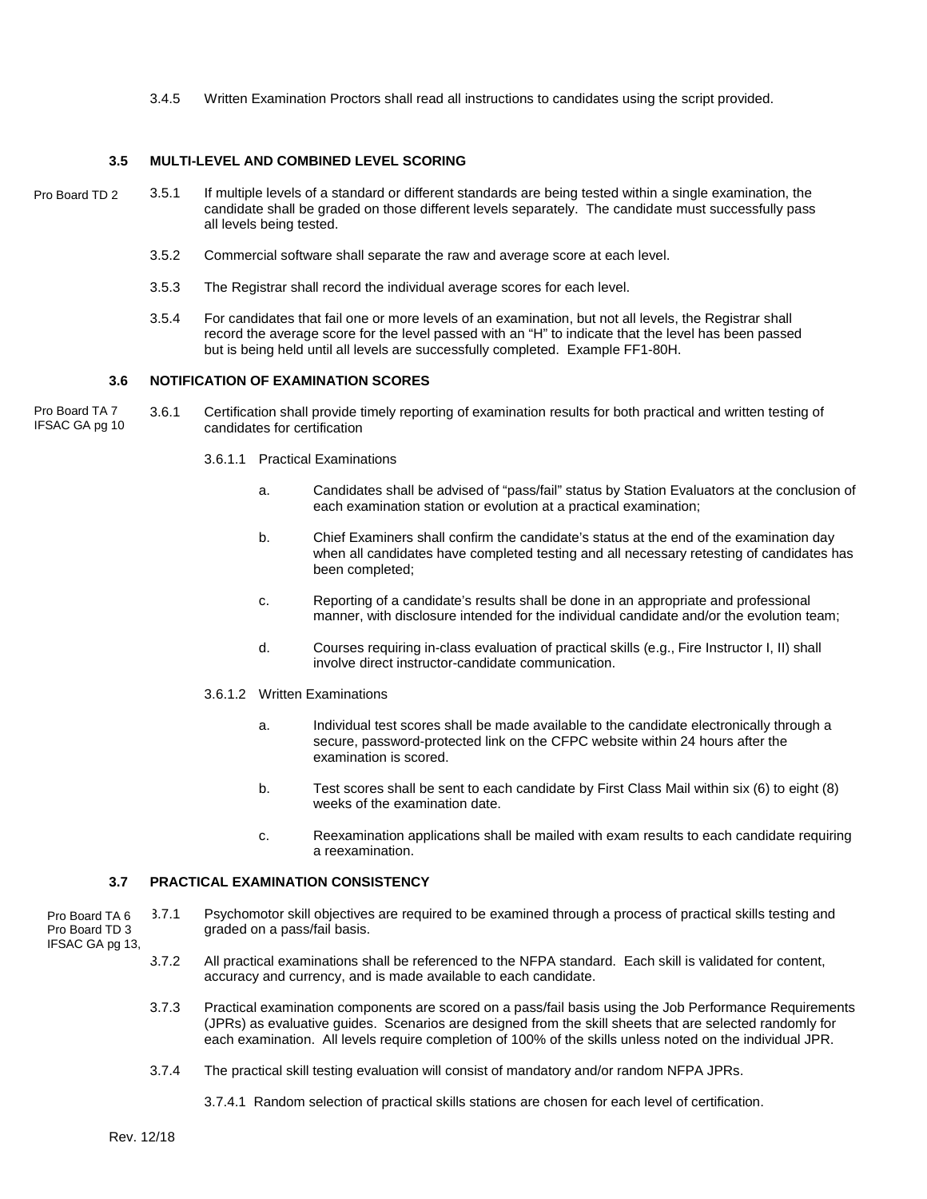3.4.5 Written Examination Proctors shall read all instructions to candidates using the script provided.

### 3.5 MULTI-LEVEL AND COMBINED LEVEL SCORING

Pro Board TD 2

3.5.1 If multiple levels of a standard or different standards are being tested within a single examination, the candidate shall be graded on those different levels separately. The candidate must successfully pass all levels being tested.

3.5.2 Commercial software shall separate the raw and average score at each level.

3.5.3 The Registrar shall record the individual average scores for each level.

3.5.4 For candidates that fail one or more levels of an examination, but not all levels, the Registrar shall record the average score for the level passed with an "H" to indicate that the level has been passed but is being held until all levels are successfully completed. Example FF1-80H.

### 3.6 NOTIFICATION OF EXAMINATION SCORES

Pro Board TA 7
IFSAC GA pg 10

3.6.1 Certification shall provide timely reporting of examination results for both practical and written testing of candidates for certification

3.6.1.1 Practical Examinations

a. Candidates shall be advised of "pass/fail" status by Station Evaluators at the conclusion of each examination station or evolution at a practical examination;

b. Chief Examiners shall confirm the candidate's status at the end of the examination day when all candidates have completed testing and all necessary retesting of candidates has been completed;

c. Reporting of a candidate's results shall be done in an appropriate and professional manner, with disclosure intended for the individual candidate and/or the evolution team;

d. Courses requiring in-class evaluation of practical skills (e.g., Fire Instructor I, II) shall involve direct instructor-candidate communication.

3.6.1.2 Written Examinations

a. Individual test scores shall be made available to the candidate electronically through a secure, password-protected link on the CFPC website within 24 hours after the examination is scored.

b. Test scores shall be sent to each candidate by First Class Mail within six (6) to eight (8) weeks of the examination date.

c. Reexamination applications shall be mailed with exam results to each candidate requiring a reexamination.

### 3.7 PRACTICAL EXAMINATION CONSISTENCY

Pro Board TA 6
Pro Board TD 3
IFSAC GA pg 13,

3.7.1 Psychomotor skill objectives are required to be examined through a process of practical skills testing and graded on a pass/fail basis.

3.7.2 All practical examinations shall be referenced to the NFPA standard. Each skill is validated for content, accuracy and currency, and is made available to each candidate.

3.7.3 Practical examination components are scored on a pass/fail basis using the Job Performance Requirements (JPRs) as evaluative guides. Scenarios are designed from the skill sheets that are selected randomly for each examination. All levels require completion of 100% of the skills unless noted on the individual JPR.

3.7.4 The practical skill testing evaluation will consist of mandatory and/or random NFPA JPRs.

3.7.4.1 Random selection of practical skills stations are chosen for each level of certification.

Rev. 12/18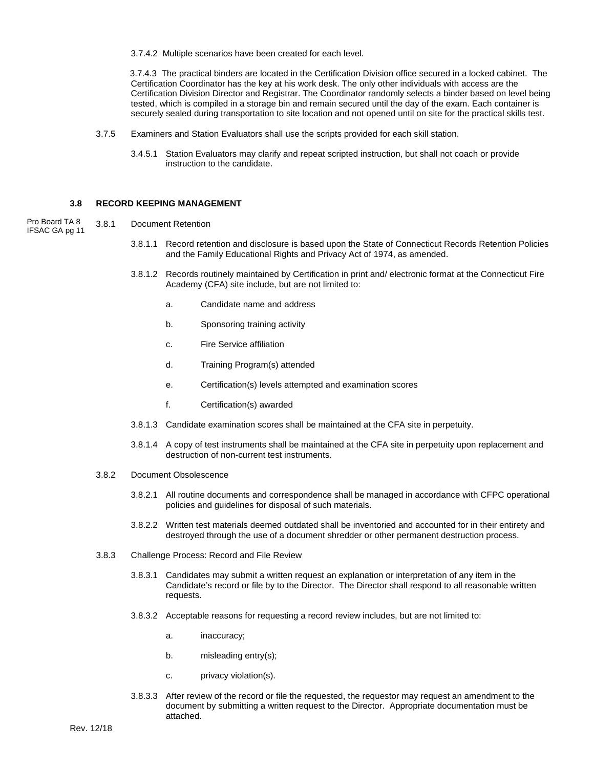3.7.4.2 Multiple scenarios have been created for each level.

3.7.4.3 The practical binders are located in the Certification Division office secured in a locked cabinet. The Certification Coordinator has the key at his work desk. The only other individuals with access are the Certification Division Director and Registrar. The Coordinator randomly selects a binder based on level being tested, which is compiled in a storage bin and remain secured until the day of the exam. Each container is securely sealed during transportation to site location and not opened until on site for the practical skills test.

3.7.5 Examiners and Station Evaluators shall use the scripts provided for each skill station.

3.4.5.1 Station Evaluators may clarify and repeat scripted instruction, but shall not coach or provide instruction to the candidate.

### 3.8 RECORD KEEPING MANAGEMENT

Pro Board TA 8
IFSAC GA pg 11

3.8.1 Document Retention

3.8.1.1 Record retention and disclosure is based upon the State of Connecticut Records Retention Policies and the Family Educational Rights and Privacy Act of 1974, as amended.

3.8.1.2 Records routinely maintained by Certification in print and/ electronic format at the Connecticut Fire Academy (CFA) site include, but are not limited to:

a. Candidate name and address

b. Sponsoring training activity

c. Fire Service affiliation

d. Training Program(s) attended

e. Certification(s) levels attempted and examination scores

f. Certification(s) awarded

3.8.1.3 Candidate examination scores shall be maintained at the CFA site in perpetuity.

3.8.1.4 A copy of test instruments shall be maintained at the CFA site in perpetuity upon replacement and destruction of non-current test instruments.

3.8.2 Document Obsolescence

3.8.2.1 All routine documents and correspondence shall be managed in accordance with CFPC operational policies and guidelines for disposal of such materials.

3.8.2.2 Written test materials deemed outdated shall be inventoried and accounted for in their entirety and destroyed through the use of a document shredder or other permanent destruction process.

3.8.3 Challenge Process: Record and File Review

3.8.3.1 Candidates may submit a written request an explanation or interpretation of any item in the Candidate's record or file by to the Director. The Director shall respond to all reasonable written requests.

3.8.3.2 Acceptable reasons for requesting a record review includes, but are not limited to:

a. inaccuracy;

b. misleading entry(s);

c. privacy violation(s).

3.8.3.3 After review of the record or file the requested, the requestor may request an amendment to the document by submitting a written request to the Director. Appropriate documentation must be attached.

Rev. 12/18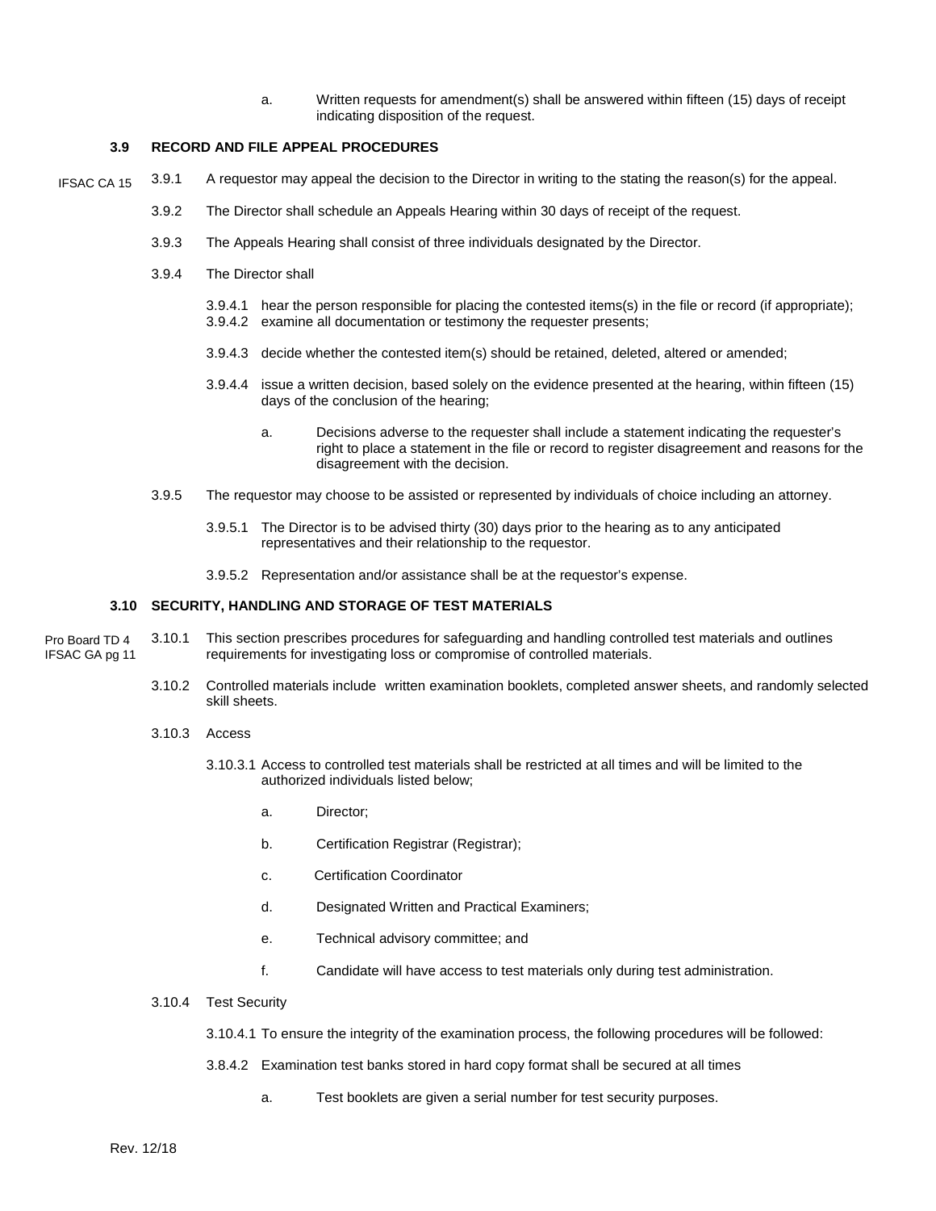a. Written requests for amendment(s) shall be answered within fifteen (15) days of receipt indicating disposition of the request.

### 3.9 RECORD AND FILE APPEAL PROCEDURES

IFSAC CA 15

3.9.1 A requestor may appeal the decision to the Director in writing to the stating the reason(s) for the appeal.

3.9.2 The Director shall schedule an Appeals Hearing within 30 days of receipt of the request.

3.9.3 The Appeals Hearing shall consist of three individuals designated by the Director.

3.9.4 The Director shall

3.9.4.1 hear the person responsible for placing the contested items(s) in the file or record (if appropriate);

3.9.4.2 examine all documentation or testimony the requester presents;

3.9.4.3 decide whether the contested item(s) should be retained, deleted, altered or amended;

3.9.4.4 issue a written decision, based solely on the evidence presented at the hearing, within fifteen (15) days of the conclusion of the hearing;

a. Decisions adverse to the requester shall include a statement indicating the requester's right to place a statement in the file or record to register disagreement and reasons for the disagreement with the decision.

3.9.5 The requestor may choose to be assisted or represented by individuals of choice including an attorney.

3.9.5.1 The Director is to be advised thirty (30) days prior to the hearing as to any anticipated representatives and their relationship to the requestor.

3.9.5.2 Representation and/or assistance shall be at the requestor's expense.

### 3.10 SECURITY, HANDLING AND STORAGE OF TEST MATERIALS

Pro Board TD 4
IFSAC GA pg 11

3.10.1 This section prescribes procedures for safeguarding and handling controlled test materials and outlines requirements for investigating loss or compromise of controlled materials.

3.10.2 Controlled materials include written examination booklets, completed answer sheets, and randomly selected skill sheets.

3.10.3 Access

3.10.3.1 Access to controlled test materials shall be restricted at all times and will be limited to the authorized individuals listed below;

a. Director;

b. Certification Registrar (Registrar);

c. Certification Coordinator

d. Designated Written and Practical Examiners;

e. Technical advisory committee; and

f. Candidate will have access to test materials only during test administration.

3.10.4 Test Security

3.10.4.1 To ensure the integrity of the examination process, the following procedures will be followed:

3.8.4.2 Examination test banks stored in hard copy format shall be secured at all times

a. Test booklets are given a serial number for test security purposes.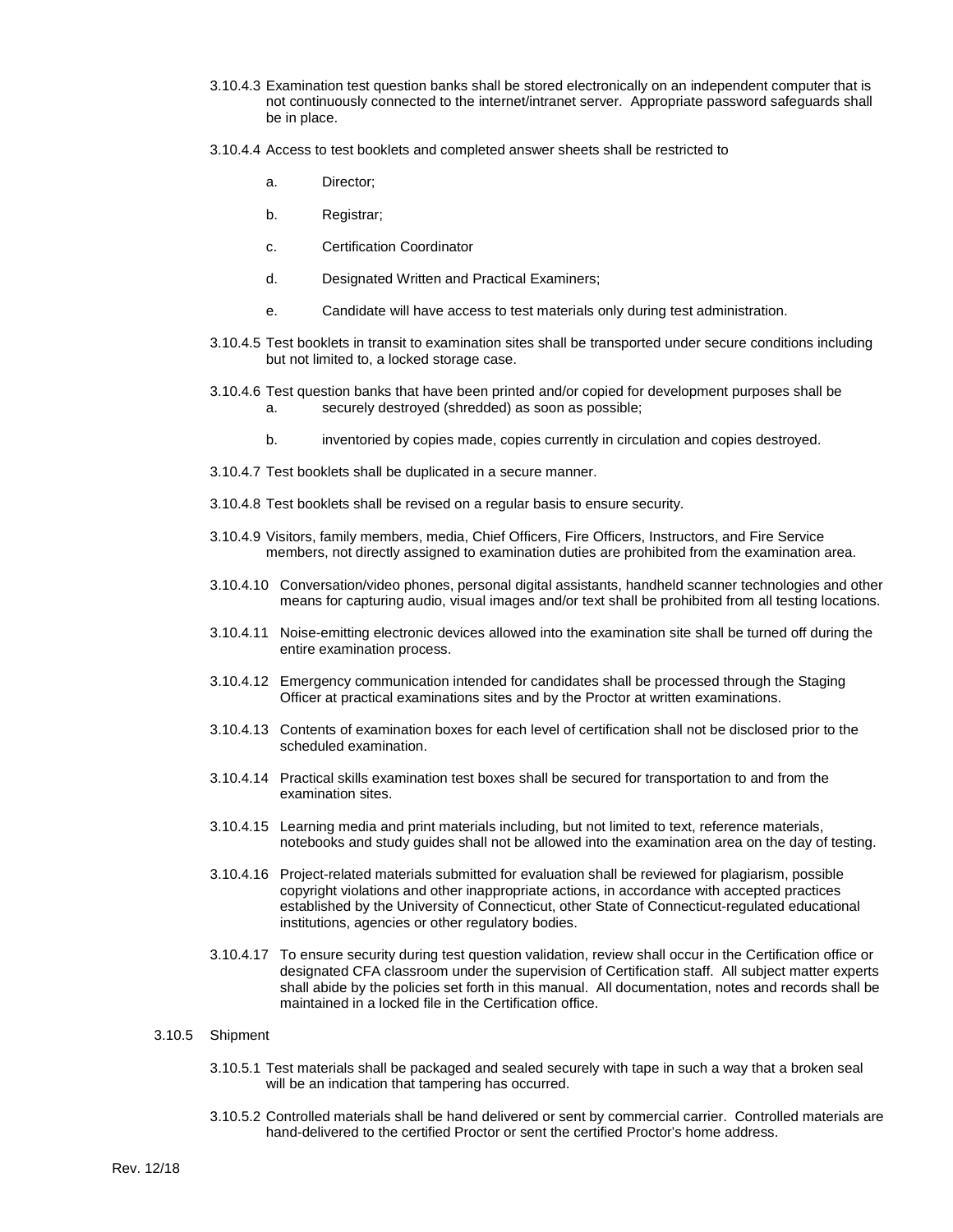3.10.4.3 Examination test question banks shall be stored electronically on an independent computer that is not continuously connected to the internet/intranet server. Appropriate password safeguards shall be in place.

3.10.4.4 Access to test booklets and completed answer sheets shall be restricted to

a. Director;

b. Registrar;

c. Certification Coordinator

d. Designated Written and Practical Examiners;

e. Candidate will have access to test materials only during test administration.

3.10.4.5 Test booklets in transit to examination sites shall be transported under secure conditions including but not limited to, a locked storage case.

3.10.4.6 Test question banks that have been printed and/or copied for development purposes shall be

a. securely destroyed (shredded) as soon as possible;

b. inventoried by copies made, copies currently in circulation and copies destroyed.

3.10.4.7 Test booklets shall be duplicated in a secure manner.

3.10.4.8 Test booklets shall be revised on a regular basis to ensure security.

3.10.4.9 Visitors, family members, media, Chief Officers, Fire Officers, Instructors, and Fire Service members, not directly assigned to examination duties are prohibited from the examination area.

3.10.4.10 Conversation/video phones, personal digital assistants, handheld scanner technologies and other means for capturing audio, visual images and/or text shall be prohibited from all testing locations.

3.10.4.11 Noise-emitting electronic devices allowed into the examination site shall be turned off during the entire examination process.

3.10.4.12 Emergency communication intended for candidates shall be processed through the Staging Officer at practical examinations sites and by the Proctor at written examinations.

3.10.4.13 Contents of examination boxes for each level of certification shall not be disclosed prior to the scheduled examination.

3.10.4.14 Practical skills examination test boxes shall be secured for transportation to and from the examination sites.

3.10.4.15 Learning media and print materials including, but not limited to text, reference materials, notebooks and study guides shall not be allowed into the examination area on the day of testing.

3.10.4.16 Project-related materials submitted for evaluation shall be reviewed for plagiarism, possible copyright violations and other inappropriate actions, in accordance with accepted practices established by the University of Connecticut, other State of Connecticut-regulated educational institutions, agencies or other regulatory bodies.

3.10.4.17 To ensure security during test question validation, review shall occur in the Certification office or designated CFA classroom under the supervision of Certification staff. All subject matter experts shall abide by the policies set forth in this manual. All documentation, notes and records shall be maintained in a locked file in the Certification office.

3.10.5 Shipment

3.10.5.1 Test materials shall be packaged and sealed securely with tape in such a way that a broken seal will be an indication that tampering has occurred.

3.10.5.2 Controlled materials shall be hand delivered or sent by commercial carrier. Controlled materials are hand-delivered to the certified Proctor or sent the certified Proctor's home address.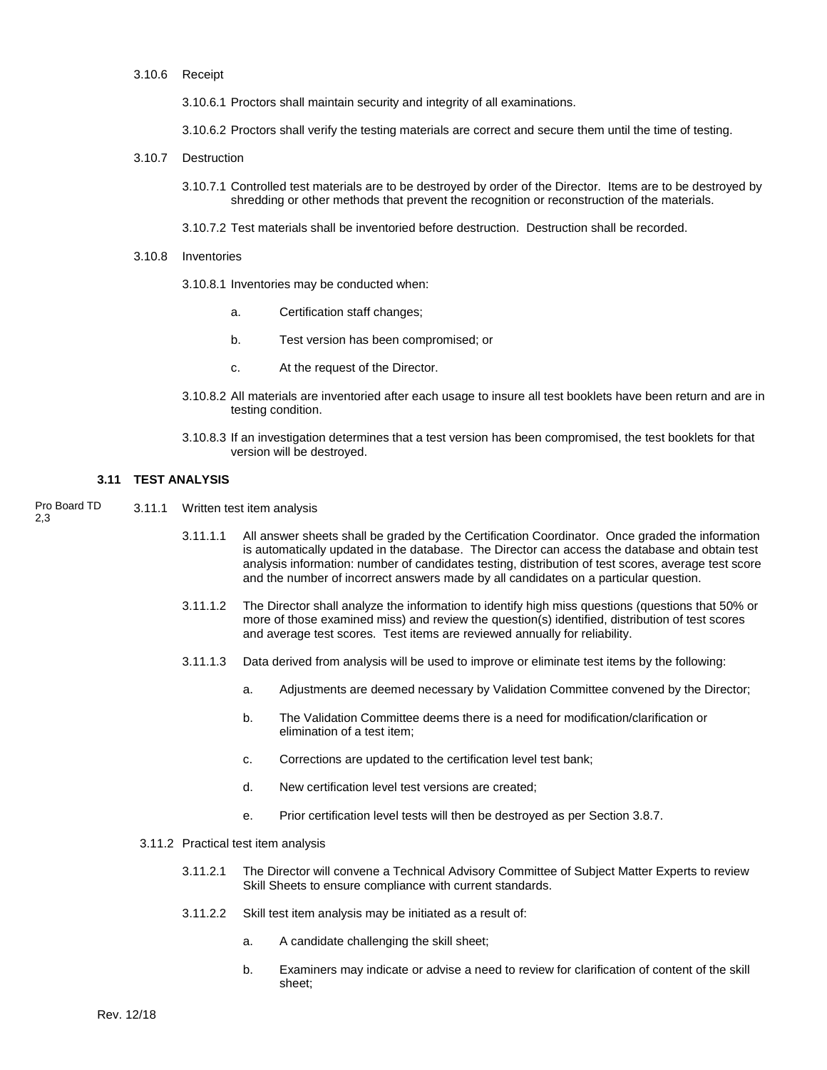3.10.6 Receipt

3.10.6.1 Proctors shall maintain security and integrity of all examinations.

3.10.6.2 Proctors shall verify the testing materials are correct and secure them until the time of testing.

3.10.7 Destruction

3.10.7.1 Controlled test materials are to be destroyed by order of the Director. Items are to be destroyed by shredding or other methods that prevent the recognition or reconstruction of the materials.

3.10.7.2 Test materials shall be inventoried before destruction. Destruction shall be recorded.

3.10.8 Inventories

3.10.8.1 Inventories may be conducted when:

a. Certification staff changes;

b. Test version has been compromised; or

c. At the request of the Director.

3.10.8.2 All materials are inventoried after each usage to insure all test booklets have been return and are in testing condition.

3.10.8.3 If an investigation determines that a test version has been compromised, the test booklets for that version will be destroyed.

### 3.11 TEST ANALYSIS

Pro Board TD 2,3

3.11.1 Written test item analysis

3.11.1.1 All answer sheets shall be graded by the Certification Coordinator. Once graded the information is automatically updated in the database. The Director can access the database and obtain test analysis information: number of candidates testing, distribution of test scores, average test score and the number of incorrect answers made by all candidates on a particular question.

3.11.1.2 The Director shall analyze the information to identify high miss questions (questions that 50% or more of those examined miss) and review the question(s) identified, distribution of test scores and average test scores. Test items are reviewed annually for reliability.

3.11.1.3 Data derived from analysis will be used to improve or eliminate test items by the following:

a. Adjustments are deemed necessary by Validation Committee convened by the Director;

b. The Validation Committee deems there is a need for modification/clarification or elimination of a test item;

c. Corrections are updated to the certification level test bank;

d. New certification level test versions are created;

e. Prior certification level tests will then be destroyed as per Section 3.8.7.

3.11.2 Practical test item analysis

3.11.2.1 The Director will convene a Technical Advisory Committee of Subject Matter Experts to review Skill Sheets to ensure compliance with current standards.

3.11.2.2 Skill test item analysis may be initiated as a result of:

a. A candidate challenging the skill sheet;

b. Examiners may indicate or advise a need to review for clarification of content of the skill sheet;

Rev. 12/18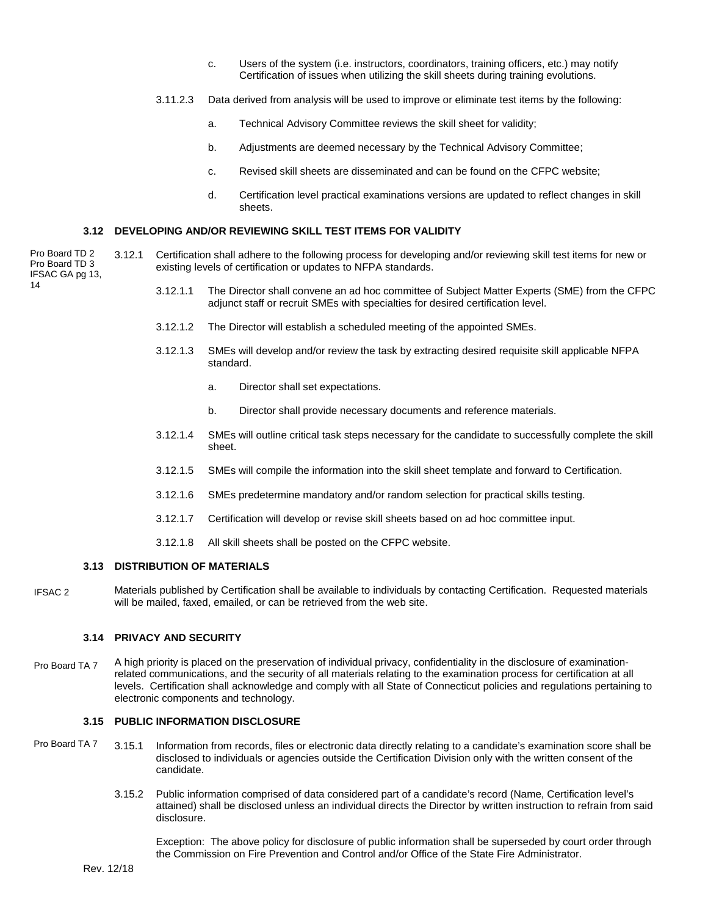c. Users of the system (i.e. instructors, coordinators, training officers, etc.) may notify Certification of issues when utilizing the skill sheets during training evolutions.

3.11.2.3 Data derived from analysis will be used to improve or eliminate test items by the following:

a. Technical Advisory Committee reviews the skill sheet for validity;

b. Adjustments are deemed necessary by the Technical Advisory Committee;

c. Revised skill sheets are disseminated and can be found on the CFPC website;

d. Certification level practical examinations versions are updated to reflect changes in skill sheets.

### 3.12 DEVELOPING AND/OR REVIEWING SKILL TEST ITEMS FOR VALIDITY

Pro Board TD 2
Pro Board TD 3
IFSAC GA pg 13, 14

3.12.1 Certification shall adhere to the following process for developing and/or reviewing skill test items for new or existing levels of certification or updates to NFPA standards.

3.12.1.1 The Director shall convene an ad hoc committee of Subject Matter Experts (SME) from the CFPC adjunct staff or recruit SMEs with specialties for desired certification level.

3.12.1.2 The Director will establish a scheduled meeting of the appointed SMEs.

3.12.1.3 SMEs will develop and/or review the task by extracting desired requisite skill applicable NFPA standard.

a. Director shall set expectations.

b. Director shall provide necessary documents and reference materials.

3.12.1.4 SMEs will outline critical task steps necessary for the candidate to successfully complete the skill sheet.

3.12.1.5 SMEs will compile the information into the skill sheet template and forward to Certification.

3.12.1.6 SMEs predetermine mandatory and/or random selection for practical skills testing.

3.12.1.7 Certification will develop or revise skill sheets based on ad hoc committee input.

3.12.1.8 All skill sheets shall be posted on the CFPC website.

### 3.13 DISTRIBUTION OF MATERIALS

IFSAC 2

Materials published by Certification shall be available to individuals by contacting Certification. Requested materials will be mailed, faxed, emailed, or can be retrieved from the web site.

### 3.14 PRIVACY AND SECURITY

Pro Board TA 7

A high priority is placed on the preservation of individual privacy, confidentiality in the disclosure of examination-related communications, and the security of all materials relating to the examination process for certification at all levels. Certification shall acknowledge and comply with all State of Connecticut policies and regulations pertaining to electronic components and technology.

### 3.15 PUBLIC INFORMATION DISCLOSURE

Pro Board TA 7

3.15.1 Information from records, files or electronic data directly relating to a candidate's examination score shall be disclosed to individuals or agencies outside the Certification Division only with the written consent of the candidate.

3.15.2 Public information comprised of data considered part of a candidate's record (Name, Certification level's attained) shall be disclosed unless an individual directs the Director by written instruction to refrain from said disclosure.

Exception: The above policy for disclosure of public information shall be superseded by court order through the Commission on Fire Prevention and Control and/or Office of the State Fire Administrator.

Rev. 12/18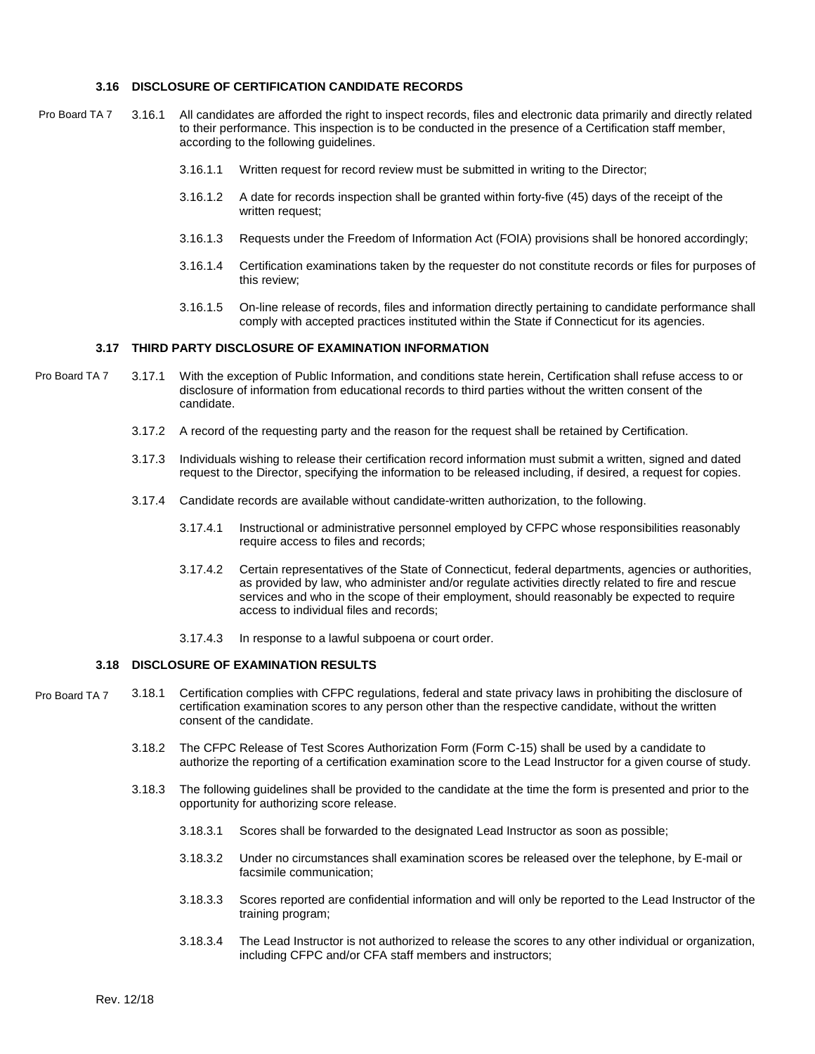### 3.16 DISCLOSURE OF CERTIFICATION CANDIDATE RECORDS

Pro Board TA 7

3.16.1 All candidates are afforded the right to inspect records, files and electronic data primarily and directly related to their performance. This inspection is to be conducted in the presence of a Certification staff member, according to the following guidelines.

3.16.1.1 Written request for record review must be submitted in writing to the Director;

3.16.1.2 A date for records inspection shall be granted within forty-five (45) days of the receipt of the written request;

3.16.1.3 Requests under the Freedom of Information Act (FOIA) provisions shall be honored accordingly;

3.16.1.4 Certification examinations taken by the requester do not constitute records or files for purposes of this review;

3.16.1.5 On-line release of records, files and information directly pertaining to candidate performance shall comply with accepted practices instituted within the State if Connecticut for its agencies.

### 3.17 THIRD PARTY DISCLOSURE OF EXAMINATION INFORMATION

Pro Board TA 7

3.17.1 With the exception of Public Information, and conditions state herein, Certification shall refuse access to or disclosure of information from educational records to third parties without the written consent of the candidate.

3.17.2 A record of the requesting party and the reason for the request shall be retained by Certification.

3.17.3 Individuals wishing to release their certification record information must submit a written, signed and dated request to the Director, specifying the information to be released including, if desired, a request for copies.

3.17.4 Candidate records are available without candidate-written authorization, to the following.

3.17.4.1 Instructional or administrative personnel employed by CFPC whose responsibilities reasonably require access to files and records;

3.17.4.2 Certain representatives of the State of Connecticut, federal departments, agencies or authorities, as provided by law, who administer and/or regulate activities directly related to fire and rescue services and who in the scope of their employment, should reasonably be expected to require access to individual files and records;

3.17.4.3 In response to a lawful subpoena or court order.

### 3.18 DISCLOSURE OF EXAMINATION RESULTS

Pro Board TA 7

3.18.1 Certification complies with CFPC regulations, federal and state privacy laws in prohibiting the disclosure of certification examination scores to any person other than the respective candidate, without the written consent of the candidate.

3.18.2 The CFPC Release of Test Scores Authorization Form (Form C-15) shall be used by a candidate to authorize the reporting of a certification examination score to the Lead Instructor for a given course of study.

3.18.3 The following guidelines shall be provided to the candidate at the time the form is presented and prior to the opportunity for authorizing score release.

3.18.3.1 Scores shall be forwarded to the designated Lead Instructor as soon as possible;

3.18.3.2 Under no circumstances shall examination scores be released over the telephone, by E-mail or facsimile communication;

3.18.3.3 Scores reported are confidential information and will only be reported to the Lead Instructor of the training program;

3.18.3.4 The Lead Instructor is not authorized to release the scores to any other individual or organization, including CFPC and/or CFA staff members and instructors;

Rev. 12/18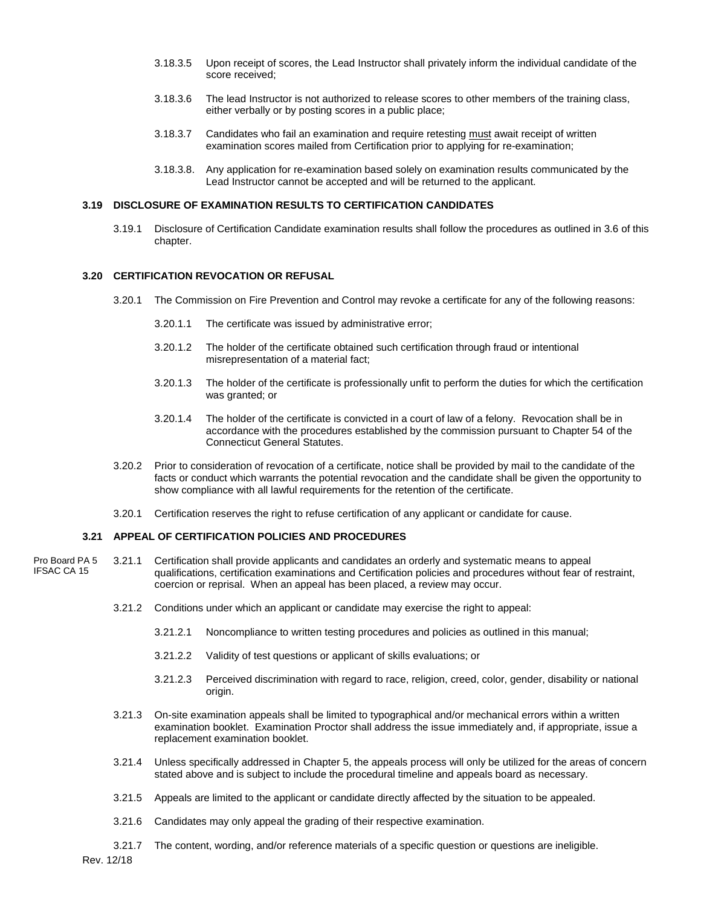3.18.3.5 Upon receipt of scores, the Lead Instructor shall privately inform the individual candidate of the score received;

3.18.3.6 The lead Instructor is not authorized to release scores to other members of the training class, either verbally or by posting scores in a public place;

3.18.3.7 Candidates who fail an examination and require retesting must await receipt of written examination scores mailed from Certification prior to applying for re-examination;

3.18.3.8. Any application for re-examination based solely on examination results communicated by the Lead Instructor cannot be accepted and will be returned to the applicant.

### 3.19 DISCLOSURE OF EXAMINATION RESULTS TO CERTIFICATION CANDIDATES

3.19.1 Disclosure of Certification Candidate examination results shall follow the procedures as outlined in 3.6 of this chapter.

### 3.20 CERTIFICATION REVOCATION OR REFUSAL

3.20.1 The Commission on Fire Prevention and Control may revoke a certificate for any of the following reasons:

3.20.1.1 The certificate was issued by administrative error;

3.20.1.2 The holder of the certificate obtained such certification through fraud or intentional misrepresentation of a material fact;

3.20.1.3 The holder of the certificate is professionally unfit to perform the duties for which the certification was granted; or

3.20.1.4 The holder of the certificate is convicted in a court of law of a felony. Revocation shall be in accordance with the procedures established by the commission pursuant to Chapter 54 of the Connecticut General Statutes.

3.20.2 Prior to consideration of revocation of a certificate, notice shall be provided by mail to the candidate of the facts or conduct which warrants the potential revocation and the candidate shall be given the opportunity to show compliance with all lawful requirements for the retention of the certificate.

3.20.1 Certification reserves the right to refuse certification of any applicant or candidate for cause.

### 3.21 APPEAL OF CERTIFICATION POLICIES AND PROCEDURES

Pro Board PA 5
IFSAC CA 15

3.21.1 Certification shall provide applicants and candidates an orderly and systematic means to appeal qualifications, certification examinations and Certification policies and procedures without fear of restraint, coercion or reprisal. When an appeal has been placed, a review may occur.

3.21.2 Conditions under which an applicant or candidate may exercise the right to appeal:

3.21.2.1 Noncompliance to written testing procedures and policies as outlined in this manual;

3.21.2.2 Validity of test questions or applicant of skills evaluations; or

3.21.2.3 Perceived discrimination with regard to race, religion, creed, color, gender, disability or national origin.

3.21.3 On-site examination appeals shall be limited to typographical and/or mechanical errors within a written examination booklet. Examination Proctor shall address the issue immediately and, if appropriate, issue a replacement examination booklet.

3.21.4 Unless specifically addressed in Chapter 5, the appeals process will only be utilized for the areas of concern stated above and is subject to include the procedural timeline and appeals board as necessary.

3.21.5 Appeals are limited to the applicant or candidate directly affected by the situation to be appealed.

3.21.6 Candidates may only appeal the grading of their respective examination.

3.21.7 The content, wording, and/or reference materials of a specific question or questions are ineligible.

Rev. 12/18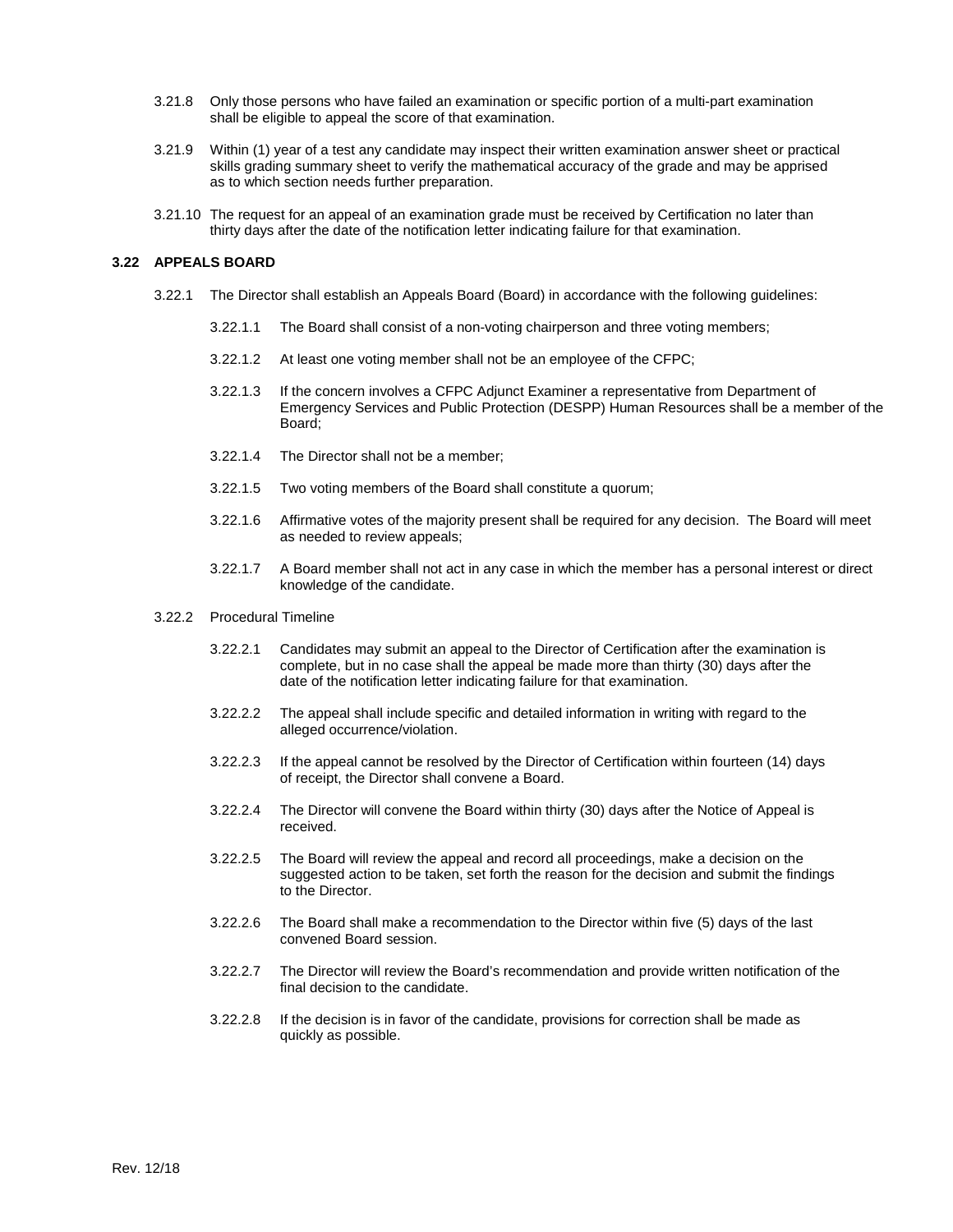3.21.8 Only those persons who have failed an examination or specific portion of a multi-part examination shall be eligible to appeal the score of that examination.

3.21.9 Within (1) year of a test any candidate may inspect their written examination answer sheet or practical skills grading summary sheet to verify the mathematical accuracy of the grade and may be apprised as to which section needs further preparation.

3.21.10 The request for an appeal of an examination grade must be received by Certification no later than thirty days after the date of the notification letter indicating failure for that examination.

### 3.22 APPEALS BOARD

3.22.1 The Director shall establish an Appeals Board (Board) in accordance with the following guidelines:

3.22.1.1 The Board shall consist of a non-voting chairperson and three voting members;

3.22.1.2 At least one voting member shall not be an employee of the CFPC;

3.22.1.3 If the concern involves a CFPC Adjunct Examiner a representative from Department of Emergency Services and Public Protection (DESPP) Human Resources shall be a member of the Board;

3.22.1.4 The Director shall not be a member;

3.22.1.5 Two voting members of the Board shall constitute a quorum;

3.22.1.6 Affirmative votes of the majority present shall be required for any decision. The Board will meet as needed to review appeals;

3.22.1.7 A Board member shall not act in any case in which the member has a personal interest or direct knowledge of the candidate.

3.22.2 Procedural Timeline

3.22.2.1 Candidates may submit an appeal to the Director of Certification after the examination is complete, but in no case shall the appeal be made more than thirty (30) days after the date of the notification letter indicating failure for that examination.

3.22.2.2 The appeal shall include specific and detailed information in writing with regard to the alleged occurrence/violation.

3.22.2.3 If the appeal cannot be resolved by the Director of Certification within fourteen (14) days of receipt, the Director shall convene a Board.

3.22.2.4 The Director will convene the Board within thirty (30) days after the Notice of Appeal is received.

3.22.2.5 The Board will review the appeal and record all proceedings, make a decision on the suggested action to be taken, set forth the reason for the decision and submit the findings to the Director.

3.22.2.6 The Board shall make a recommendation to the Director within five (5) days of the last convened Board session.

3.22.2.7 The Director will review the Board's recommendation and provide written notification of the final decision to the candidate.

3.22.2.8 If the decision is in favor of the candidate, provisions for correction shall be made as quickly as possible.

Rev. 12/18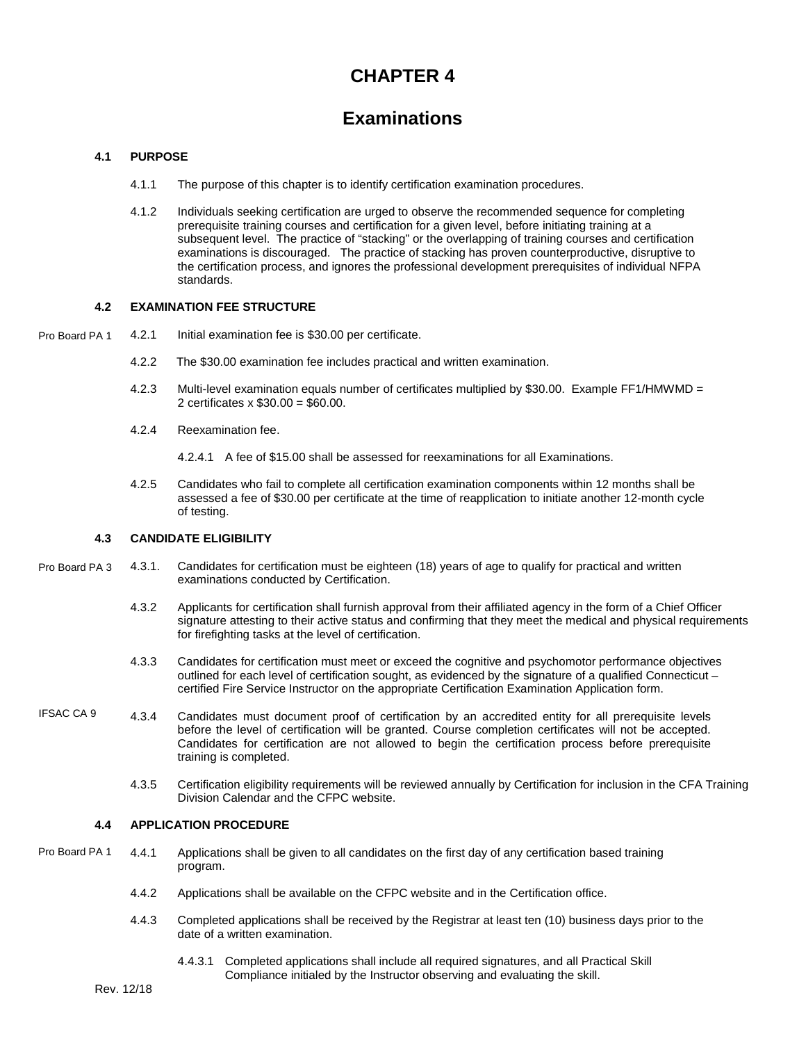# CHAPTER 4

# Examinations

### 4.1 PURPOSE

4.1.1 The purpose of this chapter is to identify certification examination procedures.

4.1.2 Individuals seeking certification are urged to observe the recommended sequence for completing prerequisite training courses and certification for a given level, before initiating training at a subsequent level. The practice of "stacking" or the overlapping of training courses and certification examinations is discouraged. The practice of stacking has proven counterproductive, disruptive to the certification process, and ignores the professional development prerequisites of individual NFPA standards.

### 4.2 EXAMINATION FEE STRUCTURE

Pro Board PA 1 4.2.1 Initial examination fee is $30.00 per certificate.

4.2.2 The $30.00 examination fee includes practical and written examination.

4.2.3 Multi-level examination equals number of certificates multiplied by $30.00. Example FF1/HMWMD = 2 certificates x $30.00 = $60.00.

4.2.4 Reexamination fee.

4.2.4.1 A fee of $15.00 shall be assessed for reexaminations for all Examinations.

4.2.5 Candidates who fail to complete all certification examination components within 12 months shall be assessed a fee of $30.00 per certificate at the time of reapplication to initiate another 12-month cycle of testing.

### 4.3 CANDIDATE ELIGIBILITY

Pro Board PA 3 4.3.1. Candidates for certification must be eighteen (18) years of age to qualify for practical and written examinations conducted by Certification.

4.3.2 Applicants for certification shall furnish approval from their affiliated agency in the form of a Chief Officer signature attesting to their active status and confirming that they meet the medical and physical requirements for firefighting tasks at the level of certification.

4.3.3 Candidates for certification must meet or exceed the cognitive and psychomotor performance objectives outlined for each level of certification sought, as evidenced by the signature of a qualified Connecticut – certified Fire Service Instructor on the appropriate Certification Examination Application form.

IFSAC CA 9 4.3.4 Candidates must document proof of certification by an accredited entity for all prerequisite levels before the level of certification will be granted. Course completion certificates will not be accepted. Candidates for certification are not allowed to begin the certification process before prerequisite training is completed.

4.3.5 Certification eligibility requirements will be reviewed annually by Certification for inclusion in the CFA Training Division Calendar and the CFPC website.

### 4.4 APPLICATION PROCEDURE

Pro Board PA 1 4.4.1 Applications shall be given to all candidates on the first day of any certification based training program.

4.4.2 Applications shall be available on the CFPC website and in the Certification office.

4.4.3 Completed applications shall be received by the Registrar at least ten (10) business days prior to the date of a written examination.

4.4.3.1 Completed applications shall include all required signatures, and all Practical Skill Compliance initialed by the Instructor observing and evaluating the skill.

Rev. 12/18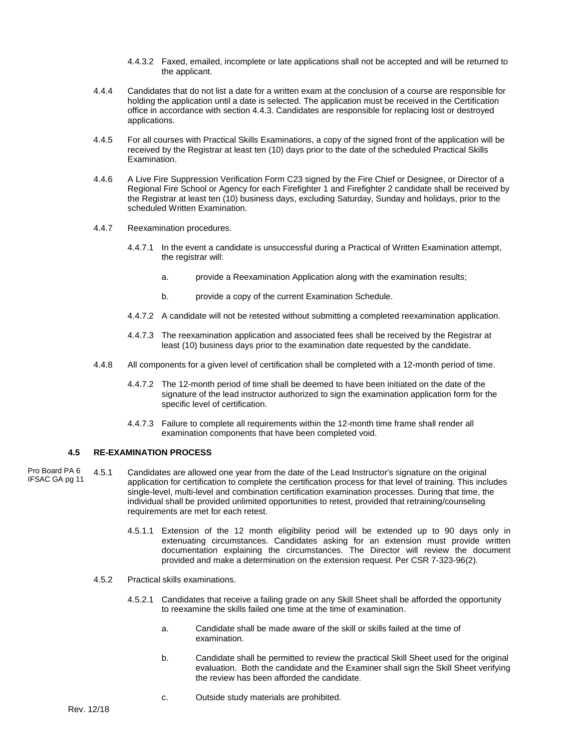4.4.3.2 Faxed, emailed, incomplete or late applications shall not be accepted and will be returned to the applicant.

4.4.4 Candidates that do not list a date for a written exam at the conclusion of a course are responsible for holding the application until a date is selected. The application must be received in the Certification office in accordance with section 4.4.3. Candidates are responsible for replacing lost or destroyed applications.

4.4.5 For all courses with Practical Skills Examinations, a copy of the signed front of the application will be received by the Registrar at least ten (10) days prior to the date of the scheduled Practical Skills Examination.

4.4.6 A Live Fire Suppression Verification Form C23 signed by the Fire Chief or Designee, or Director of a Regional Fire School or Agency for each Firefighter 1 and Firefighter 2 candidate shall be received by the Registrar at least ten (10) business days, excluding Saturday, Sunday and holidays, prior to the scheduled Written Examination.

4.4.7 Reexamination procedures.

4.4.7.1 In the event a candidate is unsuccessful during a Practical of Written Examination attempt, the registrar will:

a. provide a Reexamination Application along with the examination results;

b. provide a copy of the current Examination Schedule.

4.4.7.2 A candidate will not be retested without submitting a completed reexamination application.

4.4.7.3 The reexamination application and associated fees shall be received by the Registrar at least (10) business days prior to the examination date requested by the candidate.

4.4.8 All components for a given level of certification shall be completed with a 12-month period of time.

4.4.7.2 The 12-month period of time shall be deemed to have been initiated on the date of the signature of the lead instructor authorized to sign the examination application form for the specific level of certification.

4.4.7.3 Failure to complete all requirements within the 12-month time frame shall render all examination components that have been completed void.

### 4.5 RE-EXAMINATION PROCESS

Pro Board PA 6
IFSAC GA pg 11

4.5.1 Candidates are allowed one year from the date of the Lead Instructor's signature on the original application for certification to complete the certification process for that level of training. This includes single-level, multi-level and combination certification examination processes. During that time, the individual shall be provided unlimited opportunities to retest, provided that retraining/counseling requirements are met for each retest.

4.5.1.1 Extension of the 12 month eligibility period will be extended up to 90 days only in extenuating circumstances. Candidates asking for an extension must provide written documentation explaining the circumstances. The Director will review the document provided and make a determination on the extension request. Per CSR 7-323-96(2).

4.5.2 Practical skills examinations.

4.5.2.1 Candidates that receive a failing grade on any Skill Sheet shall be afforded the opportunity to reexamine the skills failed one time at the time of examination.

a. Candidate shall be made aware of the skill or skills failed at the time of examination.

b. Candidate shall be permitted to review the practical Skill Sheet used for the original evaluation. Both the candidate and the Examiner shall sign the Skill Sheet verifying the review has been afforded the candidate.

c. Outside study materials are prohibited.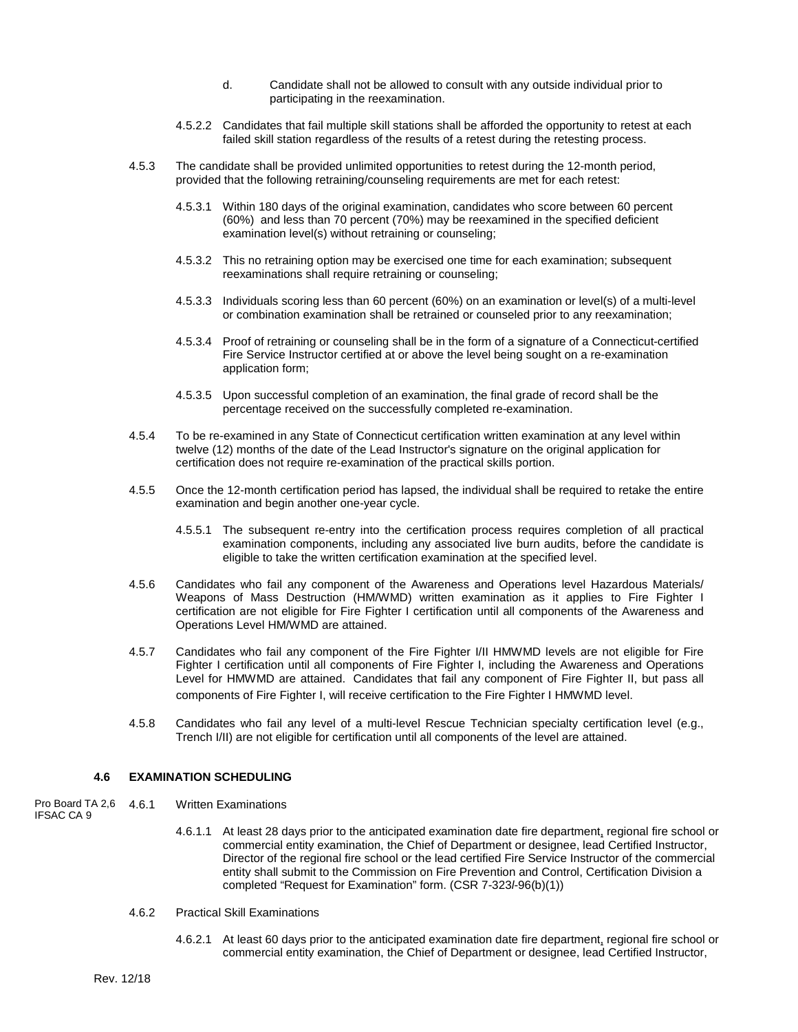d. Candidate shall not be allowed to consult with any outside individual prior to participating in the reexamination.

4.5.2.2 Candidates that fail multiple skill stations shall be afforded the opportunity to retest at each failed skill station regardless of the results of a retest during the retesting process.

4.5.3 The candidate shall be provided unlimited opportunities to retest during the 12-month period, provided that the following retraining/counseling requirements are met for each retest:

4.5.3.1 Within 180 days of the original examination, candidates who score between 60 percent (60%) and less than 70 percent (70%) may be reexamined in the specified deficient examination level(s) without retraining or counseling;

4.5.3.2 This no retraining option may be exercised one time for each examination; subsequent reexaminations shall require retraining or counseling;

4.5.3.3 Individuals scoring less than 60 percent (60%) on an examination or level(s) of a multi-level or combination examination shall be retrained or counseled prior to any reexamination;

4.5.3.4 Proof of retraining or counseling shall be in the form of a signature of a Connecticut-certified Fire Service Instructor certified at or above the level being sought on a re-examination application form;

4.5.3.5 Upon successful completion of an examination, the final grade of record shall be the percentage received on the successfully completed re-examination.

4.5.4 To be re-examined in any State of Connecticut certification written examination at any level within twelve (12) months of the date of the Lead Instructor's signature on the original application for certification does not require re-examination of the practical skills portion.

4.5.5 Once the 12-month certification period has lapsed, the individual shall be required to retake the entire examination and begin another one-year cycle.

4.5.5.1 The subsequent re-entry into the certification process requires completion of all practical examination components, including any associated live burn audits, before the candidate is eligible to take the written certification examination at the specified level.

4.5.6 Candidates who fail any component of the Awareness and Operations level Hazardous Materials/ Weapons of Mass Destruction (HM/WMD) written examination as it applies to Fire Fighter I certification are not eligible for Fire Fighter I certification until all components of the Awareness and Operations Level HM/WMD are attained.

4.5.7 Candidates who fail any component of the Fire Fighter I/II HMWMD levels are not eligible for Fire Fighter I certification until all components of Fire Fighter I, including the Awareness and Operations Level for HMWMD are attained. Candidates that fail any component of Fire Fighter II, but pass all components of Fire Fighter I, will receive certification to the Fire Fighter I HMWMD level.

4.5.8 Candidates who fail any level of a multi-level Rescue Technician specialty certification level (e.g., Trench I/II) are not eligible for certification until all components of the level are attained.

### 4.6 EXAMINATION SCHEDULING

Pro Board TA 2,6 IFSAC CA 9

4.6.1 Written Examinations

4.6.1.1 At least 28 days prior to the anticipated examination date fire department, regional fire school or commercial entity examination, the Chief of Department or designee, lead Certified Instructor, Director of the regional fire school or the lead certified Fire Service Instructor of the commercial entity shall submit to the Commission on Fire Prevention and Control, Certification Division a completed "Request for Examination" form. (CSR 7-323*l*-96(b)(1))

4.6.2 Practical Skill Examinations

4.6.2.1 At least 60 days prior to the anticipated examination date fire department, regional fire school or commercial entity examination, the Chief of Department or designee, lead Certified Instructor,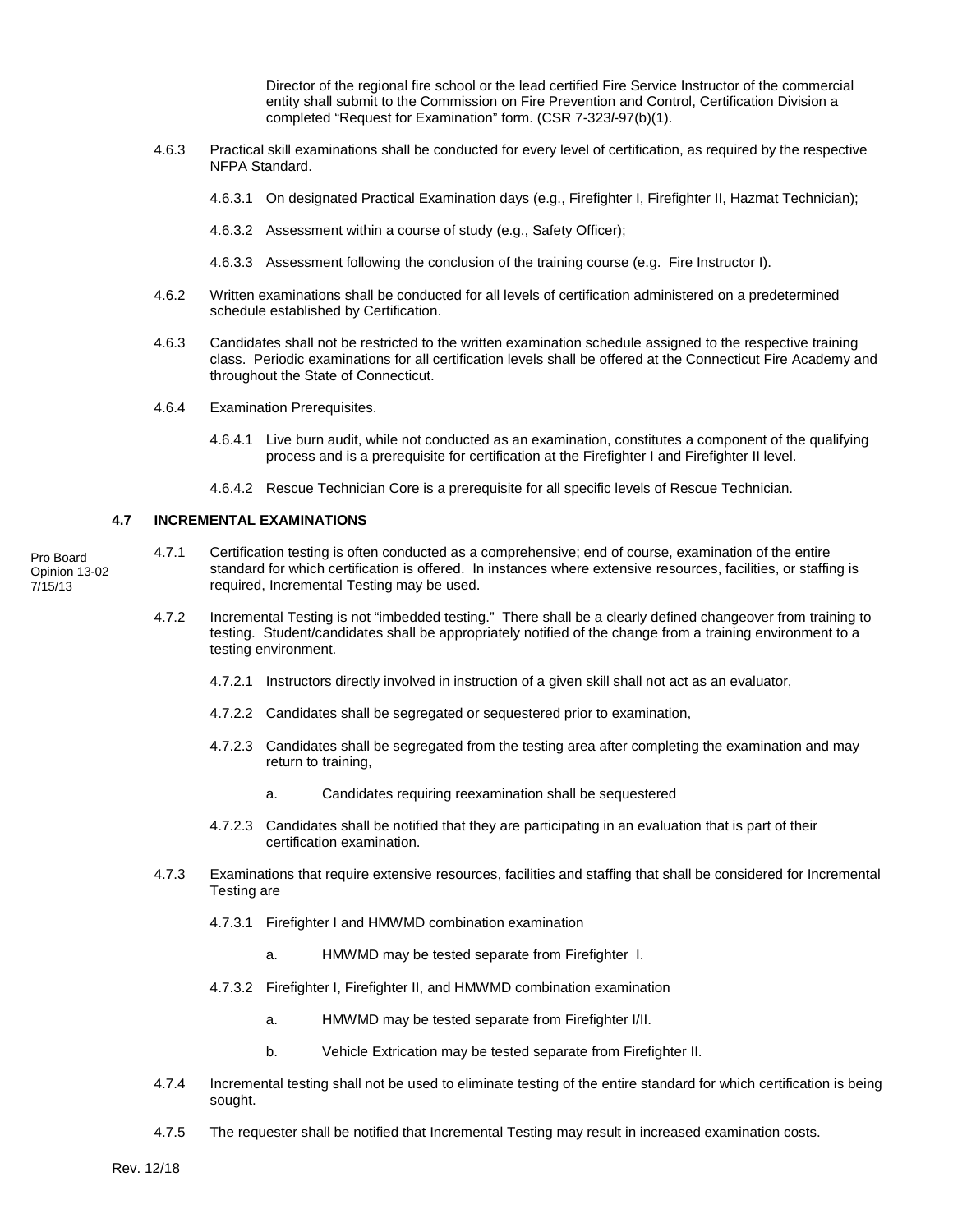Director of the regional fire school or the lead certified Fire Service Instructor of the commercial entity shall submit to the Commission on Fire Prevention and Control, Certification Division a completed "Request for Examination" form. (CSR 7-323*l*-97(b)(1).

4.6.3 Practical skill examinations shall be conducted for every level of certification, as required by the respective NFPA Standard.

4.6.3.1 On designated Practical Examination days (e.g., Firefighter I, Firefighter II, Hazmat Technician);

4.6.3.2 Assessment within a course of study (e.g., Safety Officer);

4.6.3.3 Assessment following the conclusion of the training course (e.g. Fire Instructor I).

4.6.2 Written examinations shall be conducted for all levels of certification administered on a predetermined schedule established by Certification.

4.6.3 Candidates shall not be restricted to the written examination schedule assigned to the respective training class. Periodic examinations for all certification levels shall be offered at the Connecticut Fire Academy and throughout the State of Connecticut.

4.6.4 Examination Prerequisites.

4.6.4.1 Live burn audit, while not conducted as an examination, constitutes a component of the qualifying process and is a prerequisite for certification at the Firefighter I and Firefighter II level.

4.6.4.2 Rescue Technician Core is a prerequisite for all specific levels of Rescue Technician.

### 4.7 INCREMENTAL EXAMINATIONS

Pro Board Opinion 13-02 7/15/13

4.7.1 Certification testing is often conducted as a comprehensive; end of course, examination of the entire standard for which certification is offered. In instances where extensive resources, facilities, or staffing is required, Incremental Testing may be used.

4.7.2 Incremental Testing is not "imbedded testing." There shall be a clearly defined changeover from training to testing. Student/candidates shall be appropriately notified of the change from a training environment to a testing environment.

4.7.2.1 Instructors directly involved in instruction of a given skill shall not act as an evaluator,

4.7.2.2 Candidates shall be segregated or sequestered prior to examination,

4.7.2.3 Candidates shall be segregated from the testing area after completing the examination and may return to training,

a. Candidates requiring reexamination shall be sequestered

4.7.2.3 Candidates shall be notified that they are participating in an evaluation that is part of their certification examination.

4.7.3 Examinations that require extensive resources, facilities and staffing that shall be considered for Incremental Testing are

4.7.3.1 Firefighter I and HMWMD combination examination

a. HMWMD may be tested separate from Firefighter I.

4.7.3.2 Firefighter I, Firefighter II, and HMWMD combination examination

a. HMWMD may be tested separate from Firefighter I/II.

b. Vehicle Extrication may be tested separate from Firefighter II.

4.7.4 Incremental testing shall not be used to eliminate testing of the entire standard for which certification is being sought.

4.7.5 The requester shall be notified that Incremental Testing may result in increased examination costs.

Rev. 12/18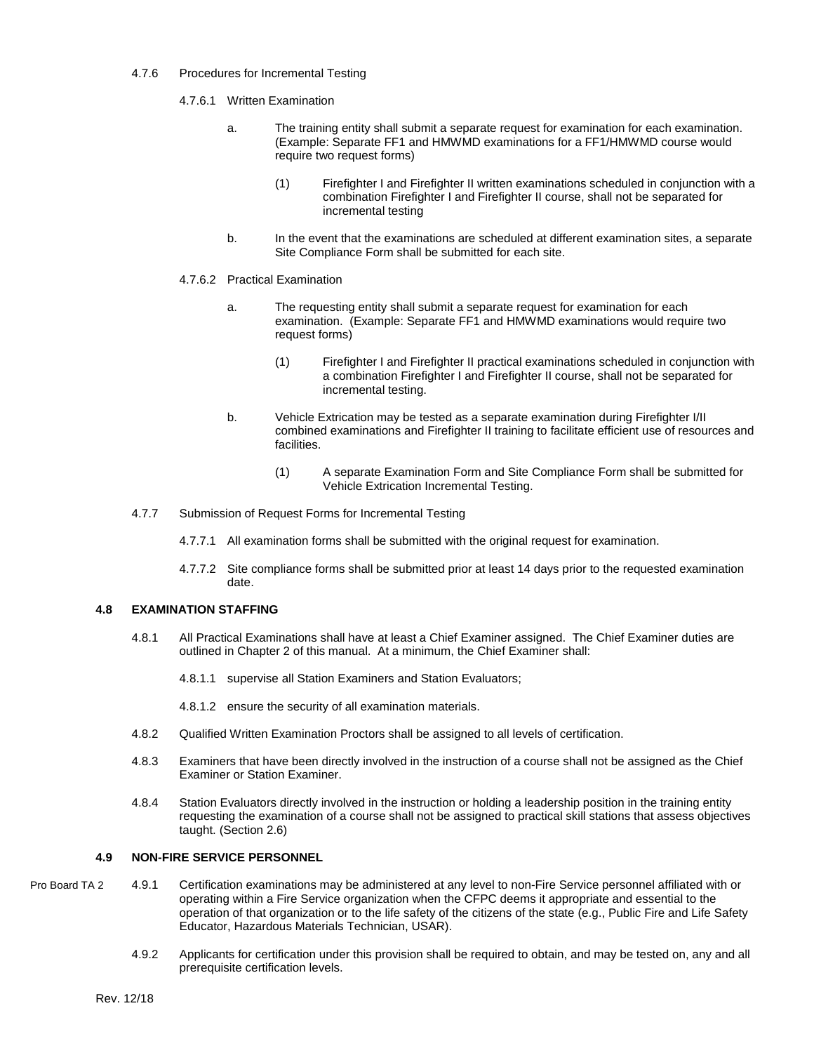4.7.6 Procedures for Incremental Testing

4.7.6.1 Written Examination

a. The training entity shall submit a separate request for examination for each examination. (Example: Separate FF1 and HMWMD examinations for a FF1/HMWMD course would require two request forms)

(1) Firefighter I and Firefighter II written examinations scheduled in conjunction with a combination Firefighter I and Firefighter II course, shall not be separated for incremental testing

b. In the event that the examinations are scheduled at different examination sites, a separate Site Compliance Form shall be submitted for each site.

4.7.6.2 Practical Examination

a. The requesting entity shall submit a separate request for examination for each examination. (Example: Separate FF1 and HMWMD examinations would require two request forms)

(1) Firefighter I and Firefighter II practical examinations scheduled in conjunction with a combination Firefighter I and Firefighter II course, shall not be separated for incremental testing.

b. Vehicle Extrication may be tested as a separate examination during Firefighter I/II combined examinations and Firefighter II training to facilitate efficient use of resources and facilities.

(1) A separate Examination Form and Site Compliance Form shall be submitted for Vehicle Extrication Incremental Testing.

4.7.7 Submission of Request Forms for Incremental Testing

4.7.7.1 All examination forms shall be submitted with the original request for examination.

4.7.7.2 Site compliance forms shall be submitted prior at least 14 days prior to the requested examination date.

## 4.8 EXAMINATION STAFFING

4.8.1 All Practical Examinations shall have at least a Chief Examiner assigned. The Chief Examiner duties are outlined in Chapter 2 of this manual. At a minimum, the Chief Examiner shall:

4.8.1.1 supervise all Station Examiners and Station Evaluators;

4.8.1.2 ensure the security of all examination materials.

4.8.2 Qualified Written Examination Proctors shall be assigned to all levels of certification.

4.8.3 Examiners that have been directly involved in the instruction of a course shall not be assigned as the Chief Examiner or Station Examiner.

4.8.4 Station Evaluators directly involved in the instruction or holding a leadership position in the training entity requesting the examination of a course shall not be assigned to practical skill stations that assess objectives taught. (Section 2.6)

## 4.9 NON-FIRE SERVICE PERSONNEL

Pro Board TA 2

4.9.1 Certification examinations may be administered at any level to non-Fire Service personnel affiliated with or operating within a Fire Service organization when the CFPC deems it appropriate and essential to the operation of that organization or to the life safety of the citizens of the state (e.g., Public Fire and Life Safety Educator, Hazardous Materials Technician, USAR).

4.9.2 Applicants for certification under this provision shall be required to obtain, and may be tested on, any and all prerequisite certification levels.

Rev. 12/18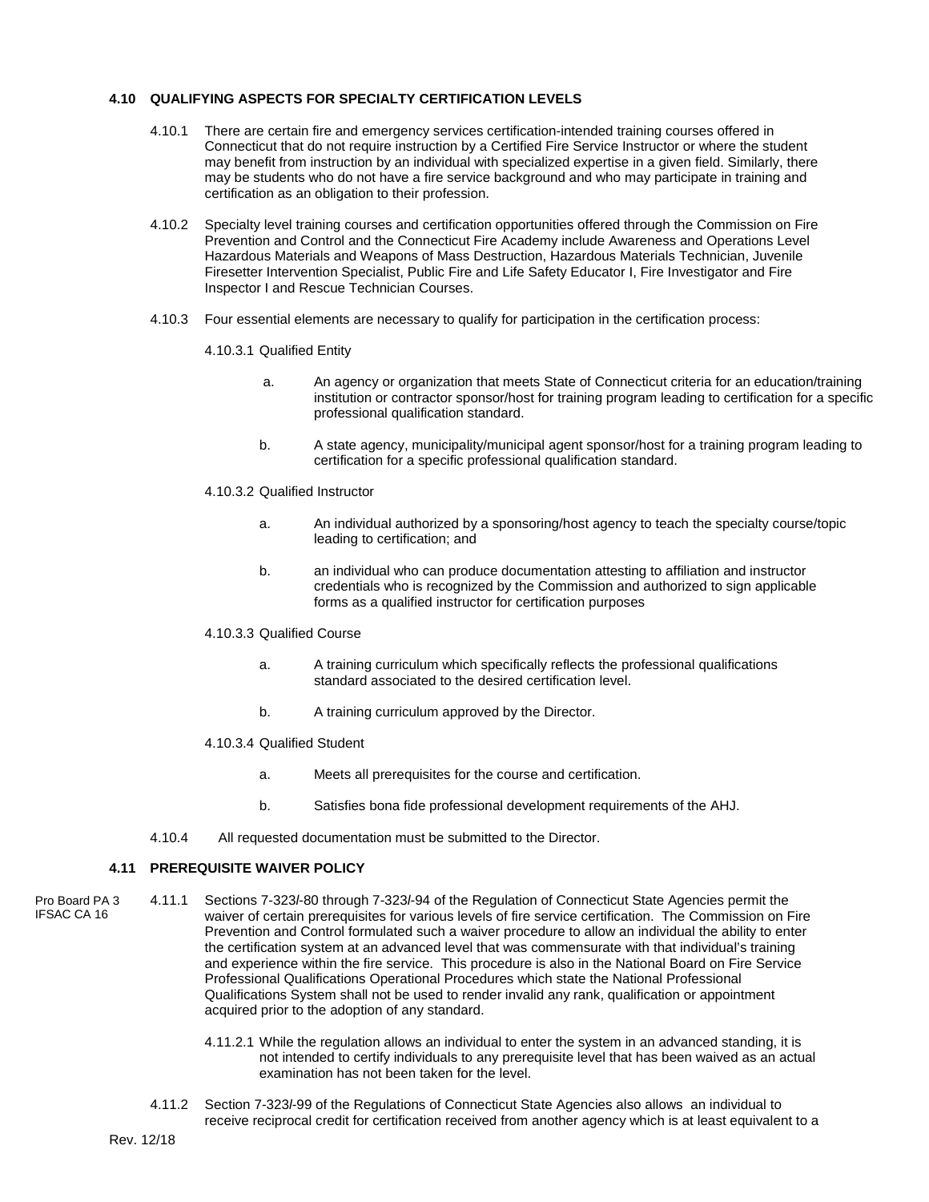### 4.10 QUALIFYING ASPECTS FOR SPECIALTY CERTIFICATION LEVELS

4.10.1 There are certain fire and emergency services certification-intended training courses offered in Connecticut that do not require instruction by a Certified Fire Service Instructor or where the student may benefit from instruction by an individual with specialized expertise in a given field. Similarly, there may be students who do not have a fire service background and who may participate in training and certification as an obligation to their profession.

4.10.2 Specialty level training courses and certification opportunities offered through the Commission on Fire Prevention and Control and the Connecticut Fire Academy include Awareness and Operations Level Hazardous Materials and Weapons of Mass Destruction, Hazardous Materials Technician, Juvenile Firesetter Intervention Specialist, Public Fire and Life Safety Educator I, Fire Investigator and Fire Inspector I and Rescue Technician Courses.

4.10.3 Four essential elements are necessary to qualify for participation in the certification process:

4.10.3.1 Qualified Entity

a. An agency or organization that meets State of Connecticut criteria for an education/training institution or contractor sponsor/host for training program leading to certification for a specific professional qualification standard.

b. A state agency, municipality/municipal agent sponsor/host for a training program leading to certification for a specific professional qualification standard.

4.10.3.2 Qualified Instructor

a. An individual authorized by a sponsoring/host agency to teach the specialty course/topic leading to certification; and

b. an individual who can produce documentation attesting to affiliation and instructor credentials who is recognized by the Commission and authorized to sign applicable forms as a qualified instructor for certification purposes

4.10.3.3 Qualified Course

a. A training curriculum which specifically reflects the professional qualifications standard associated to the desired certification level.

b. A training curriculum approved by the Director.

4.10.3.4 Qualified Student

a. Meets all prerequisites for the course and certification.

b. Satisfies bona fide professional development requirements of the AHJ.

4.10.4 All requested documentation must be submitted to the Director.

### 4.11 PREREQUISITE WAIVER POLICY

Pro Board PA 3
IFSAC CA 16

4.11.1 Sections 7-323*l*-80 through 7-323*l*-94 of the Regulation of Connecticut State Agencies permit the waiver of certain prerequisites for various levels of fire service certification. The Commission on Fire Prevention and Control formulated such a waiver procedure to allow an individual the ability to enter the certification system at an advanced level that was commensurate with that individual's training and experience within the fire service. This procedure is also in the National Board on Fire Service Professional Qualifications Operational Procedures which state the National Professional Qualifications System shall not be used to render invalid any rank, qualification or appointment acquired prior to the adoption of any standard.

4.11.2.1 While the regulation allows an individual to enter the system in an advanced standing, it is not intended to certify individuals to any prerequisite level that has been waived as an actual examination has not been taken for the level.

4.11.2 Section 7-323*l*-99 of the Regulations of Connecticut State Agencies also allows an individual to receive reciprocal credit for certification received from another agency which is at least equivalent to a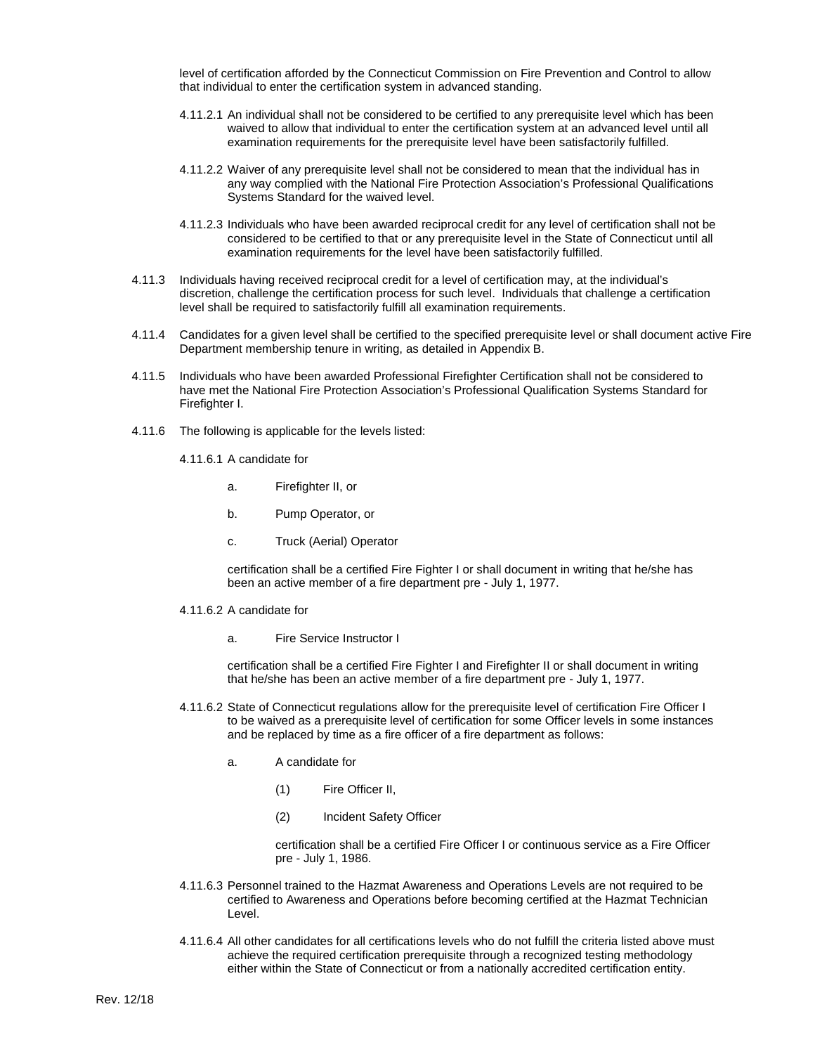level of certification afforded by the Connecticut Commission on Fire Prevention and Control to allow that individual to enter the certification system in advanced standing.

4.11.2.1 An individual shall not be considered to be certified to any prerequisite level which has been waived to allow that individual to enter the certification system at an advanced level until all examination requirements for the prerequisite level have been satisfactorily fulfilled.

4.11.2.2 Waiver of any prerequisite level shall not be considered to mean that the individual has in any way complied with the National Fire Protection Association's Professional Qualifications Systems Standard for the waived level.

4.11.2.3 Individuals who have been awarded reciprocal credit for any level of certification shall not be considered to be certified to that or any prerequisite level in the State of Connecticut until all examination requirements for the level have been satisfactorily fulfilled.

4.11.3 Individuals having received reciprocal credit for a level of certification may, at the individual's discretion, challenge the certification process for such level. Individuals that challenge a certification level shall be required to satisfactorily fulfill all examination requirements.

4.11.4 Candidates for a given level shall be certified to the specified prerequisite level or shall document active Fire Department membership tenure in writing, as detailed in Appendix B.

4.11.5 Individuals who have been awarded Professional Firefighter Certification shall not be considered to have met the National Fire Protection Association's Professional Qualification Systems Standard for Firefighter I.

4.11.6 The following is applicable for the levels listed:

4.11.6.1 A candidate for

a. Firefighter II, or

b. Pump Operator, or

c. Truck (Aerial) Operator

certification shall be a certified Fire Fighter I or shall document in writing that he/she has been an active member of a fire department pre - July 1, 1977.

4.11.6.2 A candidate for

a. Fire Service Instructor I

certification shall be a certified Fire Fighter I and Firefighter II or shall document in writing that he/she has been an active member of a fire department pre - July 1, 1977.

4.11.6.2 State of Connecticut regulations allow for the prerequisite level of certification Fire Officer I to be waived as a prerequisite level of certification for some Officer levels in some instances and be replaced by time as a fire officer of a fire department as follows:

a. A candidate for

(1) Fire Officer II,

(2) Incident Safety Officer

certification shall be a certified Fire Officer I or continuous service as a Fire Officer pre - July 1, 1986.

4.11.6.3 Personnel trained to the Hazmat Awareness and Operations Levels are not required to be certified to Awareness and Operations before becoming certified at the Hazmat Technician Level.

4.11.6.4 All other candidates for all certifications levels who do not fulfill the criteria listed above must achieve the required certification prerequisite through a recognized testing methodology either within the State of Connecticut or from a nationally accredited certification entity.

Rev. 12/18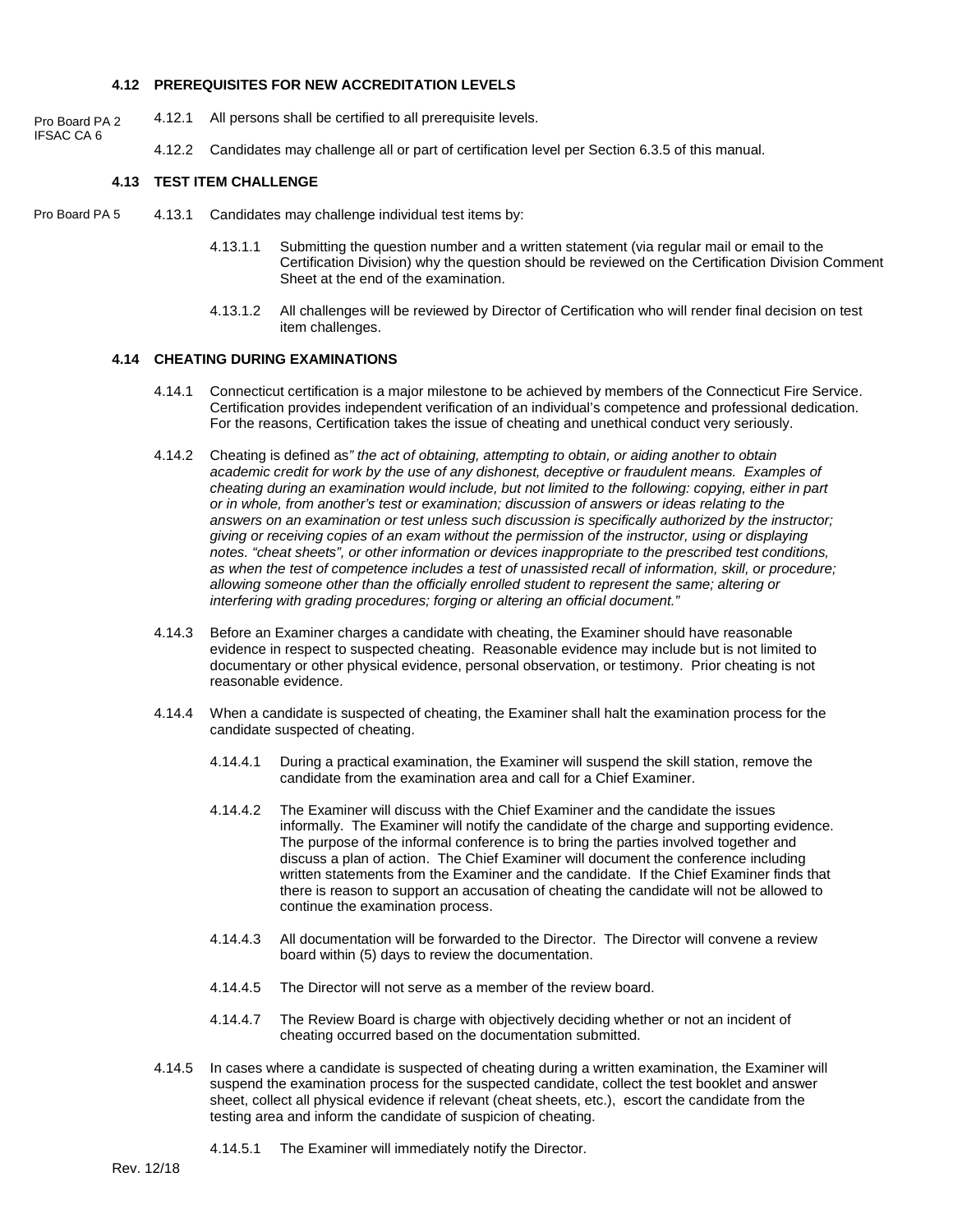### 4.12 PREREQUISITES FOR NEW ACCREDITATION LEVELS

Pro Board PA 2
IFSAC CA 6

4.12.1 All persons shall be certified to all prerequisite levels.

4.12.2 Candidates may challenge all or part of certification level per Section 6.3.5 of this manual.

### 4.13 TEST ITEM CHALLENGE

Pro Board PA 5

4.13.1 Candidates may challenge individual test items by:

4.13.1.1 Submitting the question number and a written statement (via regular mail or email to the Certification Division) why the question should be reviewed on the Certification Division Comment Sheet at the end of the examination.

4.13.1.2 All challenges will be reviewed by Director of Certification who will render final decision on test item challenges.

### 4.14 CHEATING DURING EXAMINATIONS

4.14.1 Connecticut certification is a major milestone to be achieved by members of the Connecticut Fire Service. Certification provides independent verification of an individual's competence and professional dedication. For the reasons, Certification takes the issue of cheating and unethical conduct very seriously.

4.14.2 Cheating is defined as*" the act of obtaining, attempting to obtain, or aiding another to obtain academic credit for work by the use of any dishonest, deceptive or fraudulent means. Examples of cheating during an examination would include, but not limited to the following: copying, either in part or in whole, from another's test or examination; discussion of answers or ideas relating to the answers on an examination or test unless such discussion is specifically authorized by the instructor; giving or receiving copies of an exam without the permission of the instructor, using or displaying notes. "cheat sheets", or other information or devices inappropriate to the prescribed test conditions, as when the test of competence includes a test of unassisted recall of information, skill, or procedure; allowing someone other than the officially enrolled student to represent the same; altering or interfering with grading procedures; forging or altering an official document."*

4.14.3 Before an Examiner charges a candidate with cheating, the Examiner should have reasonable evidence in respect to suspected cheating. Reasonable evidence may include but is not limited to documentary or other physical evidence, personal observation, or testimony. Prior cheating is not reasonable evidence.

4.14.4 When a candidate is suspected of cheating, the Examiner shall halt the examination process for the candidate suspected of cheating.

4.14.4.1 During a practical examination, the Examiner will suspend the skill station, remove the candidate from the examination area and call for a Chief Examiner.

4.14.4.2 The Examiner will discuss with the Chief Examiner and the candidate the issues informally. The Examiner will notify the candidate of the charge and supporting evidence. The purpose of the informal conference is to bring the parties involved together and discuss a plan of action. The Chief Examiner will document the conference including written statements from the Examiner and the candidate. If the Chief Examiner finds that there is reason to support an accusation of cheating the candidate will not be allowed to continue the examination process.

4.14.4.3 All documentation will be forwarded to the Director. The Director will convene a review board within (5) days to review the documentation.

4.14.4.5 The Director will not serve as a member of the review board.

4.14.4.7 The Review Board is charge with objectively deciding whether or not an incident of cheating occurred based on the documentation submitted.

4.14.5 In cases where a candidate is suspected of cheating during a written examination, the Examiner will suspend the examination process for the suspected candidate, collect the test booklet and answer sheet, collect all physical evidence if relevant (cheat sheets, etc.), escort the candidate from the testing area and inform the candidate of suspicion of cheating.

4.14.5.1 The Examiner will immediately notify the Director.

Rev. 12/18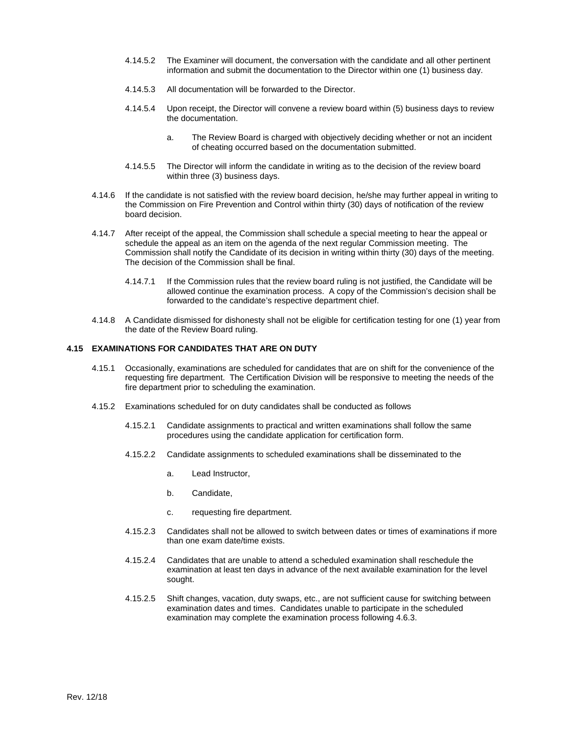4.14.5.2 The Examiner will document, the conversation with the candidate and all other pertinent information and submit the documentation to the Director within one (1) business day.

4.14.5.3 All documentation will be forwarded to the Director.

4.14.5.4 Upon receipt, the Director will convene a review board within (5) business days to review the documentation.

a. The Review Board is charged with objectively deciding whether or not an incident of cheating occurred based on the documentation submitted.

4.14.5.5 The Director will inform the candidate in writing as to the decision of the review board within three (3) business days.

4.14.6 If the candidate is not satisfied with the review board decision, he/she may further appeal in writing to the Commission on Fire Prevention and Control within thirty (30) days of notification of the review board decision.

4.14.7 After receipt of the appeal, the Commission shall schedule a special meeting to hear the appeal or schedule the appeal as an item on the agenda of the next regular Commission meeting. The Commission shall notify the Candidate of its decision in writing within thirty (30) days of the meeting. The decision of the Commission shall be final.

4.14.7.1 If the Commission rules that the review board ruling is not justified, the Candidate will be allowed continue the examination process. A copy of the Commission's decision shall be forwarded to the candidate's respective department chief.

4.14.8 A Candidate dismissed for dishonesty shall not be eligible for certification testing for one (1) year from the date of the Review Board ruling.

### 4.15 EXAMINATIONS FOR CANDIDATES THAT ARE ON DUTY

4.15.1 Occasionally, examinations are scheduled for candidates that are on shift for the convenience of the requesting fire department. The Certification Division will be responsive to meeting the needs of the fire department prior to scheduling the examination.

4.15.2 Examinations scheduled for on duty candidates shall be conducted as follows

4.15.2.1 Candidate assignments to practical and written examinations shall follow the same procedures using the candidate application for certification form.

4.15.2.2 Candidate assignments to scheduled examinations shall be disseminated to the

a. Lead Instructor,

b. Candidate,

c. requesting fire department.

4.15.2.3 Candidates shall not be allowed to switch between dates or times of examinations if more than one exam date/time exists.

4.15.2.4 Candidates that are unable to attend a scheduled examination shall reschedule the examination at least ten days in advance of the next available examination for the level sought.

4.15.2.5 Shift changes, vacation, duty swaps, etc., are not sufficient cause for switching between examination dates and times. Candidates unable to participate in the scheduled examination may complete the examination process following 4.6.3.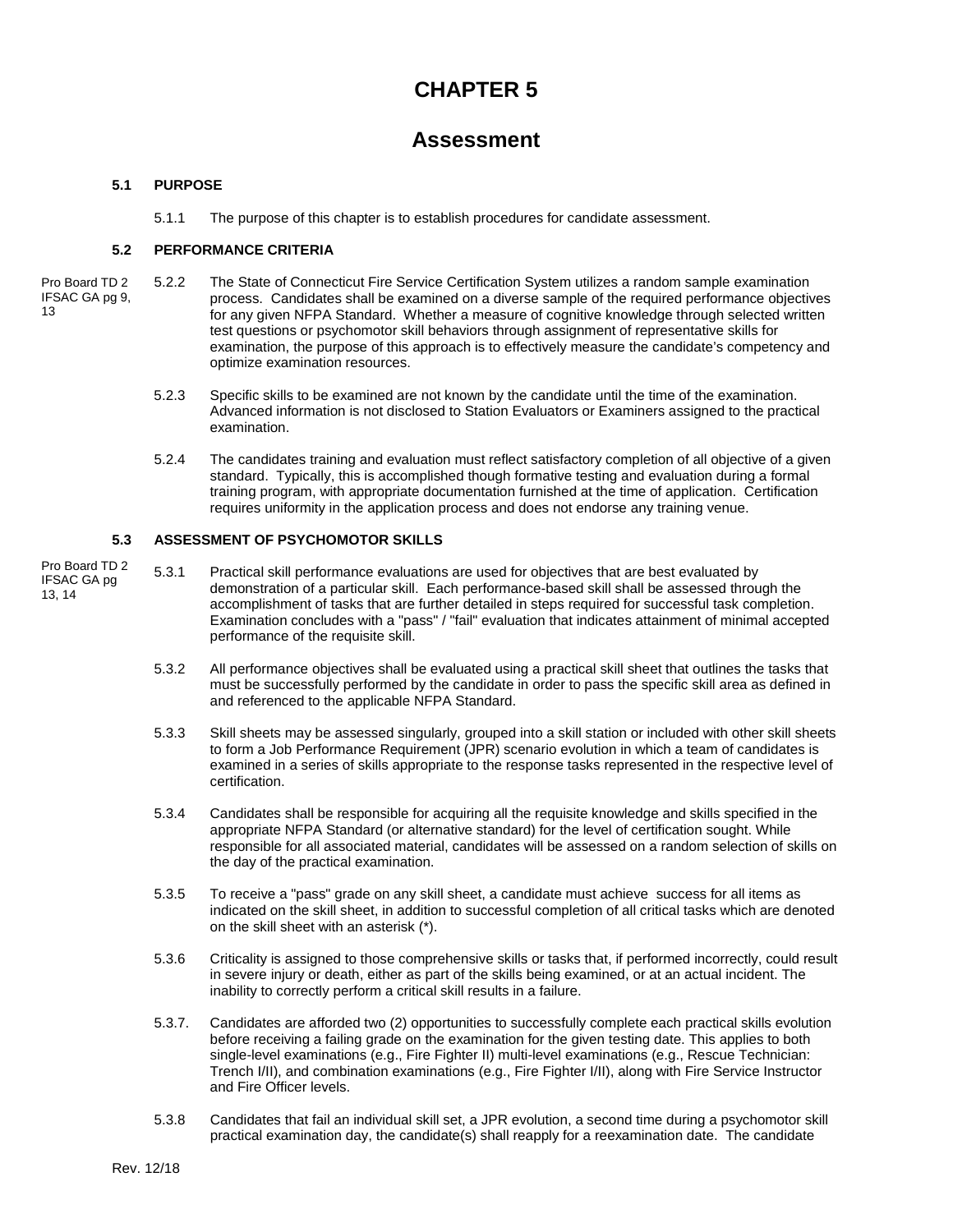# CHAPTER 5

# Assessment

### 5.1 PURPOSE

5.1.1 The purpose of this chapter is to establish procedures for candidate assessment.

### 5.2 PERFORMANCE CRITERIA

Pro Board TD 2
IFSAC GA pg 9, 13

5.2.2 The State of Connecticut Fire Service Certification System utilizes a random sample examination process. Candidates shall be examined on a diverse sample of the required performance objectives for any given NFPA Standard. Whether a measure of cognitive knowledge through selected written test questions or psychomotor skill behaviors through assignment of representative skills for examination, the purpose of this approach is to effectively measure the candidate's competency and optimize examination resources.

5.2.3 Specific skills to be examined are not known by the candidate until the time of the examination. Advanced information is not disclosed to Station Evaluators or Examiners assigned to the practical examination.

5.2.4 The candidates training and evaluation must reflect satisfactory completion of all objective of a given standard. Typically, this is accomplished though formative testing and evaluation during a formal training program, with appropriate documentation furnished at the time of application. Certification requires uniformity in the application process and does not endorse any training venue.

### 5.3 ASSESSMENT OF PSYCHOMOTOR SKILLS

Pro Board TD 2
IFSAC GA pg 13, 14

5.3.1 Practical skill performance evaluations are used for objectives that are best evaluated by demonstration of a particular skill. Each performance-based skill shall be assessed through the accomplishment of tasks that are further detailed in steps required for successful task completion. Examination concludes with a "pass" / "fail" evaluation that indicates attainment of minimal accepted performance of the requisite skill.

5.3.2 All performance objectives shall be evaluated using a practical skill sheet that outlines the tasks that must be successfully performed by the candidate in order to pass the specific skill area as defined in and referenced to the applicable NFPA Standard.

5.3.3 Skill sheets may be assessed singularly, grouped into a skill station or included with other skill sheets to form a Job Performance Requirement (JPR) scenario evolution in which a team of candidates is examined in a series of skills appropriate to the response tasks represented in the respective level of certification.

5.3.4 Candidates shall be responsible for acquiring all the requisite knowledge and skills specified in the appropriate NFPA Standard (or alternative standard) for the level of certification sought. While responsible for all associated material, candidates will be assessed on a random selection of skills on the day of the practical examination.

5.3.5 To receive a "pass" grade on any skill sheet, a candidate must achieve success for all items as indicated on the skill sheet, in addition to successful completion of all critical tasks which are denoted on the skill sheet with an asterisk (*).

5.3.6 Criticality is assigned to those comprehensive skills or tasks that, if performed incorrectly, could result in severe injury or death, either as part of the skills being examined, or at an actual incident. The inability to correctly perform a critical skill results in a failure.

5.3.7. Candidates are afforded two (2) opportunities to successfully complete each practical skills evolution before receiving a failing grade on the examination for the given testing date. This applies to both single-level examinations (e.g., Fire Fighter II) multi-level examinations (e.g., Rescue Technician: Trench I/II), and combination examinations (e.g., Fire Fighter I/II), along with Fire Service Instructor and Fire Officer levels.

5.3.8 Candidates that fail an individual skill set, a JPR evolution, a second time during a psychomotor skill practical examination day, the candidate(s) shall reapply for a reexamination date. The candidate

Rev. 12/18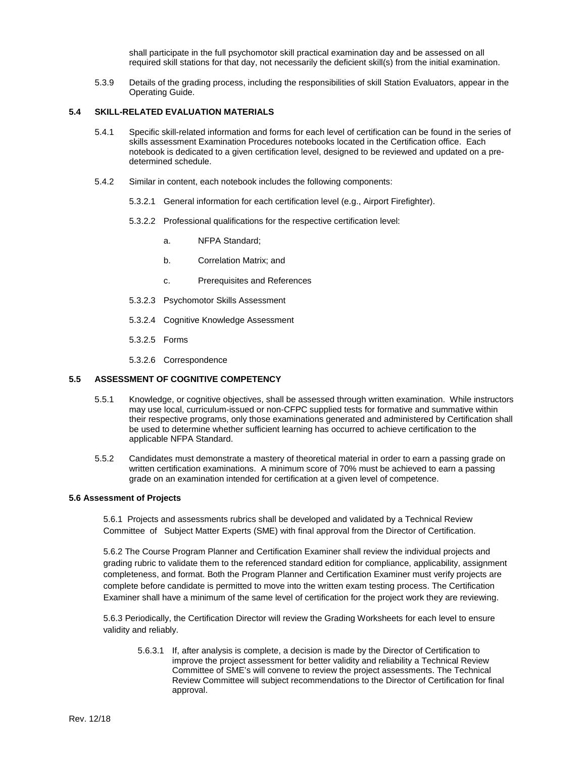shall participate in the full psychomotor skill practical examination day and be assessed on all required skill stations for that day, not necessarily the deficient skill(s) from the initial examination.

5.3.9 Details of the grading process, including the responsibilities of skill Station Evaluators, appear in the Operating Guide.

## 5.4 SKILL-RELATED EVALUATION MATERIALS

5.4.1 Specific skill-related information and forms for each level of certification can be found in the series of skills assessment Examination Procedures notebooks located in the Certification office. Each notebook is dedicated to a given certification level, designed to be reviewed and updated on a pre-determined schedule.

5.4.2 Similar in content, each notebook includes the following components:

5.3.2.1 General information for each certification level (e.g., Airport Firefighter).

5.3.2.2 Professional qualifications for the respective certification level:

a. NFPA Standard;

b. Correlation Matrix; and

c. Prerequisites and References

5.3.2.3 Psychomotor Skills Assessment

5.3.2.4 Cognitive Knowledge Assessment

5.3.2.5 Forms

5.3.2.6 Correspondence

## 5.5 ASSESSMENT OF COGNITIVE COMPETENCY

5.5.1 Knowledge, or cognitive objectives, shall be assessed through written examination. While instructors may use local, curriculum-issued or non-CFPC supplied tests for formative and summative within their respective programs, only those examinations generated and administered by Certification shall be used to determine whether sufficient learning has occurred to achieve certification to the applicable NFPA Standard.

5.5.2 Candidates must demonstrate a mastery of theoretical material in order to earn a passing grade on written certification examinations. A minimum score of 70% must be achieved to earn a passing grade on an examination intended for certification at a given level of competence.

## 5.6 Assessment of Projects

5.6.1 Projects and assessments rubrics shall be developed and validated by a Technical Review Committee of Subject Matter Experts (SME) with final approval from the Director of Certification.

5.6.2 The Course Program Planner and Certification Examiner shall review the individual projects and grading rubric to validate them to the referenced standard edition for compliance, applicability, assignment completeness, and format. Both the Program Planner and Certification Examiner must verify projects are complete before candidate is permitted to move into the written exam testing process. The Certification Examiner shall have a minimum of the same level of certification for the project work they are reviewing.

5.6.3 Periodically, the Certification Director will review the Grading Worksheets for each level to ensure validity and reliably.

5.6.3.1 If, after analysis is complete, a decision is made by the Director of Certification to improve the project assessment for better validity and reliability a Technical Review Committee of SME's will convene to review the project assessments. The Technical Review Committee will subject recommendations to the Director of Certification for final approval.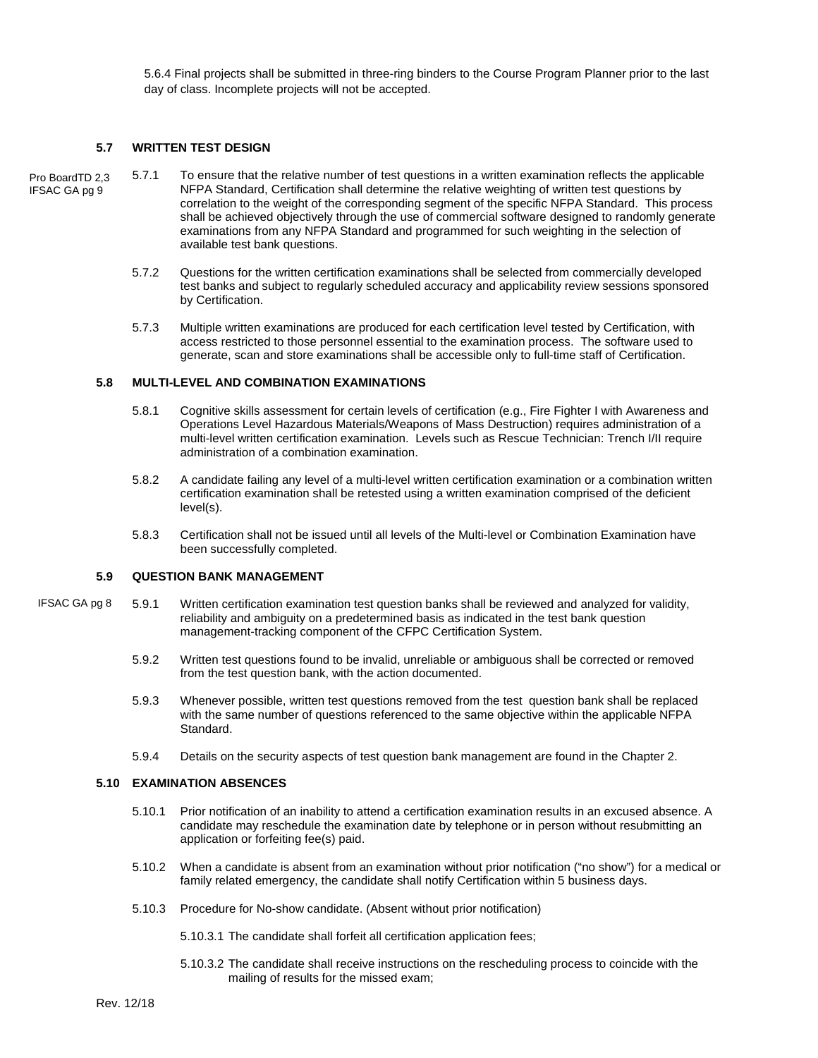5.6.4 Final projects shall be submitted in three-ring binders to the Course Program Planner prior to the last day of class. Incomplete projects will not be accepted.

### 5.7 WRITTEN TEST DESIGN

Pro BoardTD 2,3
IFSAC GA pg 9

5.7.1 To ensure that the relative number of test questions in a written examination reflects the applicable NFPA Standard, Certification shall determine the relative weighting of written test questions by correlation to the weight of the corresponding segment of the specific NFPA Standard. This process shall be achieved objectively through the use of commercial software designed to randomly generate examinations from any NFPA Standard and programmed for such weighting in the selection of available test bank questions.

5.7.2 Questions for the written certification examinations shall be selected from commercially developed test banks and subject to regularly scheduled accuracy and applicability review sessions sponsored by Certification.

5.7.3 Multiple written examinations are produced for each certification level tested by Certification, with access restricted to those personnel essential to the examination process. The software used to generate, scan and store examinations shall be accessible only to full-time staff of Certification.

### 5.8 MULTI-LEVEL AND COMBINATION EXAMINATIONS

5.8.1 Cognitive skills assessment for certain levels of certification (e.g., Fire Fighter I with Awareness and Operations Level Hazardous Materials/Weapons of Mass Destruction) requires administration of a multi-level written certification examination. Levels such as Rescue Technician: Trench I/II require administration of a combination examination.

5.8.2 A candidate failing any level of a multi-level written certification examination or a combination written certification examination shall be retested using a written examination comprised of the deficient level(s).

5.8.3 Certification shall not be issued until all levels of the Multi-level or Combination Examination have been successfully completed.

### 5.9 QUESTION BANK MANAGEMENT

IFSAC GA pg 8

5.9.1 Written certification examination test question banks shall be reviewed and analyzed for validity, reliability and ambiguity on a predetermined basis as indicated in the test bank question management-tracking component of the CFPC Certification System.

5.9.2 Written test questions found to be invalid, unreliable or ambiguous shall be corrected or removed from the test question bank, with the action documented.

5.9.3 Whenever possible, written test questions removed from the test question bank shall be replaced with the same number of questions referenced to the same objective within the applicable NFPA Standard.

5.9.4 Details on the security aspects of test question bank management are found in the Chapter 2.

### 5.10 EXAMINATION ABSENCES

5.10.1 Prior notification of an inability to attend a certification examination results in an excused absence. A candidate may reschedule the examination date by telephone or in person without resubmitting an application or forfeiting fee(s) paid.

5.10.2 When a candidate is absent from an examination without prior notification ("no show") for a medical or family related emergency, the candidate shall notify Certification within 5 business days.

5.10.3 Procedure for No-show candidate. (Absent without prior notification)

5.10.3.1 The candidate shall forfeit all certification application fees;

5.10.3.2 The candidate shall receive instructions on the rescheduling process to coincide with the mailing of results for the missed exam;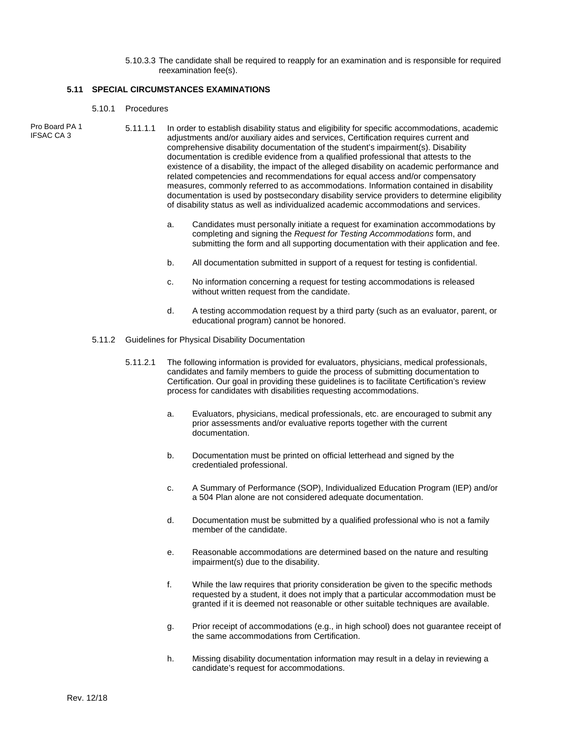5.10.3.3 The candidate shall be required to reapply for an examination and is responsible for required reexamination fee(s).

### 5.11 SPECIAL CIRCUMSTANCES EXAMINATIONS

5.10.1 Procedures

Pro Board PA 1
IFSAC CA 3

5.11.1.1 In order to establish disability status and eligibility for specific accommodations, academic adjustments and/or auxiliary aides and services, Certification requires current and comprehensive disability documentation of the student's impairment(s). Disability documentation is credible evidence from a qualified professional that attests to the existence of a disability, the impact of the alleged disability on academic performance and related competencies and recommendations for equal access and/or compensatory measures, commonly referred to as accommodations. Information contained in disability documentation is used by postsecondary disability service providers to determine eligibility of disability status as well as individualized academic accommodations and services.

a. Candidates must personally initiate a request for examination accommodations by completing and signing the *Request for Testing Accommodations* form, and submitting the form and all supporting documentation with their application and fee.

b. All documentation submitted in support of a request for testing is confidential.

c. No information concerning a request for testing accommodations is released without written request from the candidate.

d. A testing accommodation request by a third party (such as an evaluator, parent, or educational program) cannot be honored.

5.11.2 Guidelines for Physical Disability Documentation

5.11.2.1 The following information is provided for evaluators, physicians, medical professionals, candidates and family members to guide the process of submitting documentation to Certification. Our goal in providing these guidelines is to facilitate Certification's review process for candidates with disabilities requesting accommodations.

a. Evaluators, physicians, medical professionals, etc. are encouraged to submit any prior assessments and/or evaluative reports together with the current documentation.

b. Documentation must be printed on official letterhead and signed by the credentialed professional.

c. A Summary of Performance (SOP), Individualized Education Program (IEP) and/or a 504 Plan alone are not considered adequate documentation.

d. Documentation must be submitted by a qualified professional who is not a family member of the candidate.

e. Reasonable accommodations are determined based on the nature and resulting impairment(s) due to the disability.

f. While the law requires that priority consideration be given to the specific methods requested by a student, it does not imply that a particular accommodation must be granted if it is deemed not reasonable or other suitable techniques are available.

g. Prior receipt of accommodations (e.g., in high school) does not guarantee receipt of the same accommodations from Certification.

h. Missing disability documentation information may result in a delay in reviewing a candidate's request for accommodations.

Rev. 12/18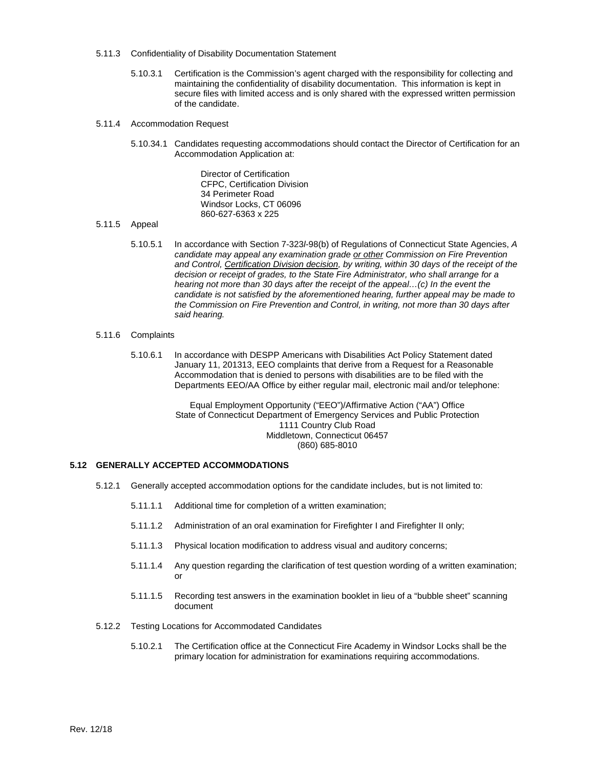5.11.3 Confidentiality of Disability Documentation Statement

5.10.3.1 Certification is the Commission's agent charged with the responsibility for collecting and maintaining the confidentiality of disability documentation. This information is kept in secure files with limited access and is only shared with the expressed written permission of the candidate.

5.11.4 Accommodation Request

5.10.34.1 Candidates requesting accommodations should contact the Director of Certification for an Accommodation Application at:

Director of Certification
CFPC, Certification Division
34 Perimeter Road
Windsor Locks, CT 06096
860-627-6363 x 225

5.11.5 Appeal

5.10.5.1 In accordance with Section 7-323*l*-98(b) of Regulations of Connecticut State Agencies, *A candidate may appeal any examination grade <u>or other</u> Commission on Fire Prevention and Control, <u>Certification Division decision</u>, by writing, within 30 days of the receipt of the decision or receipt of grades, to the State Fire Administrator, who shall arrange for a hearing not more than 30 days after the receipt of the appeal…(c) In the event the candidate is not satisfied by the aforementioned hearing, further appeal may be made to the Commission on Fire Prevention and Control, in writing, not more than 30 days after said hearing.*

5.11.6 Complaints

5.10.6.1 In accordance with DESPP Americans with Disabilities Act Policy Statement dated January 11, 201313, EEO complaints that derive from a Request for a Reasonable Accommodation that is denied to persons with disabilities are to be filed with the Departments EEO/AA Office by either regular mail, electronic mail and/or telephone:

Equal Employment Opportunity ("EEO")/Affirmative Action ("AA") Office
State of Connecticut Department of Emergency Services and Public Protection
1111 Country Club Road
Middletown, Connecticut 06457
(860) 685-8010

## 5.12 GENERALLY ACCEPTED ACCOMMODATIONS

5.12.1 Generally accepted accommodation options for the candidate includes, but is not limited to:

5.11.1.1 Additional time for completion of a written examination;

5.11.1.2 Administration of an oral examination for Firefighter I and Firefighter II only;

5.11.1.3 Physical location modification to address visual and auditory concerns;

5.11.1.4 Any question regarding the clarification of test question wording of a written examination; or

5.11.1.5 Recording test answers in the examination booklet in lieu of a "bubble sheet" scanning document

5.12.2 Testing Locations for Accommodated Candidates

5.10.2.1 The Certification office at the Connecticut Fire Academy in Windsor Locks shall be the primary location for administration for examinations requiring accommodations.

Rev. 12/18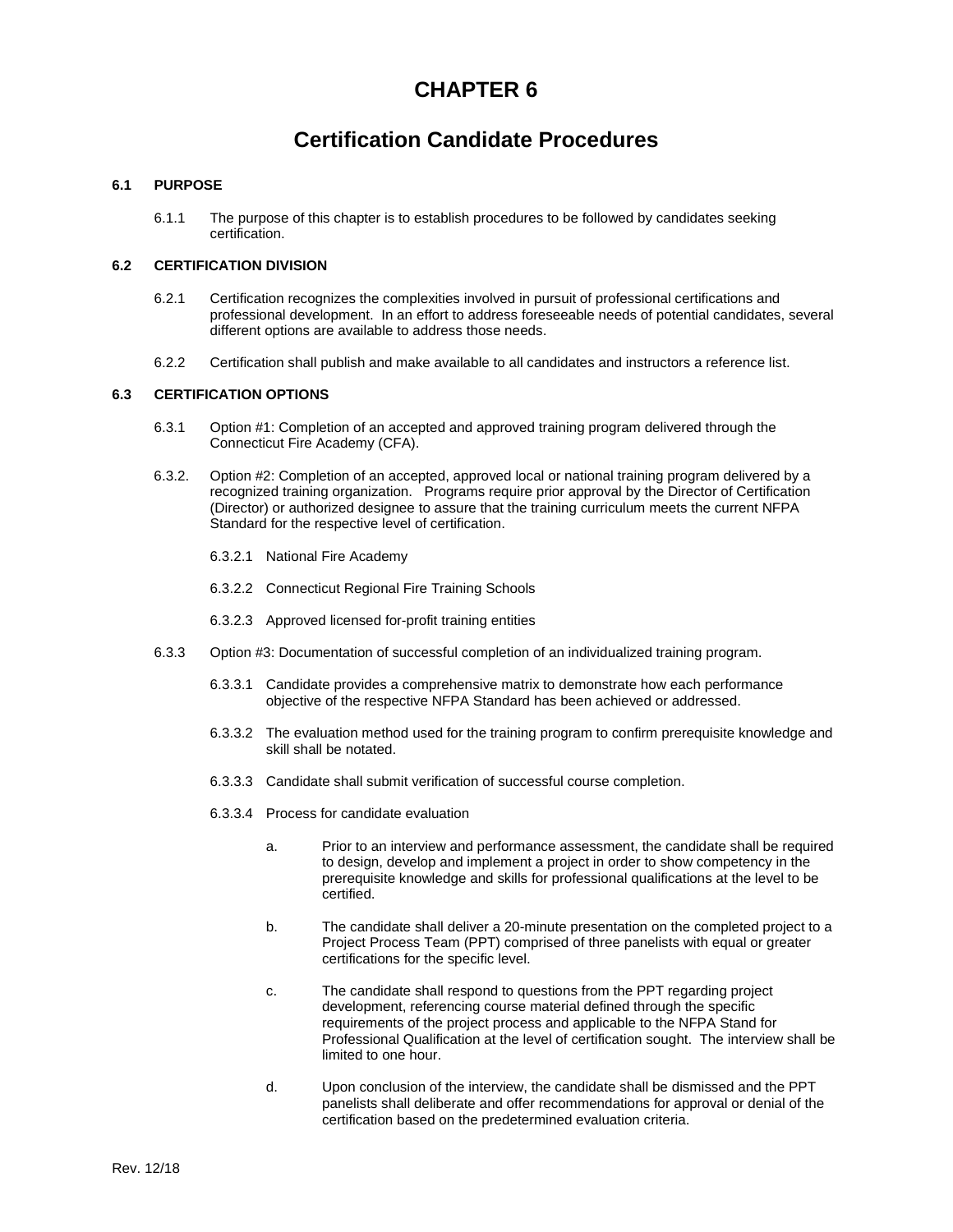# CHAPTER 6

# Certification Candidate Procedures

### 6.1 PURPOSE

6.1.1 The purpose of this chapter is to establish procedures to be followed by candidates seeking certification.

### 6.2 CERTIFICATION DIVISION

6.2.1 Certification recognizes the complexities involved in pursuit of professional certifications and professional development. In an effort to address foreseeable needs of potential candidates, several different options are available to address those needs.

6.2.2 Certification shall publish and make available to all candidates and instructors a reference list.

### 6.3 CERTIFICATION OPTIONS

6.3.1 Option #1: Completion of an accepted and approved training program delivered through the Connecticut Fire Academy (CFA).

6.3.2. Option #2: Completion of an accepted, approved local or national training program delivered by a recognized training organization. Programs require prior approval by the Director of Certification (Director) or authorized designee to assure that the training curriculum meets the current NFPA Standard for the respective level of certification.

6.3.2.1 National Fire Academy

6.3.2.2 Connecticut Regional Fire Training Schools

6.3.2.3 Approved licensed for-profit training entities

6.3.3 Option #3: Documentation of successful completion of an individualized training program.

6.3.3.1 Candidate provides a comprehensive matrix to demonstrate how each performance objective of the respective NFPA Standard has been achieved or addressed.

6.3.3.2 The evaluation method used for the training program to confirm prerequisite knowledge and skill shall be notated.

6.3.3.3 Candidate shall submit verification of successful course completion.

6.3.3.4 Process for candidate evaluation

a. Prior to an interview and performance assessment, the candidate shall be required to design, develop and implement a project in order to show competency in the prerequisite knowledge and skills for professional qualifications at the level to be certified.

b. The candidate shall deliver a 20-minute presentation on the completed project to a Project Process Team (PPT) comprised of three panelists with equal or greater certifications for the specific level.

c. The candidate shall respond to questions from the PPT regarding project development, referencing course material defined through the specific requirements of the project process and applicable to the NFPA Stand for Professional Qualification at the level of certification sought. The interview shall be limited to one hour.

d. Upon conclusion of the interview, the candidate shall be dismissed and the PPT panelists shall deliberate and offer recommendations for approval or denial of the certification based on the predetermined evaluation criteria.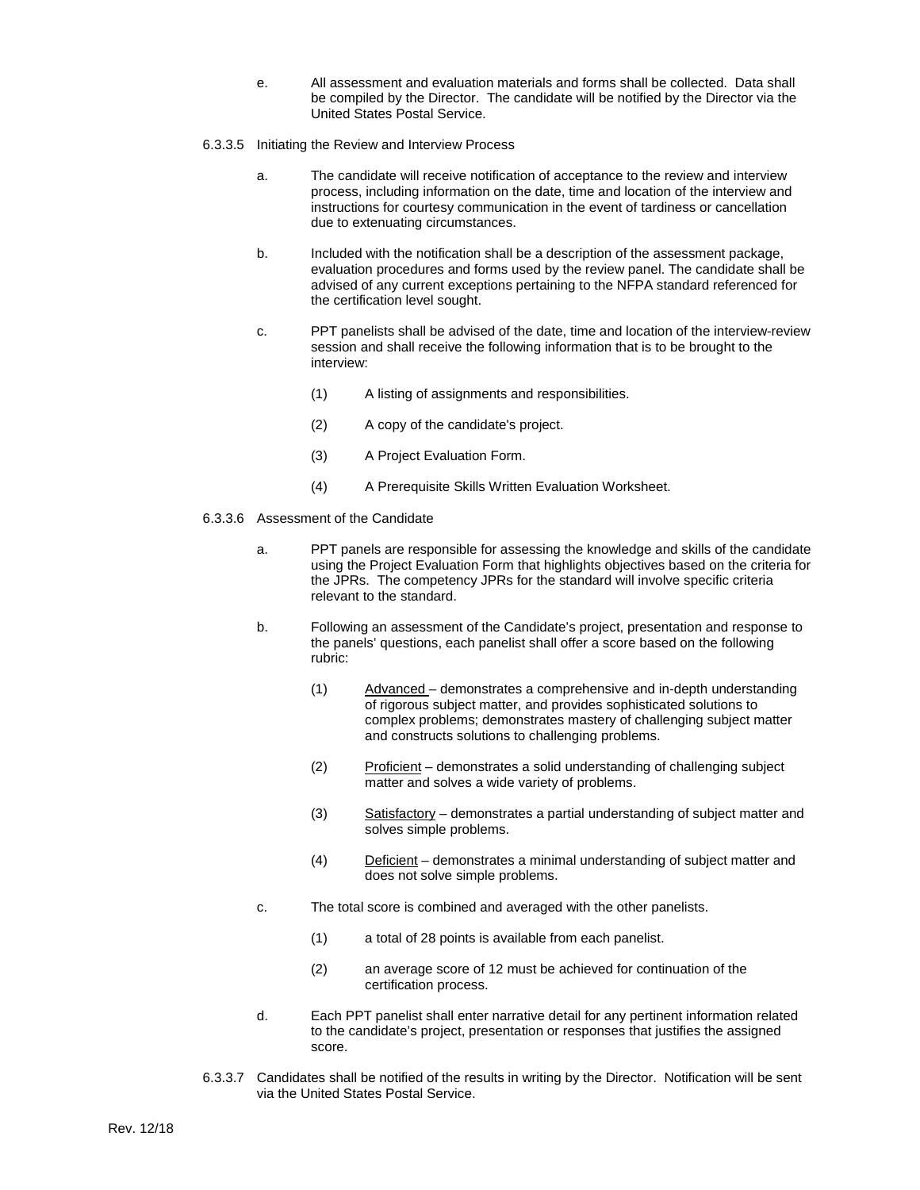e. All assessment and evaluation materials and forms shall be collected. Data shall be compiled by the Director. The candidate will be notified by the Director via the United States Postal Service.

6.3.3.5 Initiating the Review and Interview Process

a. The candidate will receive notification of acceptance to the review and interview process, including information on the date, time and location of the interview and instructions for courtesy communication in the event of tardiness or cancellation due to extenuating circumstances.

b. Included with the notification shall be a description of the assessment package, evaluation procedures and forms used by the review panel. The candidate shall be advised of any current exceptions pertaining to the NFPA standard referenced for the certification level sought.

c. PPT panelists shall be advised of the date, time and location of the interview-review session and shall receive the following information that is to be brought to the interview:

(1) A listing of assignments and responsibilities.

(2) A copy of the candidate's project.

(3) A Project Evaluation Form.

(4) A Prerequisite Skills Written Evaluation Worksheet.

6.3.3.6 Assessment of the Candidate

a. PPT panels are responsible for assessing the knowledge and skills of the candidate using the Project Evaluation Form that highlights objectives based on the criteria for the JPRs. The competency JPRs for the standard will involve specific criteria relevant to the standard.

b. Following an assessment of the Candidate's project, presentation and response to the panels' questions, each panelist shall offer a score based on the following rubric:

(1) Advanced – demonstrates a comprehensive and in-depth understanding of rigorous subject matter, and provides sophisticated solutions to complex problems; demonstrates mastery of challenging subject matter and constructs solutions to challenging problems.

(2) Proficient – demonstrates a solid understanding of challenging subject matter and solves a wide variety of problems.

(3) Satisfactory – demonstrates a partial understanding of subject matter and solves simple problems.

(4) Deficient – demonstrates a minimal understanding of subject matter and does not solve simple problems.

c. The total score is combined and averaged with the other panelists.

(1) a total of 28 points is available from each panelist.

(2) an average score of 12 must be achieved for continuation of the certification process.

d. Each PPT panelist shall enter narrative detail for any pertinent information related to the candidate's project, presentation or responses that justifies the assigned score.

6.3.3.7 Candidates shall be notified of the results in writing by the Director. Notification will be sent via the United States Postal Service.

Rev. 12/18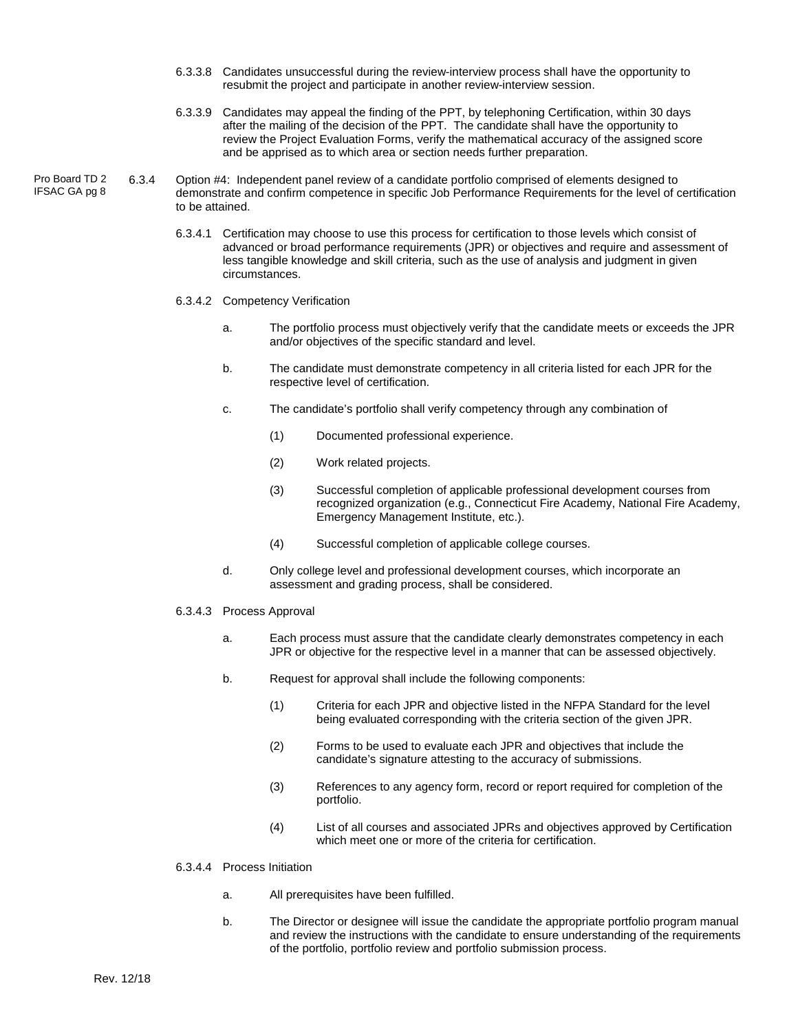6.3.3.8 Candidates unsuccessful during the review-interview process shall have the opportunity to resubmit the project and participate in another review-interview session.

6.3.3.9 Candidates may appeal the finding of the PPT, by telephoning Certification, within 30 days after the mailing of the decision of the PPT. The candidate shall have the opportunity to review the Project Evaluation Forms, verify the mathematical accuracy of the assigned score and be apprised as to which area or section needs further preparation.

Pro Board TD 2
IFSAC GA pg 8

6.3.4 Option #4: Independent panel review of a candidate portfolio comprised of elements designed to demonstrate and confirm competence in specific Job Performance Requirements for the level of certification to be attained.

6.3.4.1 Certification may choose to use this process for certification to those levels which consist of advanced or broad performance requirements (JPR) or objectives and require and assessment of less tangible knowledge and skill criteria, such as the use of analysis and judgment in given circumstances.

6.3.4.2 Competency Verification

a. The portfolio process must objectively verify that the candidate meets or exceeds the JPR and/or objectives of the specific standard and level.

b. The candidate must demonstrate competency in all criteria listed for each JPR for the respective level of certification.

c. The candidate's portfolio shall verify competency through any combination of

(1) Documented professional experience.

(2) Work related projects.

(3) Successful completion of applicable professional development courses from recognized organization (e.g., Connecticut Fire Academy, National Fire Academy, Emergency Management Institute, etc.).

(4) Successful completion of applicable college courses.

d. Only college level and professional development courses, which incorporate an assessment and grading process, shall be considered.

6.3.4.3 Process Approval

a. Each process must assure that the candidate clearly demonstrates competency in each JPR or objective for the respective level in a manner that can be assessed objectively.

b. Request for approval shall include the following components:

(1) Criteria for each JPR and objective listed in the NFPA Standard for the level being evaluated corresponding with the criteria section of the given JPR.

(2) Forms to be used to evaluate each JPR and objectives that include the candidate's signature attesting to the accuracy of submissions.

(3) References to any agency form, record or report required for completion of the portfolio.

(4) List of all courses and associated JPRs and objectives approved by Certification which meet one or more of the criteria for certification.

6.3.4.4 Process Initiation

a. All prerequisites have been fulfilled.

b. The Director or designee will issue the candidate the appropriate portfolio program manual and review the instructions with the candidate to ensure understanding of the requirements of the portfolio, portfolio review and portfolio submission process.

Rev. 12/18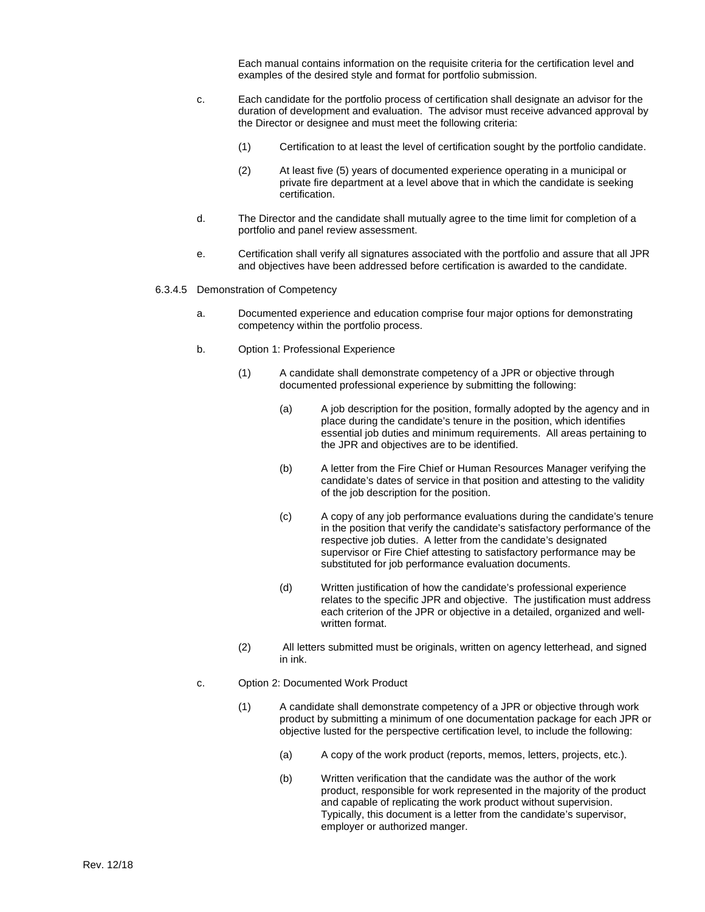Each manual contains information on the requisite criteria for the certification level and examples of the desired style and format for portfolio submission.

c. Each candidate for the portfolio process of certification shall designate an advisor for the duration of development and evaluation. The advisor must receive advanced approval by the Director or designee and must meet the following criteria:

   (1) Certification to at least the level of certification sought by the portfolio candidate.

   (2) At least five (5) years of documented experience operating in a municipal or private fire department at a level above that in which the candidate is seeking certification.

d. The Director and the candidate shall mutually agree to the time limit for completion of a portfolio and panel review assessment.

e. Certification shall verify all signatures associated with the portfolio and assure that all JPR and objectives have been addressed before certification is awarded to the candidate.

6.3.4.5 Demonstration of Competency

a. Documented experience and education comprise four major options for demonstrating competency within the portfolio process.

b. Option 1: Professional Experience

   (1) A candidate shall demonstrate competency of a JPR or objective through documented professional experience by submitting the following:

      (a) A job description for the position, formally adopted by the agency and in place during the candidate's tenure in the position, which identifies essential job duties and minimum requirements. All areas pertaining to the JPR and objectives are to be identified.

      (b) A letter from the Fire Chief or Human Resources Manager verifying the candidate's dates of service in that position and attesting to the validity of the job description for the position.

      (c) A copy of any job performance evaluations during the candidate's tenure in the position that verify the candidate's satisfactory performance of the respective job duties. A letter from the candidate's designated supervisor or Fire Chief attesting to satisfactory performance may be substituted for job performance evaluation documents.

      (d) Written justification of how the candidate's professional experience relates to the specific JPR and objective. The justification must address each criterion of the JPR or objective in a detailed, organized and well-written format.

   (2) All letters submitted must be originals, written on agency letterhead, and signed in ink.

c. Option 2: Documented Work Product

   (1) A candidate shall demonstrate competency of a JPR or objective through work product by submitting a minimum of one documentation package for each JPR or objective lusted for the perspective certification level, to include the following:

      (a) A copy of the work product (reports, memos, letters, projects, etc.).

      (b) Written verification that the candidate was the author of the work product, responsible for work represented in the majority of the product and capable of replicating the work product without supervision. Typically, this document is a letter from the candidate's supervisor, employer or authorized manger.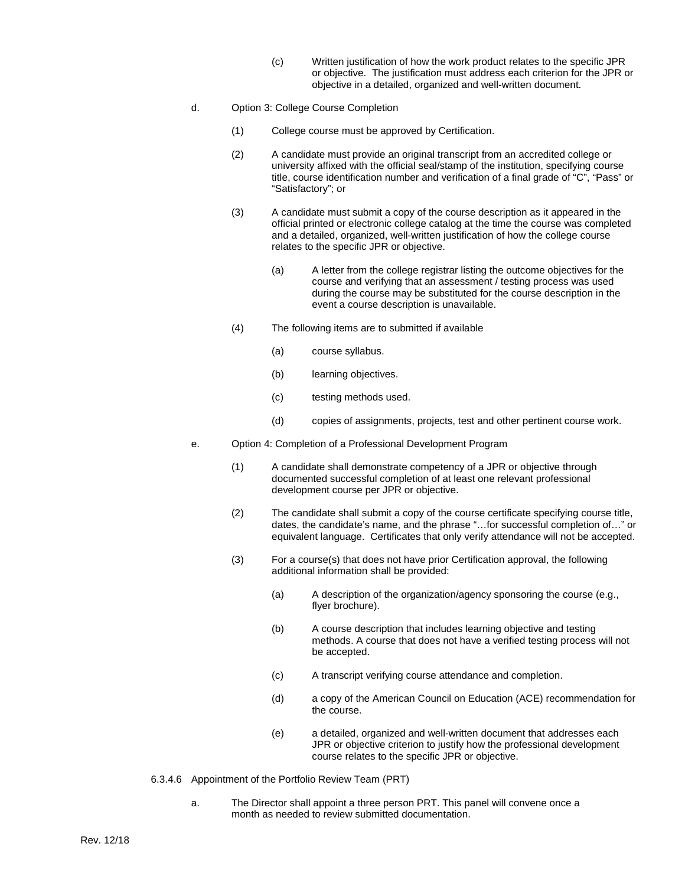(c) Written justification of how the work product relates to the specific JPR or objective. The justification must address each criterion for the JPR or objective in a detailed, organized and well-written document.

d. Option 3: College Course Completion

(1) College course must be approved by Certification.

(2) A candidate must provide an original transcript from an accredited college or university affixed with the official seal/stamp of the institution, specifying course title, course identification number and verification of a final grade of "C", "Pass" or "Satisfactory"; or

(3) A candidate must submit a copy of the course description as it appeared in the official printed or electronic college catalog at the time the course was completed and a detailed, organized, well-written justification of how the college course relates to the specific JPR or objective.

(a) A letter from the college registrar listing the outcome objectives for the course and verifying that an assessment / testing process was used during the course may be substituted for the course description in the event a course description is unavailable.

(4) The following items are to submitted if available

(a) course syllabus.

(b) learning objectives.

(c) testing methods used.

(d) copies of assignments, projects, test and other pertinent course work.

e. Option 4: Completion of a Professional Development Program

(1) A candidate shall demonstrate competency of a JPR or objective through documented successful completion of at least one relevant professional development course per JPR or objective.

(2) The candidate shall submit a copy of the course certificate specifying course title, dates, the candidate's name, and the phrase "…for successful completion of…" or equivalent language. Certificates that only verify attendance will not be accepted.

(3) For a course(s) that does not have prior Certification approval, the following additional information shall be provided:

(a) A description of the organization/agency sponsoring the course (e.g., flyer brochure).

(b) A course description that includes learning objective and testing methods. A course that does not have a verified testing process will not be accepted.

(c) A transcript verifying course attendance and completion.

(d) a copy of the American Council on Education (ACE) recommendation for the course.

(e) a detailed, organized and well-written document that addresses each JPR or objective criterion to justify how the professional development course relates to the specific JPR or objective.

6.3.4.6 Appointment of the Portfolio Review Team (PRT)

a. The Director shall appoint a three person PRT. This panel will convene once a month as needed to review submitted documentation.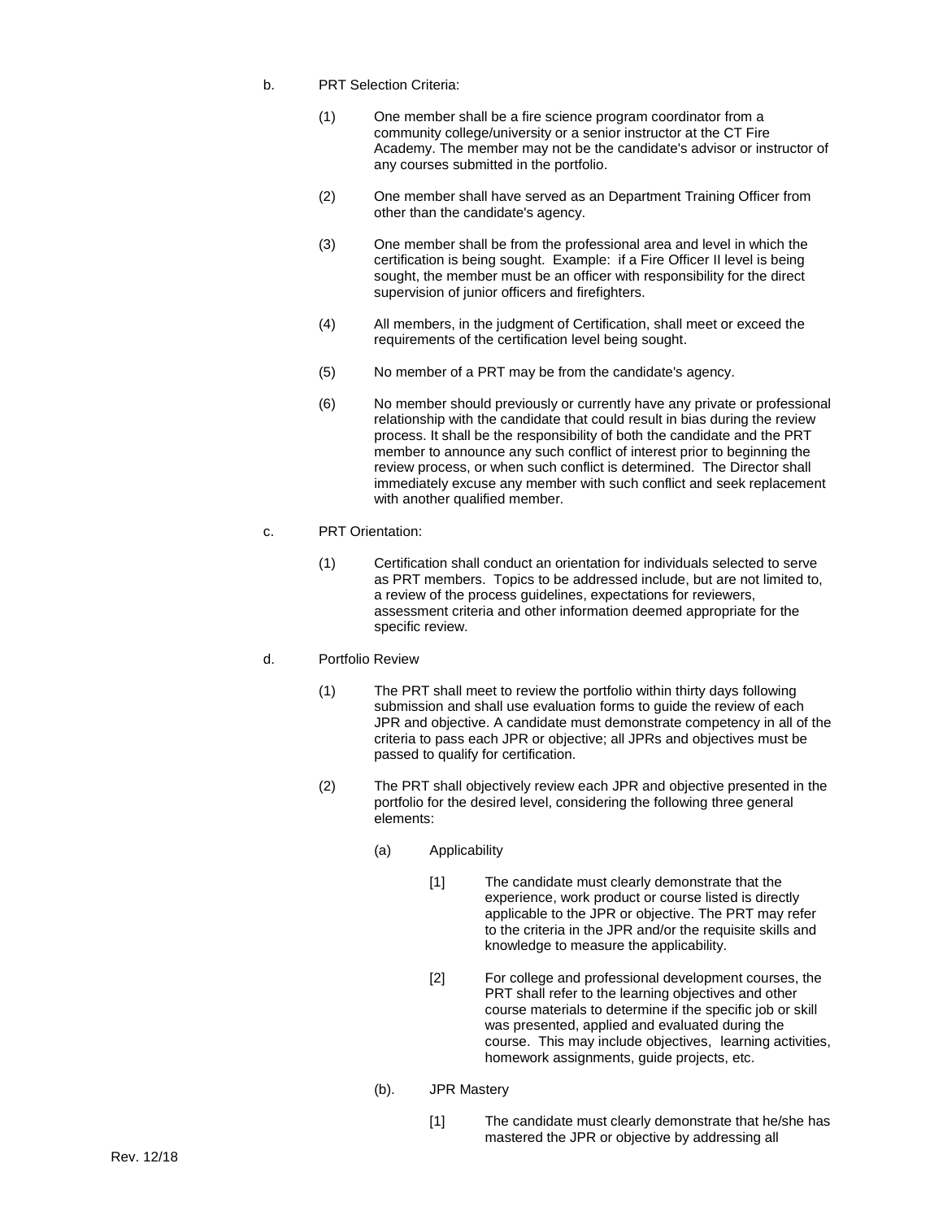b. PRT Selection Criteria:

(1) One member shall be a fire science program coordinator from a community college/university or a senior instructor at the CT Fire Academy. The member may not be the candidate's advisor or instructor of any courses submitted in the portfolio.

(2) One member shall have served as an Department Training Officer from other than the candidate's agency.

(3) One member shall be from the professional area and level in which the certification is being sought. Example: if a Fire Officer II level is being sought, the member must be an officer with responsibility for the direct supervision of junior officers and firefighters.

(4) All members, in the judgment of Certification, shall meet or exceed the requirements of the certification level being sought.

(5) No member of a PRT may be from the candidate's agency.

(6) No member should previously or currently have any private or professional relationship with the candidate that could result in bias during the review process. It shall be the responsibility of both the candidate and the PRT member to announce any such conflict of interest prior to beginning the review process, or when such conflict is determined. The Director shall immediately excuse any member with such conflict and seek replacement with another qualified member.

c. PRT Orientation:

(1) Certification shall conduct an orientation for individuals selected to serve as PRT members. Topics to be addressed include, but are not limited to, a review of the process guidelines, expectations for reviewers, assessment criteria and other information deemed appropriate for the specific review.

d. Portfolio Review

(1) The PRT shall meet to review the portfolio within thirty days following submission and shall use evaluation forms to guide the review of each JPR and objective. A candidate must demonstrate competency in all of the criteria to pass each JPR or objective; all JPRs and objectives must be passed to qualify for certification.

(2) The PRT shall objectively review each JPR and objective presented in the portfolio for the desired level, considering the following three general elements:

(a) Applicability

[1] The candidate must clearly demonstrate that the experience, work product or course listed is directly applicable to the JPR or objective. The PRT may refer to the criteria in the JPR and/or the requisite skills and knowledge to measure the applicability.

[2] For college and professional development courses, the PRT shall refer to the learning objectives and other course materials to determine if the specific job or skill was presented, applied and evaluated during the course. This may include objectives, learning activities, homework assignments, guide projects, etc.

(b). JPR Mastery

[1] The candidate must clearly demonstrate that he/she has mastered the JPR or objective by addressing all

Rev. 12/18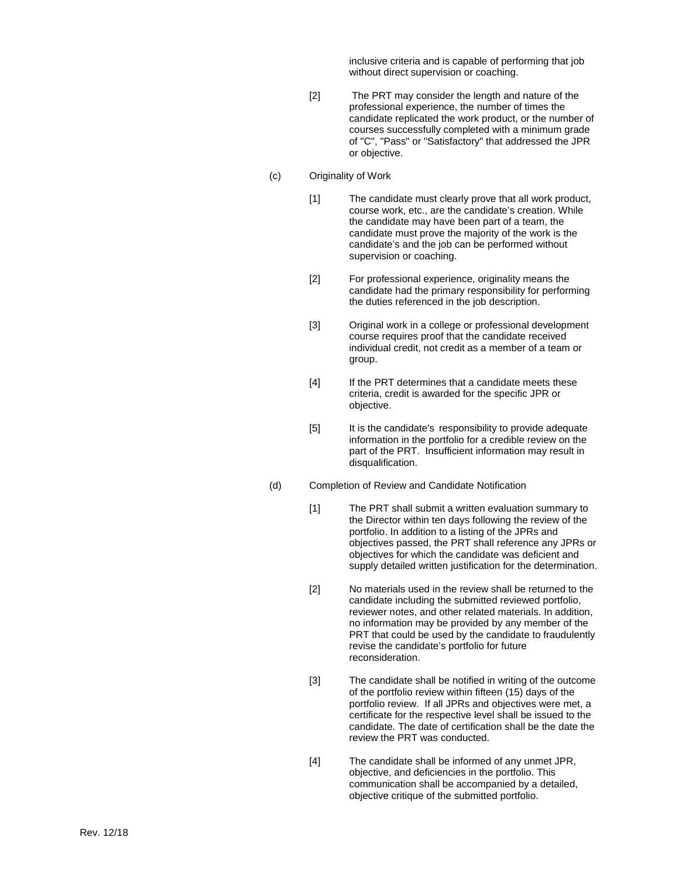inclusive criteria and is capable of performing that job without direct supervision or coaching.

[2] The PRT may consider the length and nature of the professional experience, the number of times the candidate replicated the work product, or the number of courses successfully completed with a minimum grade of "C", "Pass" or "Satisfactory" that addressed the JPR or objective.

(c) Originality of Work

[1] The candidate must clearly prove that all work product, course work, etc., are the candidate's creation. While the candidate may have been part of a team, the candidate must prove the majority of the work is the candidate's and the job can be performed without supervision or coaching.

[2] For professional experience, originality means the candidate had the primary responsibility for performing the duties referenced in the job description.

[3] Original work in a college or professional development course requires proof that the candidate received individual credit, not credit as a member of a team or group.

[4] If the PRT determines that a candidate meets these criteria, credit is awarded for the specific JPR or objective.

[5] It is the candidate's responsibility to provide adequate information in the portfolio for a credible review on the part of the PRT. Insufficient information may result in disqualification.

(d) Completion of Review and Candidate Notification

[1] The PRT shall submit a written evaluation summary to the Director within ten days following the review of the portfolio. In addition to a listing of the JPRs and objectives passed, the PRT shall reference any JPRs or objectives for which the candidate was deficient and supply detailed written justification for the determination.

[2] No materials used in the review shall be returned to the candidate including the submitted reviewed portfolio, reviewer notes, and other related materials. In addition, no information may be provided by any member of the PRT that could be used by the candidate to fraudulently revise the candidate's portfolio for future reconsideration.

[3] The candidate shall be notified in writing of the outcome of the portfolio review within fifteen (15) days of the portfolio review. If all JPRs and objectives were met, a certificate for the respective level shall be issued to the candidate. The date of certification shall be the date the review the PRT was conducted.

[4] The candidate shall be informed of any unmet JPR, objective, and deficiencies in the portfolio. This communication shall be accompanied by a detailed, objective critique of the submitted portfolio.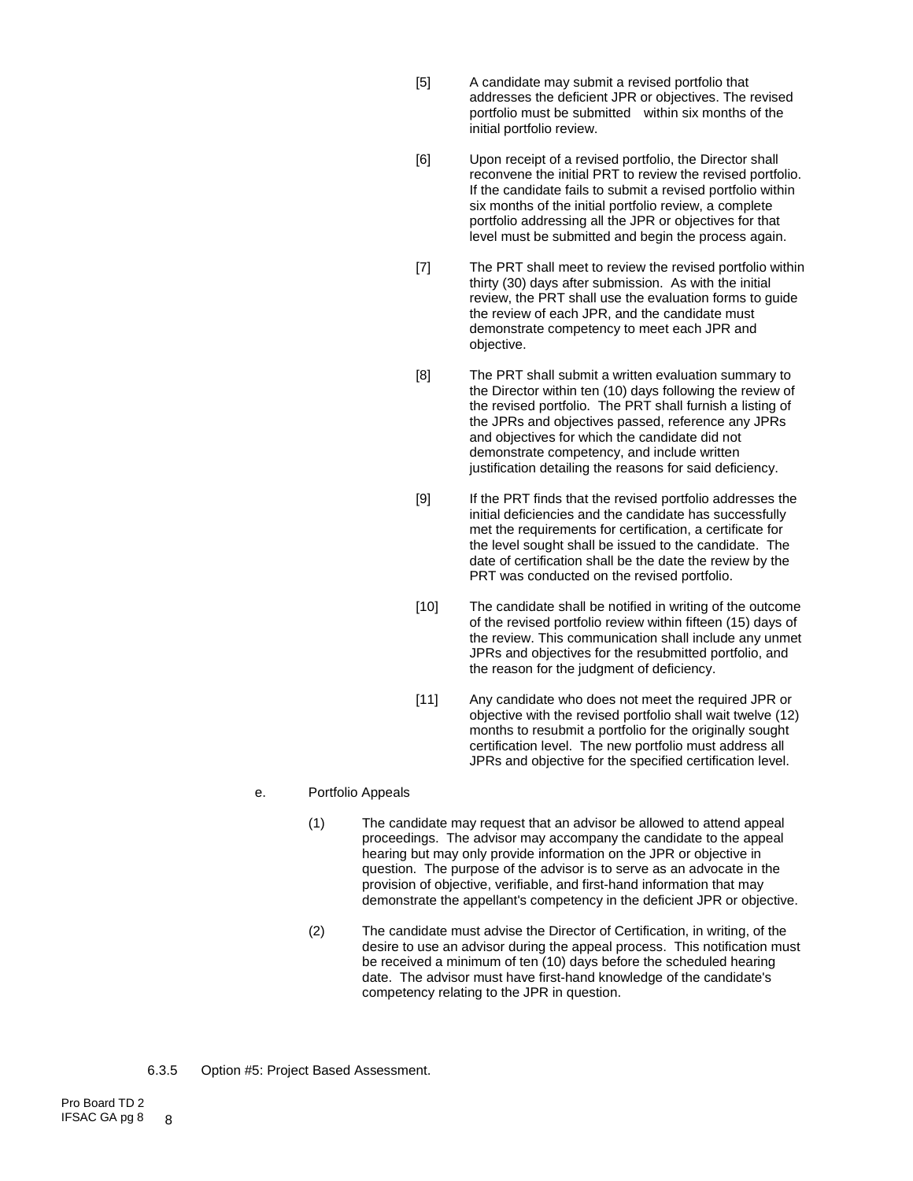[5] A candidate may submit a revised portfolio that addresses the deficient JPR or objectives. The revised portfolio must be submitted within six months of the initial portfolio review.

[6] Upon receipt of a revised portfolio, the Director shall reconvene the initial PRT to review the revised portfolio. If the candidate fails to submit a revised portfolio within six months of the initial portfolio review, a complete portfolio addressing all the JPR or objectives for that level must be submitted and begin the process again.

[7] The PRT shall meet to review the revised portfolio within thirty (30) days after submission. As with the initial review, the PRT shall use the evaluation forms to guide the review of each JPR, and the candidate must demonstrate competency to meet each JPR and objective.

[8] The PRT shall submit a written evaluation summary to the Director within ten (10) days following the review of the revised portfolio. The PRT shall furnish a listing of the JPRs and objectives passed, reference any JPRs and objectives for which the candidate did not demonstrate competency, and include written justification detailing the reasons for said deficiency.

[9] If the PRT finds that the revised portfolio addresses the initial deficiencies and the candidate has successfully met the requirements for certification, a certificate for the level sought shall be issued to the candidate. The date of certification shall be the date the review by the PRT was conducted on the revised portfolio.

[10] The candidate shall be notified in writing of the outcome of the revised portfolio review within fifteen (15) days of the review. This communication shall include any unmet JPRs and objectives for the resubmitted portfolio, and the reason for the judgment of deficiency.

[11] Any candidate who does not meet the required JPR or objective with the revised portfolio shall wait twelve (12) months to resubmit a portfolio for the originally sought certification level. The new portfolio must address all JPRs and objective for the specified certification level.

e. Portfolio Appeals

(1) The candidate may request that an advisor be allowed to attend appeal proceedings. The advisor may accompany the candidate to the appeal hearing but may only provide information on the JPR or objective in question. The purpose of the advisor is to serve as an advocate in the provision of objective, verifiable, and first-hand information that may demonstrate the appellant's competency in the deficient JPR or objective.

(2) The candidate must advise the Director of Certification, in writing, of the desire to use an advisor during the appeal process. This notification must be received a minimum of ten (10) days before the scheduled hearing date. The advisor must have first-hand knowledge of the candidate's competency relating to the JPR in question.

6.3.5 Option #5: Project Based Assessment.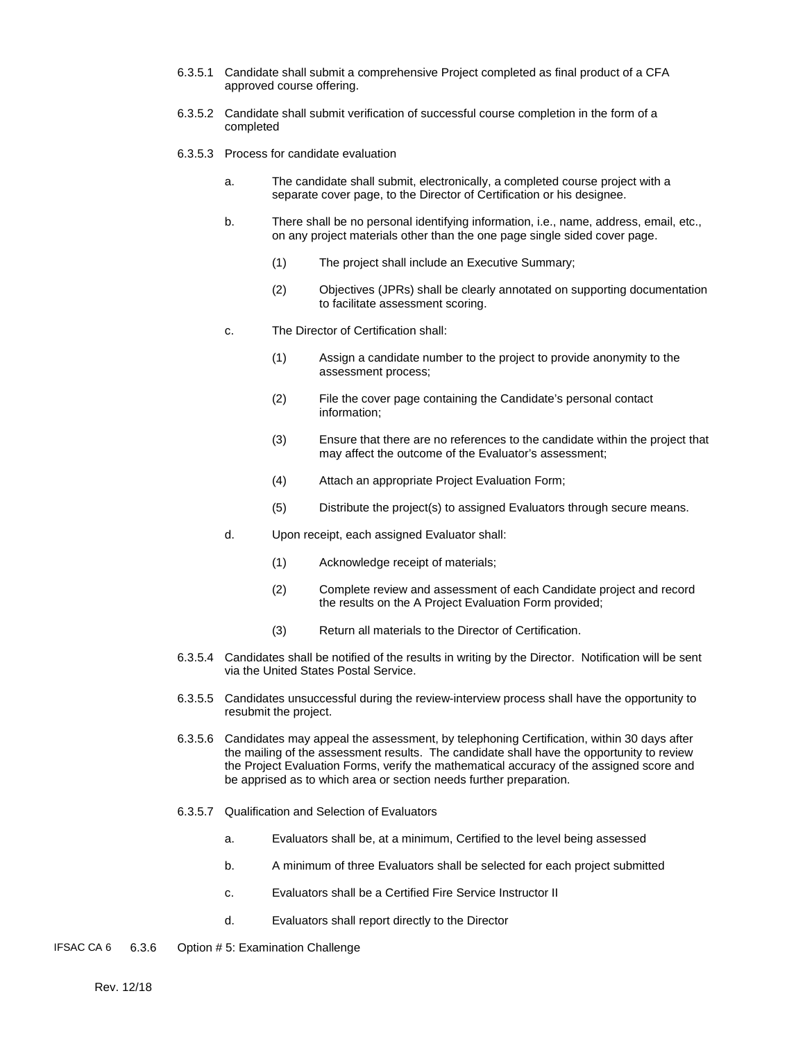6.3.5.1 Candidate shall submit a comprehensive Project completed as final product of a CFA approved course offering.

6.3.5.2 Candidate shall submit verification of successful course completion in the form of a completed

6.3.5.3 Process for candidate evaluation

a. The candidate shall submit, electronically, a completed course project with a separate cover page, to the Director of Certification or his designee.

b. There shall be no personal identifying information, i.e., name, address, email, etc., on any project materials other than the one page single sided cover page.

(1) The project shall include an Executive Summary;

(2) Objectives (JPRs) shall be clearly annotated on supporting documentation to facilitate assessment scoring.

c. The Director of Certification shall:

(1) Assign a candidate number to the project to provide anonymity to the assessment process;

(2) File the cover page containing the Candidate's personal contact information;

(3) Ensure that there are no references to the candidate within the project that may affect the outcome of the Evaluator's assessment;

(4) Attach an appropriate Project Evaluation Form;

(5) Distribute the project(s) to assigned Evaluators through secure means.

d. Upon receipt, each assigned Evaluator shall:

(1) Acknowledge receipt of materials;

(2) Complete review and assessment of each Candidate project and record the results on the A Project Evaluation Form provided;

(3) Return all materials to the Director of Certification.

6.3.5.4 Candidates shall be notified of the results in writing by the Director. Notification will be sent via the United States Postal Service.

6.3.5.5 Candidates unsuccessful during the review-interview process shall have the opportunity to resubmit the project.

6.3.5.6 Candidates may appeal the assessment, by telephoning Certification, within 30 days after the mailing of the assessment results. The candidate shall have the opportunity to review the Project Evaluation Forms, verify the mathematical accuracy of the assigned score and be apprised as to which area or section needs further preparation.

6.3.5.7 Qualification and Selection of Evaluators

a. Evaluators shall be, at a minimum, Certified to the level being assessed

b. A minimum of three Evaluators shall be selected for each project submitted

c. Evaluators shall be a Certified Fire Service Instructor II

d. Evaluators shall report directly to the Director

IFSAC CA 6 6.3.6 Option # 5: Examination Challenge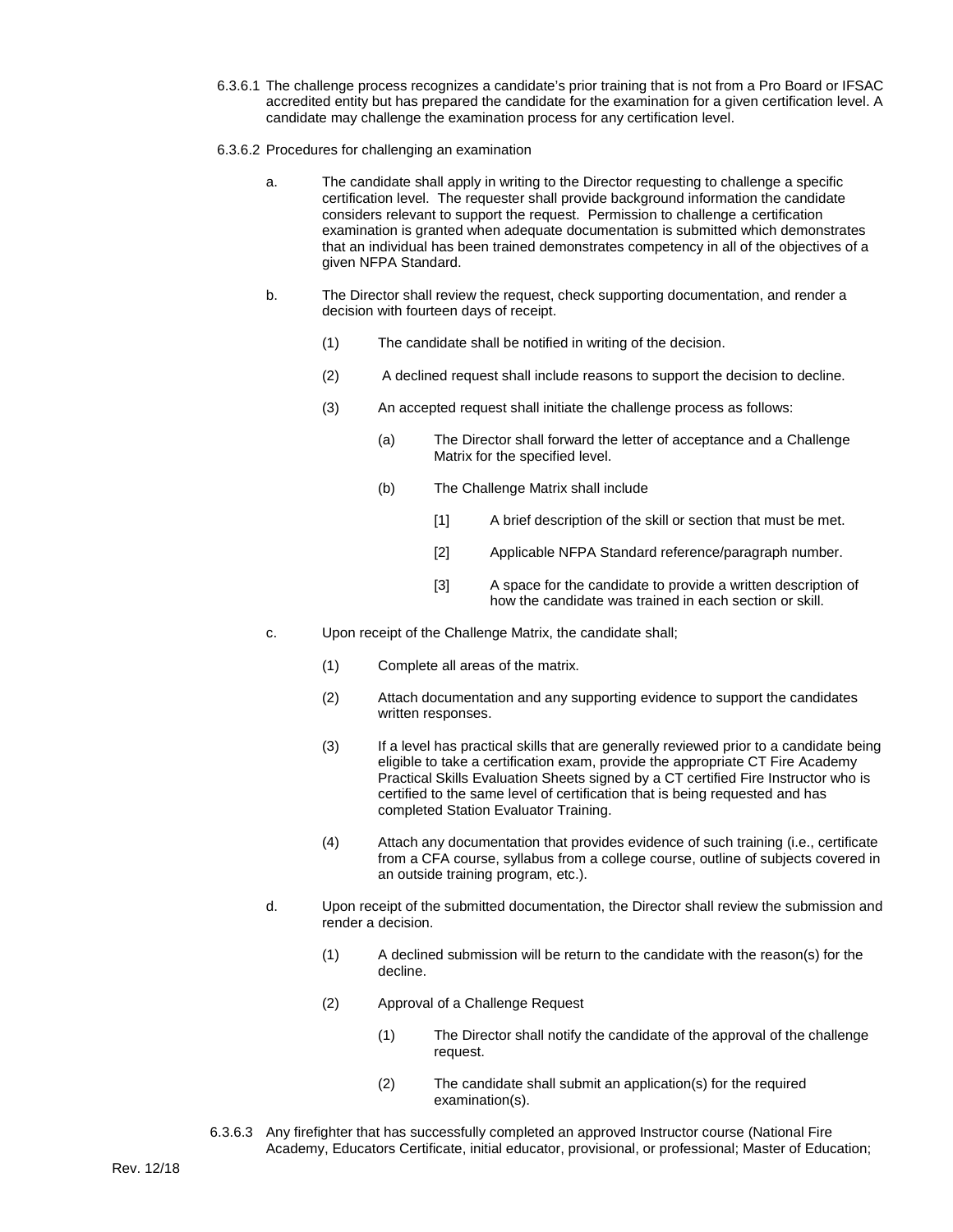6.3.6.1 The challenge process recognizes a candidate's prior training that is not from a Pro Board or IFSAC accredited entity but has prepared the candidate for the examination for a given certification level. A candidate may challenge the examination process for any certification level.

6.3.6.2 Procedures for challenging an examination

a. The candidate shall apply in writing to the Director requesting to challenge a specific certification level. The requester shall provide background information the candidate considers relevant to support the request. Permission to challenge a certification examination is granted when adequate documentation is submitted which demonstrates that an individual has been trained demonstrates competency in all of the objectives of a given NFPA Standard.

b. The Director shall review the request, check supporting documentation, and render a decision with fourteen days of receipt.

   (1) The candidate shall be notified in writing of the decision.

   (2) A declined request shall include reasons to support the decision to decline.

   (3) An accepted request shall initiate the challenge process as follows:

      (a) The Director shall forward the letter of acceptance and a Challenge Matrix for the specified level.

      (b) The Challenge Matrix shall include

         [1] A brief description of the skill or section that must be met.

         [2] Applicable NFPA Standard reference/paragraph number.

         [3] A space for the candidate to provide a written description of how the candidate was trained in each section or skill.

c. Upon receipt of the Challenge Matrix, the candidate shall;

   (1) Complete all areas of the matrix.

   (2) Attach documentation and any supporting evidence to support the candidates written responses.

   (3) If a level has practical skills that are generally reviewed prior to a candidate being eligible to take a certification exam, provide the appropriate CT Fire Academy Practical Skills Evaluation Sheets signed by a CT certified Fire Instructor who is certified to the same level of certification that is being requested and has completed Station Evaluator Training.

   (4) Attach any documentation that provides evidence of such training (i.e., certificate from a CFA course, syllabus from a college course, outline of subjects covered in an outside training program, etc.).

d. Upon receipt of the submitted documentation, the Director shall review the submission and render a decision.

   (1) A declined submission will be return to the candidate with the reason(s) for the decline.

   (2) Approval of a Challenge Request

      (1) The Director shall notify the candidate of the approval of the challenge request.

      (2) The candidate shall submit an application(s) for the required examination(s).

6.3.6.3 Any firefighter that has successfully completed an approved Instructor course (National Fire Academy, Educators Certificate, initial educator, provisional, or professional; Master of Education;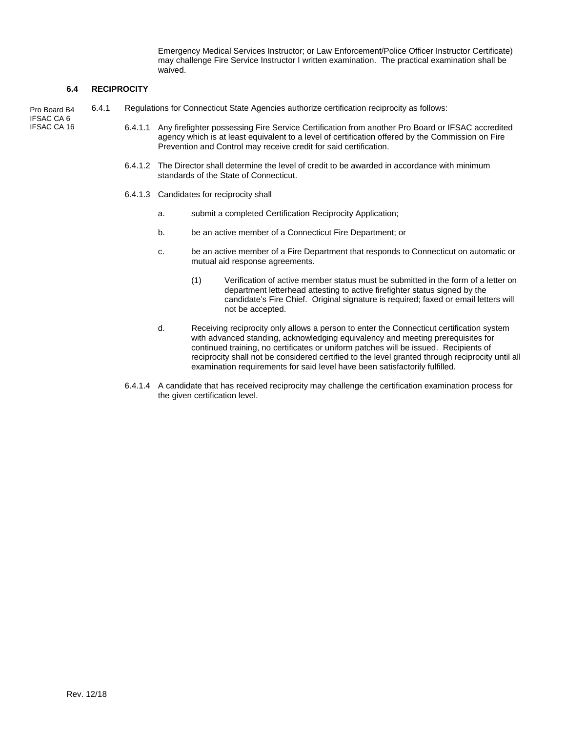Emergency Medical Services Instructor; or Law Enforcement/Police Officer Instructor Certificate) may challenge Fire Service Instructor I written examination. The practical examination shall be waived.

### 6.4 RECIPROCITY

Pro Board B4
IFSAC CA 6
IFSAC CA 16

6.4.1 Regulations for Connecticut State Agencies authorize certification reciprocity as follows:

6.4.1.1 Any firefighter possessing Fire Service Certification from another Pro Board or IFSAC accredited agency which is at least equivalent to a level of certification offered by the Commission on Fire Prevention and Control may receive credit for said certification.

6.4.1.2 The Director shall determine the level of credit to be awarded in accordance with minimum standards of the State of Connecticut.

6.4.1.3 Candidates for reciprocity shall

a. submit a completed Certification Reciprocity Application;

b. be an active member of a Connecticut Fire Department; or

c. be an active member of a Fire Department that responds to Connecticut on automatic or mutual aid response agreements.

(1) Verification of active member status must be submitted in the form of a letter on department letterhead attesting to active firefighter status signed by the candidate's Fire Chief. Original signature is required; faxed or email letters will not be accepted.

d. Receiving reciprocity only allows a person to enter the Connecticut certification system with advanced standing, acknowledging equivalency and meeting prerequisites for continued training, no certificates or uniform patches will be issued. Recipients of reciprocity shall not be considered certified to the level granted through reciprocity until all examination requirements for said level have been satisfactorily fulfilled.

6.4.1.4 A candidate that has received reciprocity may challenge the certification examination process for the given certification level.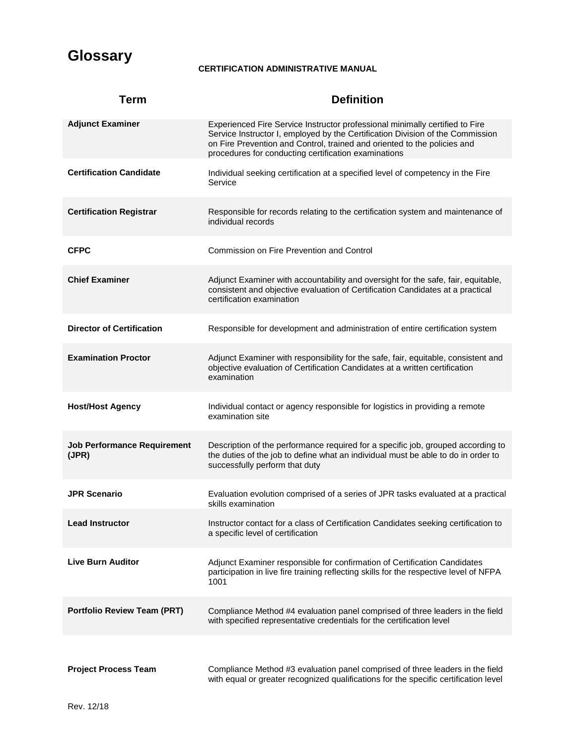# Glossary

**CERTIFICATION ADMINISTRATIVE MANUAL**

| Term | Definition |
|---|---|
| **Adjunct Examiner** | Experienced Fire Service Instructor professional minimally certified to Fire Service Instructor I, employed by the Certification Division of the Commission on Fire Prevention and Control, trained and oriented to the policies and procedures for conducting certification examinations |
| **Certification Candidate** | Individual seeking certification at a specified level of competency in the Fire Service |
| **Certification Registrar** | Responsible for records relating to the certification system and maintenance of individual records |
| **CFPC** | Commission on Fire Prevention and Control |
| **Chief Examiner** | Adjunct Examiner with accountability and oversight for the safe, fair, equitable, consistent and objective evaluation of Certification Candidates at a practical certification examination |
| **Director of Certification** | Responsible for development and administration of entire certification system |
| **Examination Proctor** | Adjunct Examiner with responsibility for the safe, fair, equitable, consistent and objective evaluation of Certification Candidates at a written certification examination |
| **Host/Host Agency** | Individual contact or agency responsible for logistics in providing a remote examination site |
| **Job Performance Requirement (JPR)** | Description of the performance required for a specific job, grouped according to the duties of the job to define what an individual must be able to do in order to successfully perform that duty |
| **JPR Scenario** | Evaluation evolution comprised of a series of JPR tasks evaluated at a practical skills examination |
| **Lead Instructor** | Instructor contact for a class of Certification Candidates seeking certification to a specific level of certification |
| **Live Burn Auditor** | Adjunct Examiner responsible for confirmation of Certification Candidates participation in live fire training reflecting skills for the respective level of NFPA 1001 |
| **Portfolio Review Team (PRT)** | Compliance Method #4 evaluation panel comprised of three leaders in the field with specified representative credentials for the certification level |
| **Project Process Team** | Compliance Method #3 evaluation panel comprised of three leaders in the field with equal or greater recognized qualifications for the specific certification level |

Rev. 12/18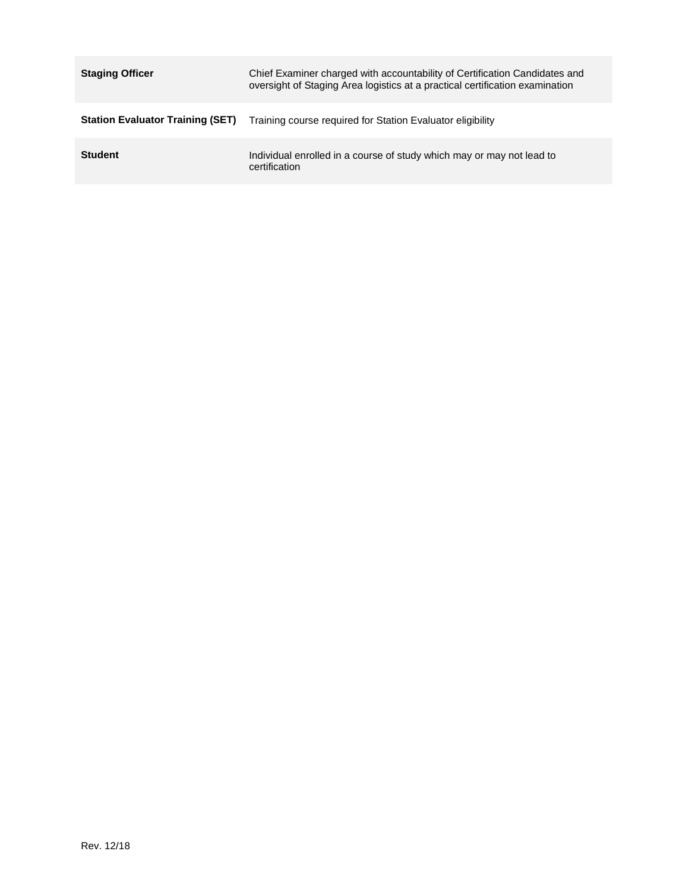| | |
|---|---|
| **Staging Officer** | Chief Examiner charged with accountability of Certification Candidates and oversight of Staging Area logistics at a practical certification examination |
| **Station Evaluator Training (SET)** | Training course required for Station Evaluator eligibility |
| **Student** | Individual enrolled in a course of study which may or may not lead to certification |

Rev. 12/18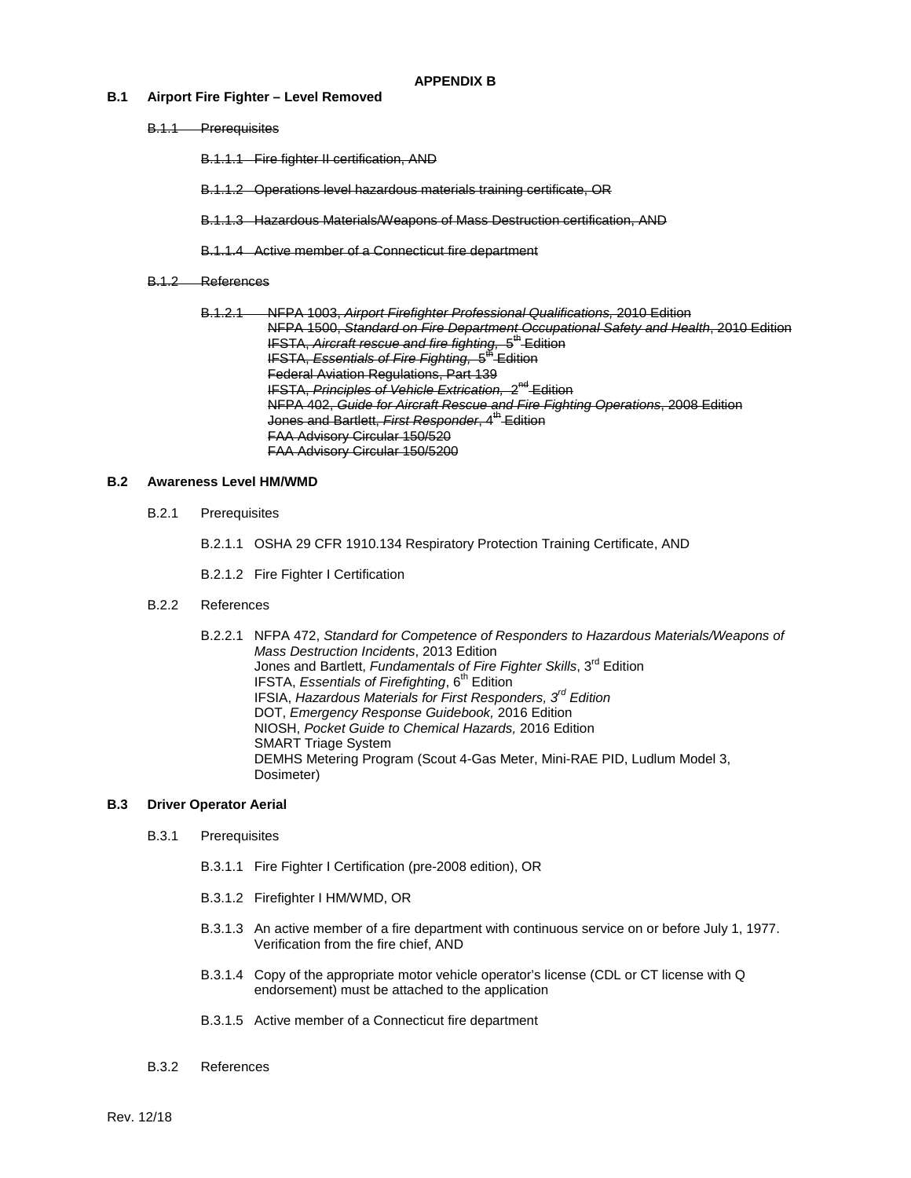**APPENDIX B**

**B.1 Airport Fire Fighter – Level Removed**

~~B.1.1 Prerequisites~~

~~B.1.1.1 Fire fighter II certification, AND~~

~~B.1.1.2 Operations level hazardous materials training certificate, OR~~

~~B.1.1.3 Hazardous Materials/Weapons of Mass Destruction certification, AND~~

~~B.1.1.4 Active member of a Connecticut fire department~~

~~B.1.2 References~~

~~B.1.2.1 NFPA 1003, *Airport Firefighter Professional Qualifications,* 2010 Edition~~
~~NFPA 1500, *Standard on Fire Department Occupational Safety and Health*, 2010 Edition~~
~~IFSTA, *Aircraft rescue and fire fighting,* 5th Edition~~
~~IFSTA, *Essentials of Fire Fighting,* 5th Edition~~
~~Federal Aviation Regulations, Part 139~~
~~IFSTA, *Principles of Vehicle Extrication,* 2nd Edition~~
~~NFPA 402, *Guide for Aircraft Rescue and Fire Fighting Operations*, 2008 Edition~~
~~Jones and Bartlett, *First Responder*, 4th Edition~~
~~FAA Advisory Circular 150/520~~
~~FAA Advisory Circular 150/5200~~

**B.2 Awareness Level HM/WMD**

B.2.1 Prerequisites

B.2.1.1 OSHA 29 CFR 1910.134 Respiratory Protection Training Certificate, AND

B.2.1.2 Fire Fighter I Certification

B.2.2 References

B.2.2.1 NFPA 472, *Standard for Competence of Responders to Hazardous Materials/Weapons of Mass Destruction Incidents*, 2013 Edition
Jones and Bartlett, *Fundamentals of Fire Fighter Skills*, 3rd Edition
IFSTA, *Essentials of Firefighting*, 6th Edition
IFSIA, *Hazardous Materials for First Responders, 3rd Edition*
DOT, *Emergency Response Guidebook,* 2016 Edition
NIOSH, *Pocket Guide to Chemical Hazards,* 2016 Edition
SMART Triage System
DEMHS Metering Program (Scout 4-Gas Meter, Mini-RAE PID, Ludlum Model 3, Dosimeter)

**B.3 Driver Operator Aerial**

B.3.1 Prerequisites

B.3.1.1 Fire Fighter I Certification (pre-2008 edition), OR

B.3.1.2 Firefighter I HM/WMD, OR

B.3.1.3 An active member of a fire department with continuous service on or before July 1, 1977. Verification from the fire chief, AND

B.3.1.4 Copy of the appropriate motor vehicle operator's license (CDL or CT license with Q endorsement) must be attached to the application

B.3.1.5 Active member of a Connecticut fire department

B.3.2 References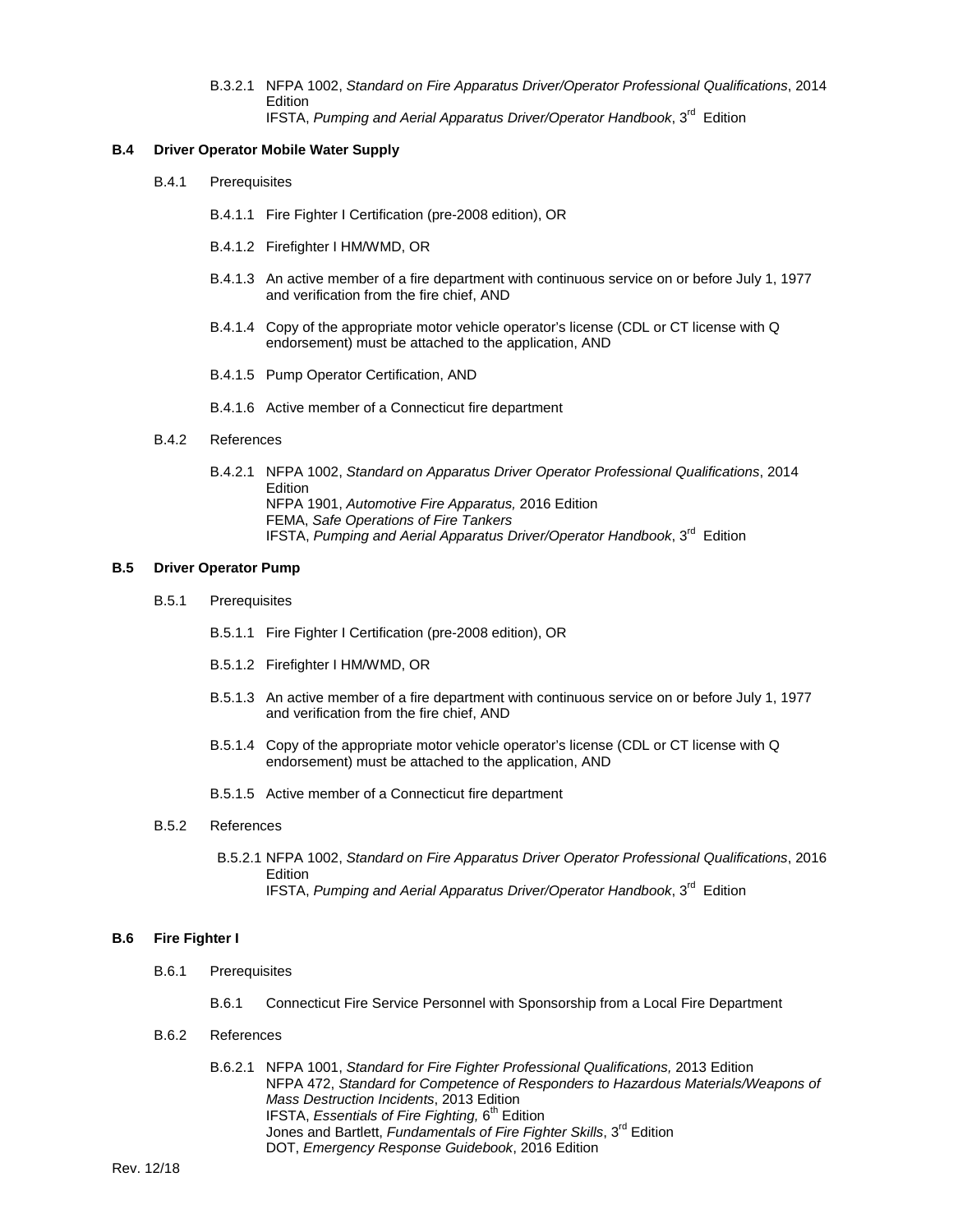B.3.2.1 NFPA 1002, *Standard on Fire Apparatus Driver/Operator Professional Qualifications*, 2014 Edition
IFSTA, *Pumping and Aerial Apparatus Driver/Operator Handbook*, 3rd Edition

### B.4 Driver Operator Mobile Water Supply

B.4.1 Prerequisites

B.4.1.1 Fire Fighter I Certification (pre-2008 edition), OR

B.4.1.2 Firefighter I HM/WMD, OR

B.4.1.3 An active member of a fire department with continuous service on or before July 1, 1977 and verification from the fire chief, AND

B.4.1.4 Copy of the appropriate motor vehicle operator's license (CDL or CT license with Q endorsement) must be attached to the application, AND

B.4.1.5 Pump Operator Certification, AND

B.4.1.6 Active member of a Connecticut fire department

B.4.2 References

B.4.2.1 NFPA 1002, *Standard on Apparatus Driver Operator Professional Qualifications*, 2014 Edition
NFPA 1901, *Automotive Fire Apparatus,* 2016 Edition
FEMA, *Safe Operations of Fire Tankers*
IFSTA, *Pumping and Aerial Apparatus Driver/Operator Handbook*, 3rd Edition

### B.5 Driver Operator Pump

B.5.1 Prerequisites

B.5.1.1 Fire Fighter I Certification (pre-2008 edition), OR

B.5.1.2 Firefighter I HM/WMD, OR

B.5.1.3 An active member of a fire department with continuous service on or before July 1, 1977 and verification from the fire chief, AND

B.5.1.4 Copy of the appropriate motor vehicle operator's license (CDL or CT license with Q endorsement) must be attached to the application, AND

B.5.1.5 Active member of a Connecticut fire department

B.5.2 References

B.5.2.1 NFPA 1002, *Standard on Fire Apparatus Driver Operator Professional Qualifications*, 2016 Edition
IFSTA, *Pumping and Aerial Apparatus Driver/Operator Handbook*, 3rd Edition

### B.6 Fire Fighter I

B.6.1 Prerequisites

B.6.1 Connecticut Fire Service Personnel with Sponsorship from a Local Fire Department

B.6.2 References

B.6.2.1 NFPA 1001, *Standard for Fire Fighter Professional Qualifications,* 2013 Edition
NFPA 472, *Standard for Competence of Responders to Hazardous Materials/Weapons of Mass Destruction Incidents*, 2013 Edition
IFSTA, *Essentials of Fire Fighting,* 6th Edition
Jones and Bartlett, *Fundamentals of Fire Fighter Skills*, 3rd Edition
DOT, *Emergency Response Guidebook*, 2016 Edition

Rev. 12/18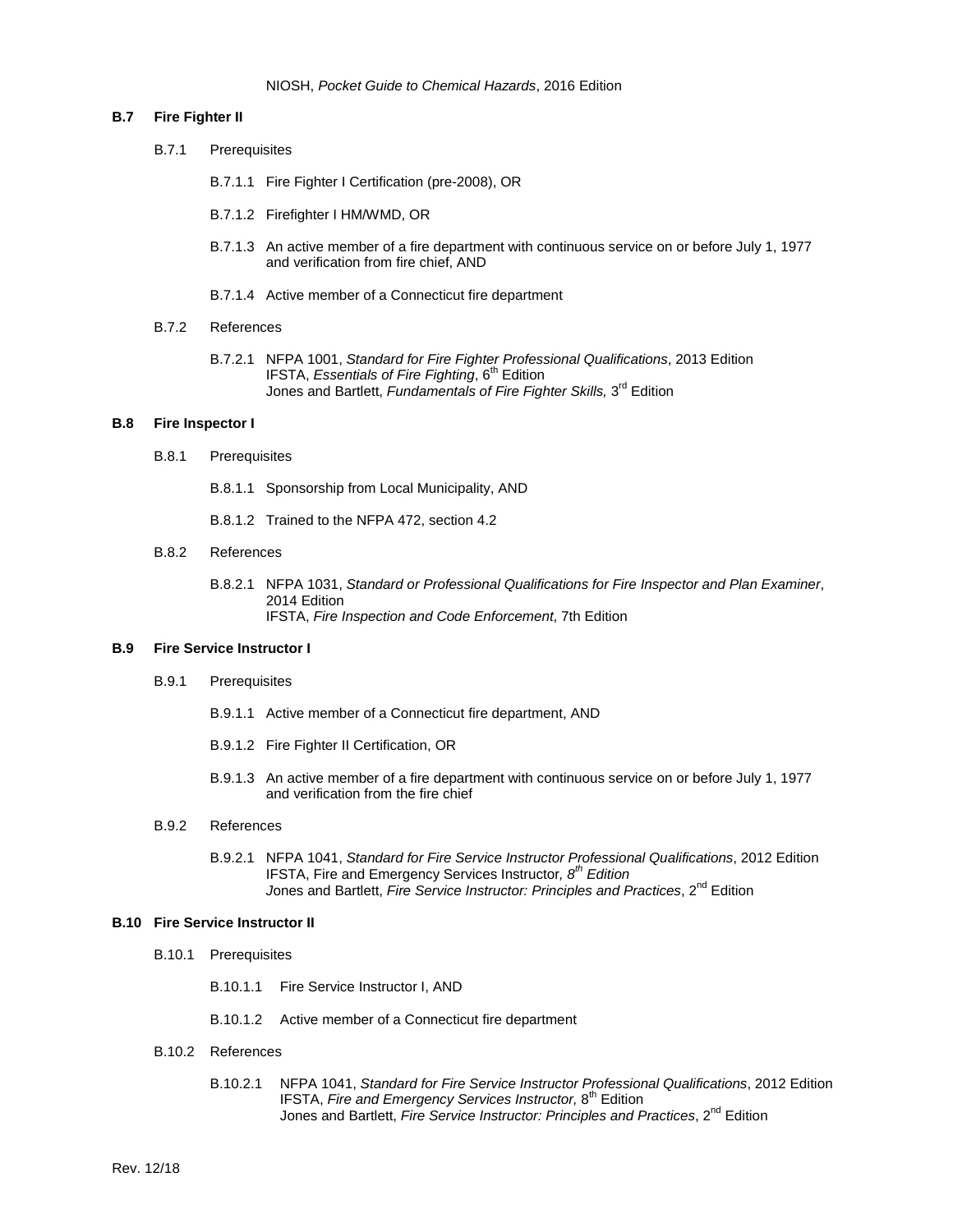NIOSH, *Pocket Guide to Chemical Hazards*, 2016 Edition

**B.7 Fire Fighter II**

B.7.1 Prerequisites

B.7.1.1 Fire Fighter I Certification (pre-2008), OR

B.7.1.2 Firefighter I HM/WMD, OR

B.7.1.3 An active member of a fire department with continuous service on or before July 1, 1977 and verification from fire chief, AND

B.7.1.4 Active member of a Connecticut fire department

B.7.2 References

B.7.2.1 NFPA 1001, *Standard for Fire Fighter Professional Qualifications*, 2013 Edition
IFSTA, *Essentials of Fire Fighting*, 6th Edition
Jones and Bartlett, *Fundamentals of Fire Fighter Skills,* 3rd Edition

**B.8 Fire Inspector I**

B.8.1 Prerequisites

B.8.1.1 Sponsorship from Local Municipality, AND

B.8.1.2 Trained to the NFPA 472, section 4.2

B.8.2 References

B.8.2.1 NFPA 1031, *Standard or Professional Qualifications for Fire Inspector and Plan Examiner*, 2014 Edition
IFSTA, *Fire Inspection and Code Enforcement*, 7th Edition

**B.9 Fire Service Instructor I**

B.9.1 Prerequisites

B.9.1.1 Active member of a Connecticut fire department, AND

B.9.1.2 Fire Fighter II Certification, OR

B.9.1.3 An active member of a fire department with continuous service on or before July 1, 1977 and verification from the fire chief

B.9.2 References

B.9.2.1 NFPA 1041, *Standard for Fire Service Instructor Professional Qualifications*, 2012 Edition
IFSTA, Fire and Emergency Services Instructor*, 8th Edition*
Jones and Bartlett, *Fire Service Instructor: Principles and Practices*, 2nd Edition

**B.10 Fire Service Instructor II**

B.10.1 Prerequisites

B.10.1.1 Fire Service Instructor I, AND

B.10.1.2 Active member of a Connecticut fire department

B.10.2 References

B.10.2.1 NFPA 1041, *Standard for Fire Service Instructor Professional Qualifications*, 2012 Edition
IFSTA, *Fire and Emergency Services Instructor,* 8th Edition
Jones and Bartlett, *Fire Service Instructor: Principles and Practices*, 2nd Edition

Rev. 12/18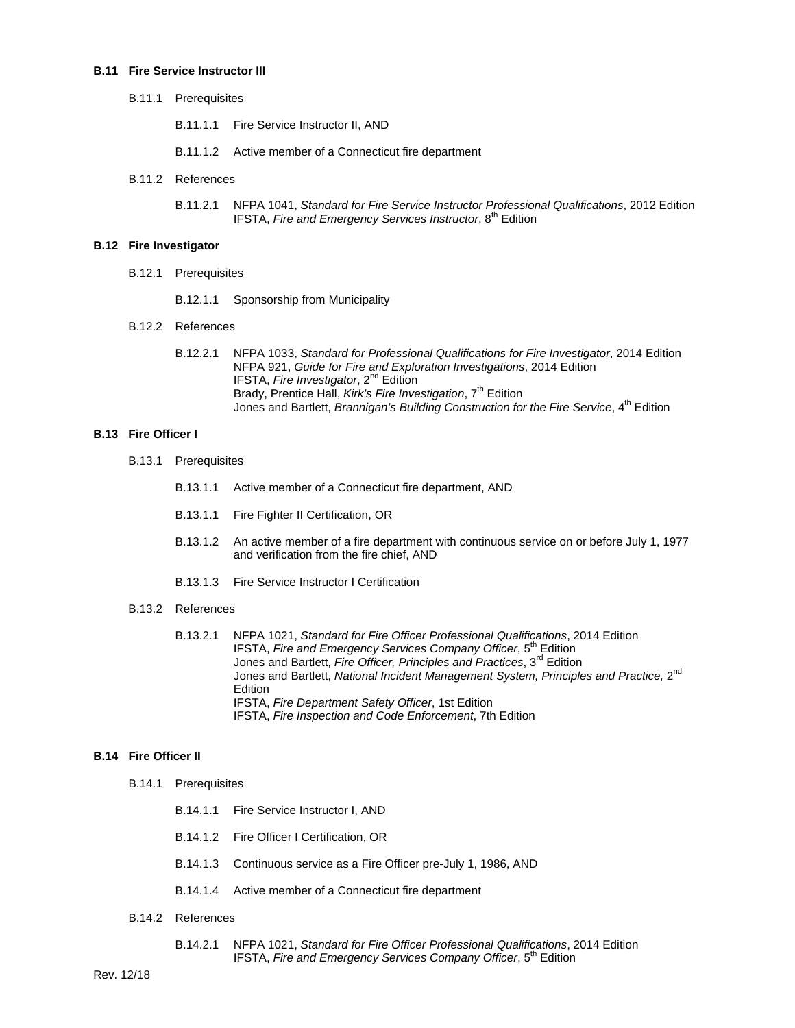### B.11 Fire Service Instructor III

B.11.1 Prerequisites

B.11.1.1 Fire Service Instructor II, AND

B.11.1.2 Active member of a Connecticut fire department

B.11.2 References

B.11.2.1 NFPA 1041, *Standard for Fire Service Instructor Professional Qualifications*, 2012 Edition
IFSTA, *Fire and Emergency Services Instructor*, 8th Edition

### B.12 Fire Investigator

B.12.1 Prerequisites

B.12.1.1 Sponsorship from Municipality

B.12.2 References

B.12.2.1 NFPA 1033, *Standard for Professional Qualifications for Fire Investigator*, 2014 Edition
NFPA 921, *Guide for Fire and Exploration Investigations*, 2014 Edition
IFSTA, *Fire Investigator*, 2nd Edition
Brady, Prentice Hall, *Kirk's Fire Investigation*, 7th Edition
Jones and Bartlett, *Brannigan's Building Construction for the Fire Service*, 4th Edition

### B.13 Fire Officer I

B.13.1 Prerequisites

B.13.1.1 Active member of a Connecticut fire department, AND

B.13.1.1 Fire Fighter II Certification, OR

B.13.1.2 An active member of a fire department with continuous service on or before July 1, 1977 and verification from the fire chief, AND

B.13.1.3 Fire Service Instructor I Certification

B.13.2 References

B.13.2.1 NFPA 1021, *Standard for Fire Officer Professional Qualifications*, 2014 Edition
IFSTA, *Fire and Emergency Services Company Officer*, 5th Edition
Jones and Bartlett, *Fire Officer, Principles and Practices*, 3rd Edition
Jones and Bartlett, *National Incident Management System, Principles and Practice,* 2nd Edition
IFSTA, *Fire Department Safety Officer*, 1st Edition
IFSTA, *Fire Inspection and Code Enforcement*, 7th Edition

### B.14 Fire Officer II

B.14.1 Prerequisites

B.14.1.1 Fire Service Instructor I, AND

B.14.1.2 Fire Officer I Certification, OR

B.14.1.3 Continuous service as a Fire Officer pre-July 1, 1986, AND

B.14.1.4 Active member of a Connecticut fire department

B.14.2 References

B.14.2.1 NFPA 1021, *Standard for Fire Officer Professional Qualifications*, 2014 Edition
IFSTA, *Fire and Emergency Services Company Officer*, 5th Edition

Rev. 12/18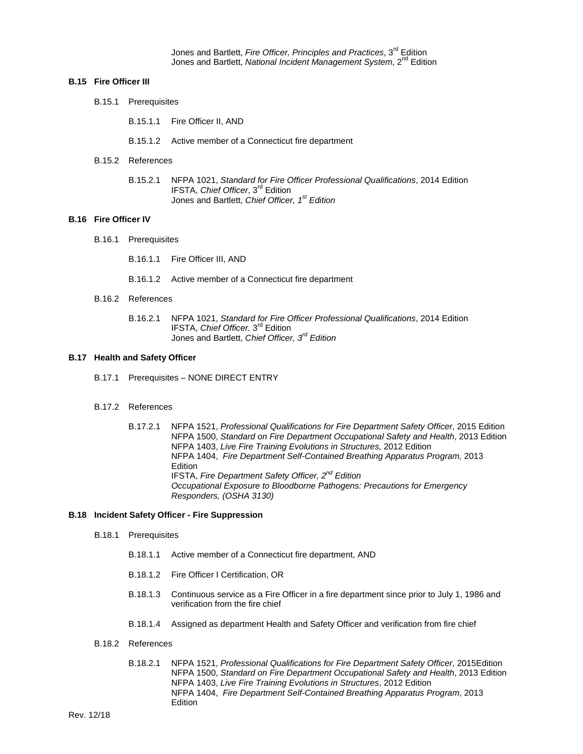Jones and Bartlett, *Fire Officer, Principles and Practices*, 3rd Edition
Jones and Bartlett, *National Incident Management System*, 2nd Edition

**B.15 Fire Officer III**

B.15.1 Prerequisites

B.15.1.1 Fire Officer II, AND

B.15.1.2 Active member of a Connecticut fire department

B.15.2 References

B.15.2.1 NFPA 1021, *Standard for Fire Officer Professional Qualifications*, 2014 Edition
IFSTA, *Chief Officer*, 3rd Edition
Jones and Bartlett, *Chief Officer, 1st Edition*

**B.16 Fire Officer IV**

B.16.1 Prerequisites

B.16.1.1 Fire Officer III, AND

B.16.1.2 Active member of a Connecticut fire department

B.16.2 References

B.16.2.1 NFPA 1021, *Standard for Fire Officer Professional Qualifications*, 2014 Edition
IFSTA, *Chief Officer*. 3rd Edition
Jones and Bartlett, *Chief Officer, 3rd Edition*

**B.17 Health and Safety Officer**

B.17.1 Prerequisites – NONE DIRECT ENTRY

B.17.2 References

B.17.2.1 NFPA 1521, *Professional Qualifications for Fire Department Safety Officer*, 2015 Edition
NFPA 1500, *Standard on Fire Department Occupational Safety and Health*, 2013 Edition
NFPA 1403, *Live Fire Training Evolutions in Structures,* 2012 Edition
NFPA 1404, *Fire Department Self-Contained Breathing Apparatus Program,* 2013 Edition
IFSTA, *Fire Department Safety Officer, 2nd Edition*
*Occupational Exposure to Bloodborne Pathogens: Precautions for Emergency Responders, (OSHA 3130)*

**B.18 Incident Safety Officer - Fire Suppression**

B.18.1 Prerequisites

B.18.1.1 Active member of a Connecticut fire department, AND

B.18.1.2 Fire Officer I Certification, OR

B.18.1.3 Continuous service as a Fire Officer in a fire department since prior to July 1, 1986 and verification from the fire chief

B.18.1.4 Assigned as department Health and Safety Officer and verification from fire chief

B.18.2 References

B.18.2.1 NFPA 1521, *Professional Qualifications for Fire Department Safety Officer*, 2015Edition
NFPA 1500, *Standard on Fire Department Occupational Safety and Health*, 2013 Edition
NFPA 1403, *Live Fire Training Evolutions in Structures*, 2012 Edition
NFPA 1404, *Fire Department Self-Contained Breathing Apparatus Program*, 2013 Edition

Rev. 12/18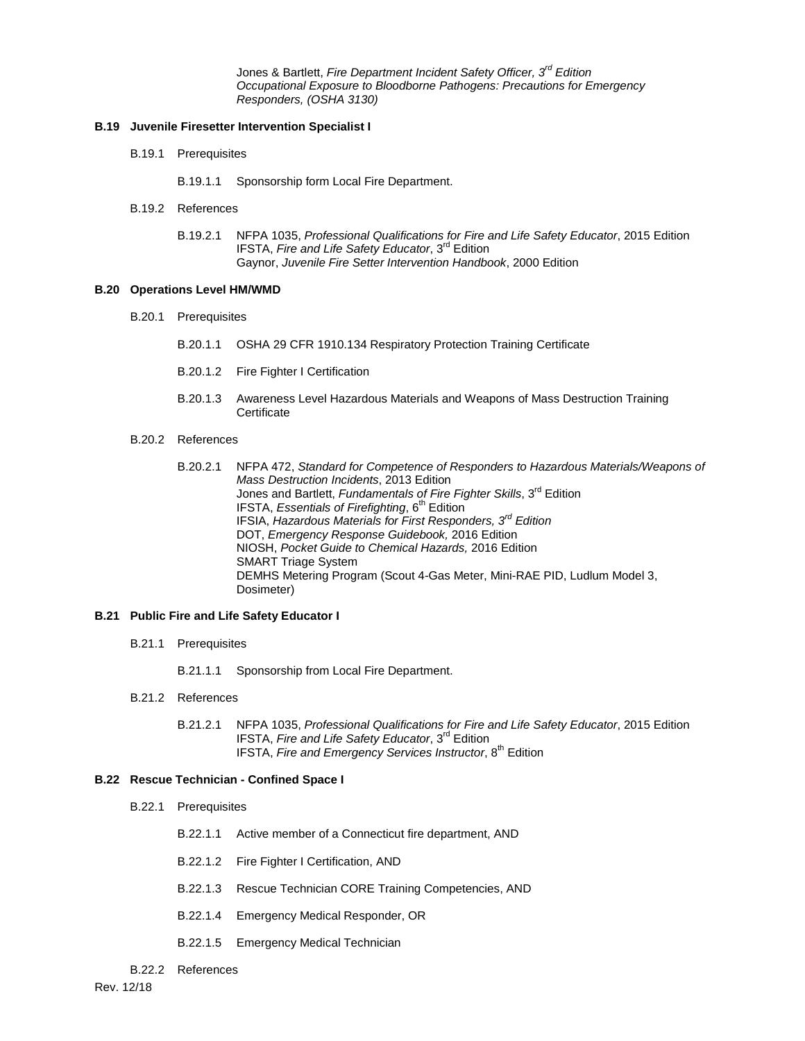Jones & Bartlett, *Fire Department Incident Safety Officer, 3rd Edition*
*Occupational Exposure to Bloodborne Pathogens: Precautions for Emergency Responders, (OSHA 3130)*

### B.19 Juvenile Firesetter Intervention Specialist I

B.19.1 Prerequisites

B.19.1.1 Sponsorship form Local Fire Department.

B.19.2 References

B.19.2.1 NFPA 1035, *Professional Qualifications for Fire and Life Safety Educator*, 2015 Edition
IFSTA, *Fire and Life Safety Educator*, 3rd Edition
Gaynor, *Juvenile Fire Setter Intervention Handbook*, 2000 Edition

### B.20 Operations Level HM/WMD

B.20.1 Prerequisites

B.20.1.1 OSHA 29 CFR 1910.134 Respiratory Protection Training Certificate

B.20.1.2 Fire Fighter I Certification

B.20.1.3 Awareness Level Hazardous Materials and Weapons of Mass Destruction Training Certificate

B.20.2 References

B.20.2.1 NFPA 472, *Standard for Competence of Responders to Hazardous Materials/Weapons of Mass Destruction Incidents*, 2013 Edition
Jones and Bartlett, *Fundamentals of Fire Fighter Skills*, 3rd Edition
IFSTA, *Essentials of Firefighting*, 6th Edition
IFSIA, *Hazardous Materials for First Responders, 3rd Edition*
DOT, *Emergency Response Guidebook,* 2016 Edition
NIOSH, *Pocket Guide to Chemical Hazards,* 2016 Edition
SMART Triage System
DEMHS Metering Program (Scout 4-Gas Meter, Mini-RAE PID, Ludlum Model 3, Dosimeter)

### B.21 Public Fire and Life Safety Educator I

B.21.1 Prerequisites

B.21.1.1 Sponsorship from Local Fire Department.

B.21.2 References

B.21.2.1 NFPA 1035, *Professional Qualifications for Fire and Life Safety Educator*, 2015 Edition
IFSTA, *Fire and Life Safety Educator*, 3rd Edition
IFSTA, *Fire and Emergency Services Instructor*, 8th Edition

### B.22 Rescue Technician - Confined Space I

B.22.1 Prerequisites

B.22.1.1 Active member of a Connecticut fire department, AND

B.22.1.2 Fire Fighter I Certification, AND

B.22.1.3 Rescue Technician CORE Training Competencies, AND

B.22.1.4 Emergency Medical Responder, OR

B.22.1.5 Emergency Medical Technician

B.22.2 References

Rev. 12/18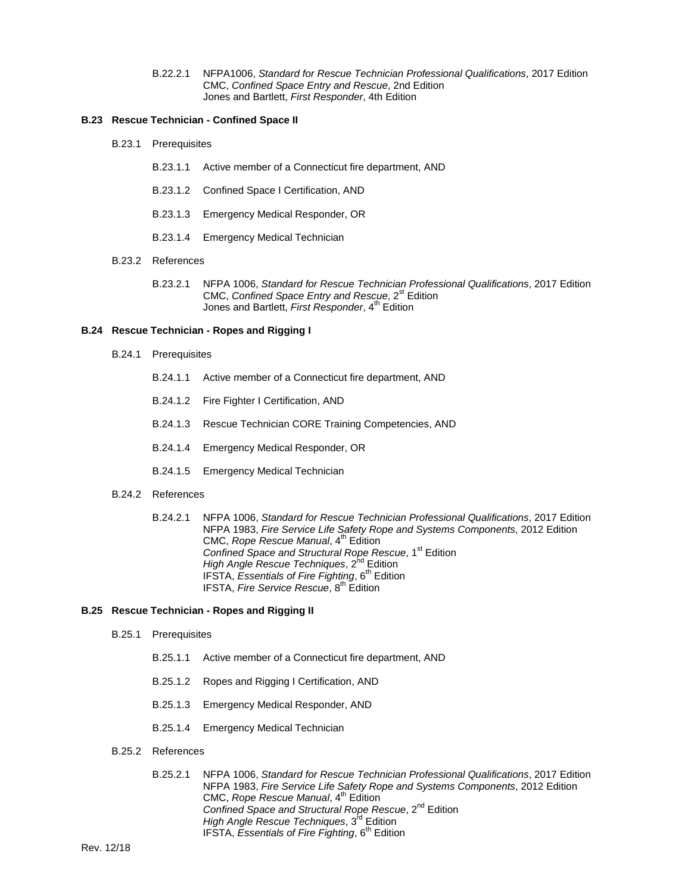B.22.2.1 NFPA1006, *Standard for Rescue Technician Professional Qualifications*, 2017 Edition
CMC, *Confined Space Entry and Rescue*, 2nd Edition
Jones and Bartlett, *First Responder*, 4th Edition

**B.23 Rescue Technician - Confined Space II**

B.23.1 Prerequisites

B.23.1.1 Active member of a Connecticut fire department, AND

B.23.1.2 Confined Space I Certification, AND

B.23.1.3 Emergency Medical Responder, OR

B.23.1.4 Emergency Medical Technician

B.23.2 References

B.23.2.1 NFPA 1006, *Standard for Rescue Technician Professional Qualifications*, 2017 Edition
CMC, *Confined Space Entry and Rescue*, 2st Edition
Jones and Bartlett, *First Responder*, 4th Edition

**B.24 Rescue Technician - Ropes and Rigging I**

B.24.1 Prerequisites

B.24.1.1 Active member of a Connecticut fire department, AND

B.24.1.2 Fire Fighter I Certification, AND

B.24.1.3 Rescue Technician CORE Training Competencies, AND

B.24.1.4 Emergency Medical Responder, OR

B.24.1.5 Emergency Medical Technician

B.24.2 References

B.24.2.1 NFPA 1006, *Standard for Rescue Technician Professional Qualifications*, 2017 Edition
NFPA 1983, *Fire Service Life Safety Rope and Systems Components*, 2012 Edition
CMC, *Rope Rescue Manual*, 4th Edition
*Confined Space and Structural Rope Rescue*, 1st Edition
*High Angle Rescue Techniques*, 2nd Edition
IFSTA, *Essentials of Fire Fighting*, 6th Edition
IFSTA, *Fire Service Rescue*, 8th Edition

**B.25 Rescue Technician - Ropes and Rigging II**

B.25.1 Prerequisites

B.25.1.1 Active member of a Connecticut fire department, AND

B.25.1.2 Ropes and Rigging I Certification, AND

B.25.1.3 Emergency Medical Responder, AND

B.25.1.4 Emergency Medical Technician

B.25.2 References

B.25.2.1 NFPA 1006, *Standard for Rescue Technician Professional Qualifications*, 2017 Edition
NFPA 1983, *Fire Service Life Safety Rope and Systems Components*, 2012 Edition
CMC, *Rope Rescue Manual*, 4th Edition
*Confined Space and Structural Rope Rescue*, 2nd Edition
*High Angle Rescue Techniques*, 3rd Edition
IFSTA, *Essentials of Fire Fighting*, 6th Edition

Rev. 12/18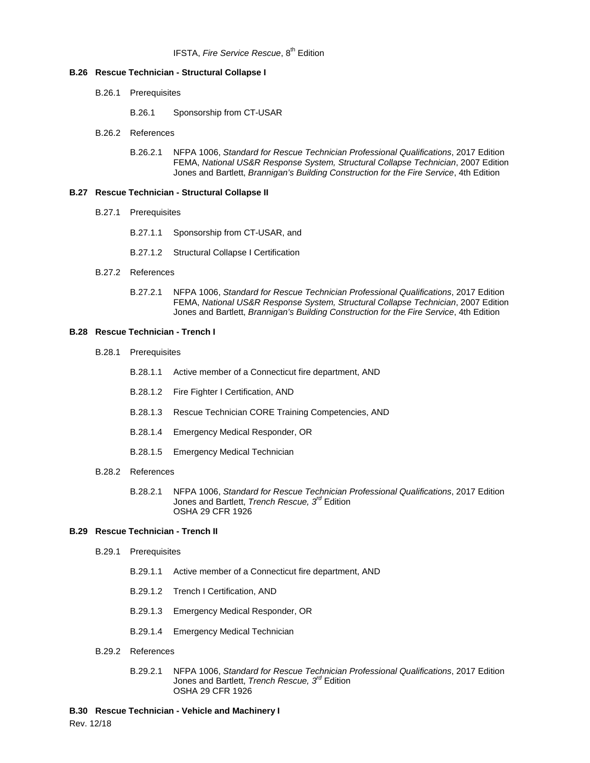IFSTA, *Fire Service Rescue*, 8th Edition

**B.26 Rescue Technician - Structural Collapse I**

B.26.1 Prerequisites

B.26.1 Sponsorship from CT-USAR

B.26.2 References

B.26.2.1 NFPA 1006, *Standard for Rescue Technician Professional Qualifications*, 2017 Edition
FEMA, *National US&R Response System, Structural Collapse Technician*, 2007 Edition
Jones and Bartlett, *Brannigan's Building Construction for the Fire Service*, 4th Edition

**B.27 Rescue Technician - Structural Collapse II**

B.27.1 Prerequisites

B.27.1.1 Sponsorship from CT-USAR, and

B.27.1.2 Structural Collapse I Certification

B.27.2 References

B.27.2.1 NFPA 1006, *Standard for Rescue Technician Professional Qualifications*, 2017 Edition
FEMA, *National US&R Response System, Structural Collapse Technician*, 2007 Edition
Jones and Bartlett, *Brannigan's Building Construction for the Fire Service*, 4th Edition

**B.28 Rescue Technician - Trench I**

B.28.1 Prerequisites

B.28.1.1 Active member of a Connecticut fire department, AND

B.28.1.2 Fire Fighter I Certification, AND

B.28.1.3 Rescue Technician CORE Training Competencies, AND

B.28.1.4 Emergency Medical Responder, OR

B.28.1.5 Emergency Medical Technician

B.28.2 References

B.28.2.1 NFPA 1006, *Standard for Rescue Technician Professional Qualifications*, 2017 Edition
Jones and Bartlett, *Trench Rescue, 3rd* Edition
OSHA 29 CFR 1926

**B.29 Rescue Technician - Trench II**

B.29.1 Prerequisites

B.29.1.1 Active member of a Connecticut fire department, AND

B.29.1.2 Trench I Certification, AND

B.29.1.3 Emergency Medical Responder, OR

B.29.1.4 Emergency Medical Technician

B.29.2 References

B.29.2.1 NFPA 1006, *Standard for Rescue Technician Professional Qualifications*, 2017 Edition
Jones and Bartlett, *Trench Rescue, 3rd* Edition
OSHA 29 CFR 1926

**B.30 Rescue Technician - Vehicle and Machinery I**

Rev. 12/18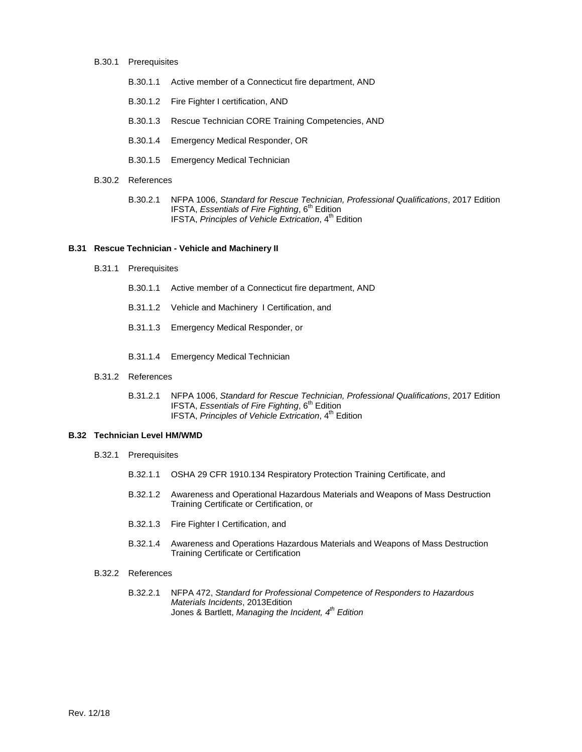B.30.1 Prerequisites

B.30.1.1 Active member of a Connecticut fire department, AND

B.30.1.2 Fire Fighter I certification, AND

B.30.1.3 Rescue Technician CORE Training Competencies, AND

B.30.1.4 Emergency Medical Responder, OR

B.30.1.5 Emergency Medical Technician

B.30.2 References

B.30.2.1 NFPA 1006, *Standard for Rescue Technician, Professional Qualifications*, 2017 Edition
IFSTA, *Essentials of Fire Fighting*, 6th Edition
IFSTA, *Principles of Vehicle Extrication*, 4th Edition

## B.31 Rescue Technician - Vehicle and Machinery II

B.31.1 Prerequisites

B.30.1.1 Active member of a Connecticut fire department, AND

B.31.1.2 Vehicle and Machinery I Certification, and

B.31.1.3 Emergency Medical Responder, or

B.31.1.4 Emergency Medical Technician

B.31.2 References

B.31.2.1 NFPA 1006, *Standard for Rescue Technician, Professional Qualifications*, 2017 Edition
IFSTA, *Essentials of Fire Fighting*, 6th Edition
IFSTA, *Principles of Vehicle Extrication*, 4th Edition

## B.32 Technician Level HM/WMD

B.32.1 Prerequisites

B.32.1.1 OSHA 29 CFR 1910.134 Respiratory Protection Training Certificate, and

B.32.1.2 Awareness and Operational Hazardous Materials and Weapons of Mass Destruction Training Certificate or Certification, or

B.32.1.3 Fire Fighter I Certification, and

B.32.1.4 Awareness and Operations Hazardous Materials and Weapons of Mass Destruction Training Certificate or Certification

B.32.2 References

B.32.2.1 NFPA 472, *Standard for Professional Competence of Responders to Hazardous Materials Incidents*, 2013Edition
Jones & Bartlett, *Managing the Incident, 4th Edition*

Rev. 12/18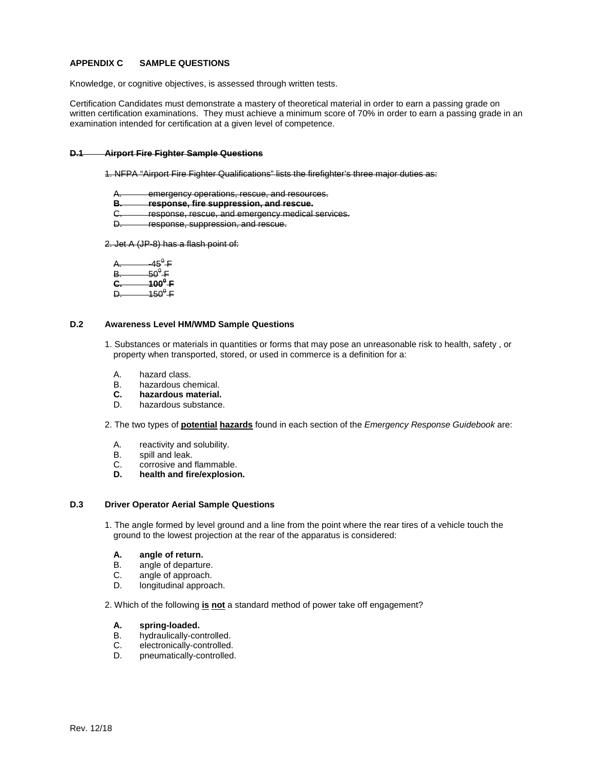**APPENDIX C SAMPLE QUESTIONS**

Knowledge, or cognitive objectives, is assessed through written tests.

Certification Candidates must demonstrate a mastery of theoretical material in order to earn a passing grade on written certification examinations. They must achieve a minimum score of 70% in order to earn a passing grade in an examination intended for certification at a given level of competence.

~~**D.1 Airport Fire Fighter Sample Questions**~~

~~1. NFPA "Airport Fire Fighter Qualifications" lists the firefighter's three major duties as:~~

~~A. emergency operations, rescue, and resources.~~
~~**B. response, fire suppression, and rescue.**~~
~~C. response, rescue, and emergency medical services.~~
~~D. response, suppression, and rescue.~~

~~2. Jet A (JP-8) has a flash point of:~~

~~A. -45$^{0}$ F~~
~~B. 50$^{0}$ F~~
~~**C. 100$^{0}$ F**~~
~~D. 150$^{0}$ F~~

**D.2 Awareness Level HM/WMD Sample Questions**

1. Substances or materials in quantities or forms that may pose an unreasonable risk to health, safety , or property when transported, stored, or used in commerce is a definition for a:

A. hazard class.
B. hazardous chemical.
**C. hazardous material.**
D. hazardous substance.

2. The two types of **potential hazards** found in each section of the *Emergency Response Guidebook* are:

A. reactivity and solubility.
B. spill and leak.
C. corrosive and flammable.
**D. health and fire/explosion.**

**D.3 Driver Operator Aerial Sample Questions**

1. The angle formed by level ground and a line from the point where the rear tires of a vehicle touch the ground to the lowest projection at the rear of the apparatus is considered:

**A. angle of return.**
B. angle of departure.
C. angle of approach.
D. longitudinal approach.

2. Which of the following **is not** a standard method of power take off engagement?

**A. spring-loaded.**
B. hydraulically-controlled.
C. electronically-controlled.
D. pneumatically-controlled.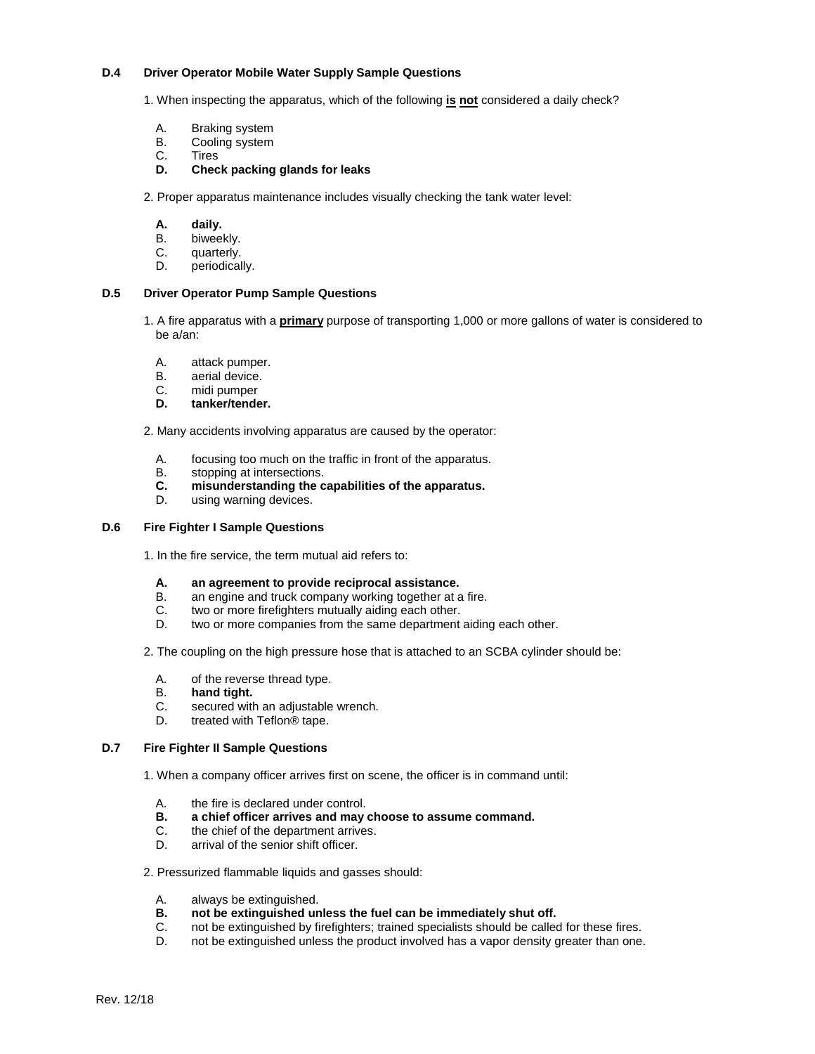### D.4 Driver Operator Mobile Water Supply Sample Questions

1. When inspecting the apparatus, which of the following **is not** considered a daily check?

   A. Braking system
   B. Cooling system
   C. Tires
   **D. Check packing glands for leaks**

2. Proper apparatus maintenance includes visually checking the tank water level:

   **A. daily.**
   B. biweekly.
   C. quarterly.
   D. periodically.

### D.5 Driver Operator Pump Sample Questions

1. A fire apparatus with a **primary** purpose of transporting 1,000 or more gallons of water is considered to be a/an:

   A. attack pumper.
   B. aerial device.
   C. midi pumper
   **D. tanker/tender.**

2. Many accidents involving apparatus are caused by the operator:

   A. focusing too much on the traffic in front of the apparatus.
   B. stopping at intersections.
   **C. misunderstanding the capabilities of the apparatus.**
   D. using warning devices.

### D.6 Fire Fighter I Sample Questions

1. In the fire service, the term mutual aid refers to:

   **A. an agreement to provide reciprocal assistance.**
   B. an engine and truck company working together at a fire.
   C. two or more firefighters mutually aiding each other.
   D. two or more companies from the same department aiding each other.

2. The coupling on the high pressure hose that is attached to an SCBA cylinder should be:

   A. of the reverse thread type.
   B. **hand tight.**
   C. secured with an adjustable wrench.
   D. treated with Teflon® tape.

### D.7 Fire Fighter II Sample Questions

1. When a company officer arrives first on scene, the officer is in command until:

   A. the fire is declared under control.
   **B. a chief officer arrives and may choose to assume command.**
   C. the chief of the department arrives.
   D. arrival of the senior shift officer.

2. Pressurized flammable liquids and gasses should:

   A. always be extinguished.
   **B. not be extinguished unless the fuel can be immediately shut off.**
   C. not be extinguished by firefighters; trained specialists should be called for these fires.
   D. not be extinguished unless the product involved has a vapor density greater than one.

Rev. 12/18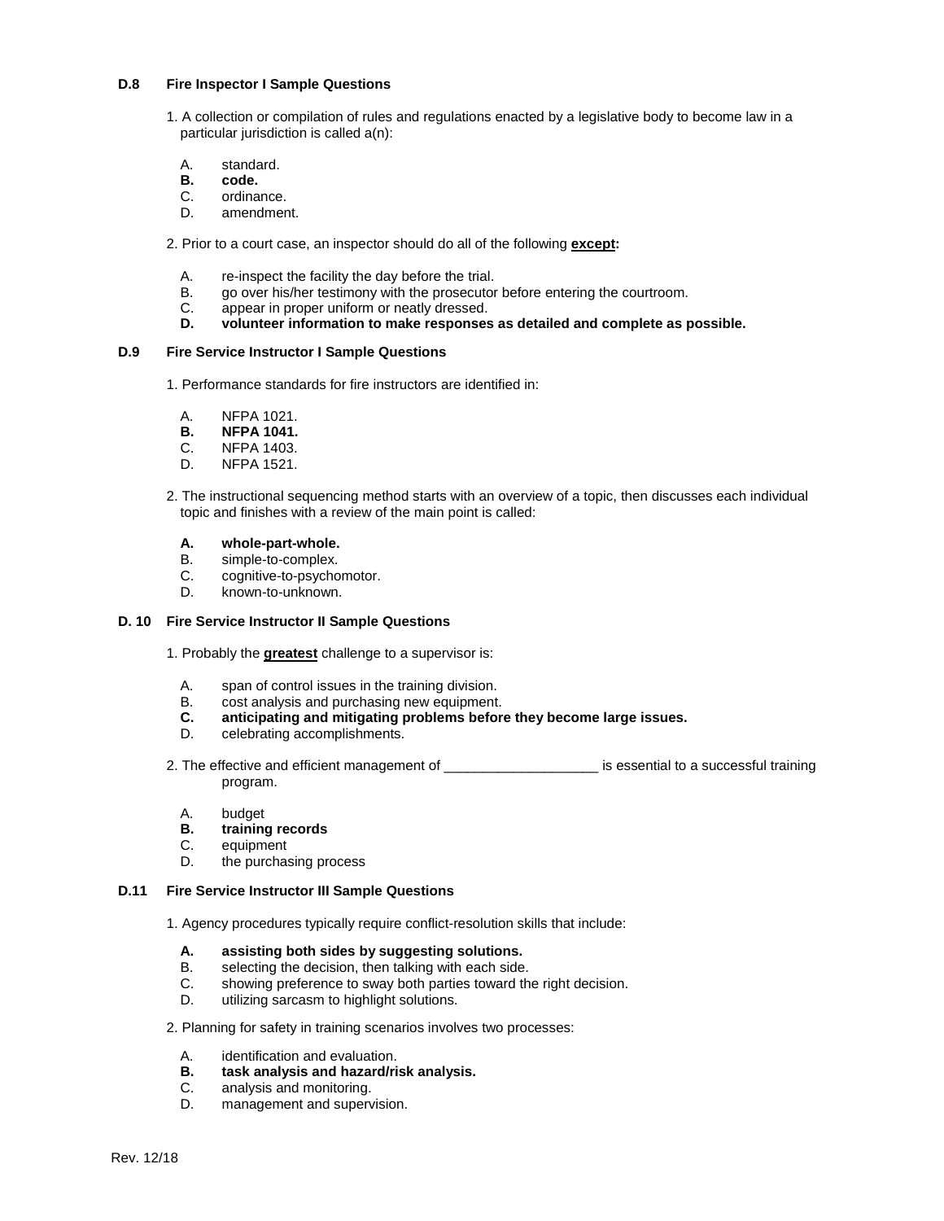### D.8 Fire Inspector I Sample Questions

1. A collection or compilation of rules and regulations enacted by a legislative body to become law in a particular jurisdiction is called a(n):

   A. standard.
   **B. code.**
   C. ordinance.
   D. amendment.

2. Prior to a court case, an inspector should do all of the following **except:**

   A. re-inspect the facility the day before the trial.
   B. go over his/her testimony with the prosecutor before entering the courtroom.
   C. appear in proper uniform or neatly dressed.
   **D. volunteer information to make responses as detailed and complete as possible.**

### D.9 Fire Service Instructor I Sample Questions

1. Performance standards for fire instructors are identified in:

   A. NFPA 1021.
   **B. NFPA 1041.**
   C. NFPA 1403.
   D. NFPA 1521.

2. The instructional sequencing method starts with an overview of a topic, then discusses each individual topic and finishes with a review of the main point is called:

   **A. whole-part-whole.**
   B. simple-to-complex.
   C. cognitive-to-psychomotor.
   D. known-to-unknown.

### D. 10 Fire Service Instructor II Sample Questions

1. Probably the **greatest** challenge to a supervisor is:

   A. span of control issues in the training division.
   B. cost analysis and purchasing new equipment.
   **C. anticipating and mitigating problems before they become large issues.**
   D. celebrating accomplishments.

2. The effective and efficient management of ____________________ is essential to a successful training program.

   A. budget
   **B. training records**
   C. equipment
   D. the purchasing process

### D.11 Fire Service Instructor III Sample Questions

1. Agency procedures typically require conflict-resolution skills that include:

   **A. assisting both sides by suggesting solutions.**
   B. selecting the decision, then talking with each side.
   C. showing preference to sway both parties toward the right decision.
   D. utilizing sarcasm to highlight solutions.

2. Planning for safety in training scenarios involves two processes:

   A. identification and evaluation.
   **B. task analysis and hazard/risk analysis.**
   C. analysis and monitoring.
   D. management and supervision.

Rev. 12/18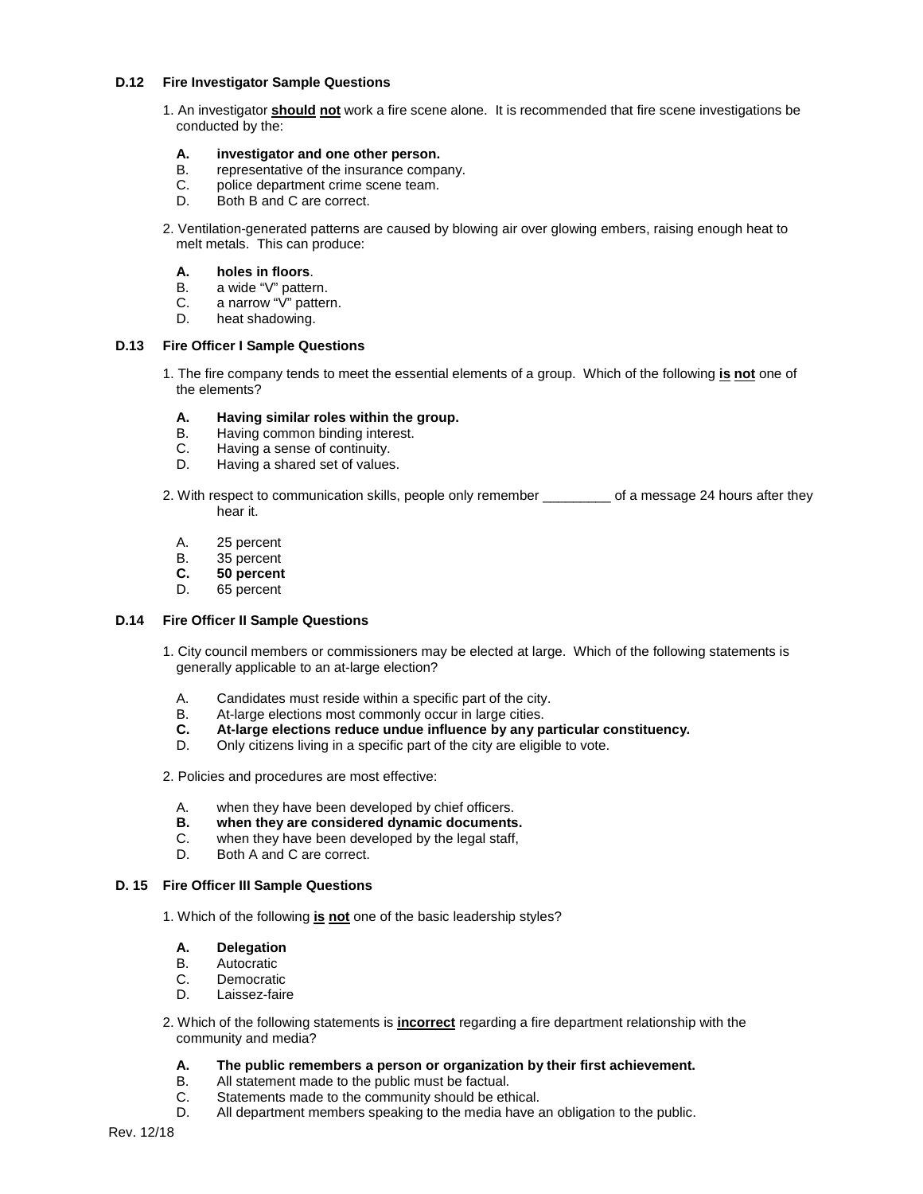### D.12 Fire Investigator Sample Questions

1. An investigator **should** **not** work a fire scene alone. It is recommended that fire scene investigations be conducted by the:

   **A. investigator and one other person.**
   B. representative of the insurance company.
   C. police department crime scene team.
   D. Both B and C are correct.

2. Ventilation-generated patterns are caused by blowing air over glowing embers, raising enough heat to melt metals. This can produce:

   **A. holes in floors**.
   B. a wide "V" pattern.
   C. a narrow "V" pattern.
   D. heat shadowing.

### D.13 Fire Officer I Sample Questions

1. The fire company tends to meet the essential elements of a group. Which of the following **is** **not** one of the elements?

   **A. Having similar roles within the group.**
   B. Having common binding interest.
   C. Having a sense of continuity.
   D. Having a shared set of values.

2. With respect to communication skills, people only remember _________ of a message 24 hours after they hear it.

   A. 25 percent
   B. 35 percent
   **C. 50 percent**
   D. 65 percent

### D.14 Fire Officer II Sample Questions

1. City council members or commissioners may be elected at large. Which of the following statements is generally applicable to an at-large election?

   A. Candidates must reside within a specific part of the city.
   B. At-large elections most commonly occur in large cities.
   **C. At-large elections reduce undue influence by any particular constituency.**
   D. Only citizens living in a specific part of the city are eligible to vote.

2. Policies and procedures are most effective:

   A. when they have been developed by chief officers.
   **B. when they are considered dynamic documents.**
   C. when they have been developed by the legal staff,
   D. Both A and C are correct.

### D. 15 Fire Officer III Sample Questions

1. Which of the following **is** **not** one of the basic leadership styles?

   **A. Delegation**
   B. Autocratic
   C. Democratic
   D. Laissez-faire

2. Which of the following statements is **incorrect** regarding a fire department relationship with the community and media?

   **A. The public remembers a person or organization by their first achievement.**
   B. All statement made to the public must be factual.
   C. Statements made to the community should be ethical.
   D. All department members speaking to the media have an obligation to the public.

Rev. 12/18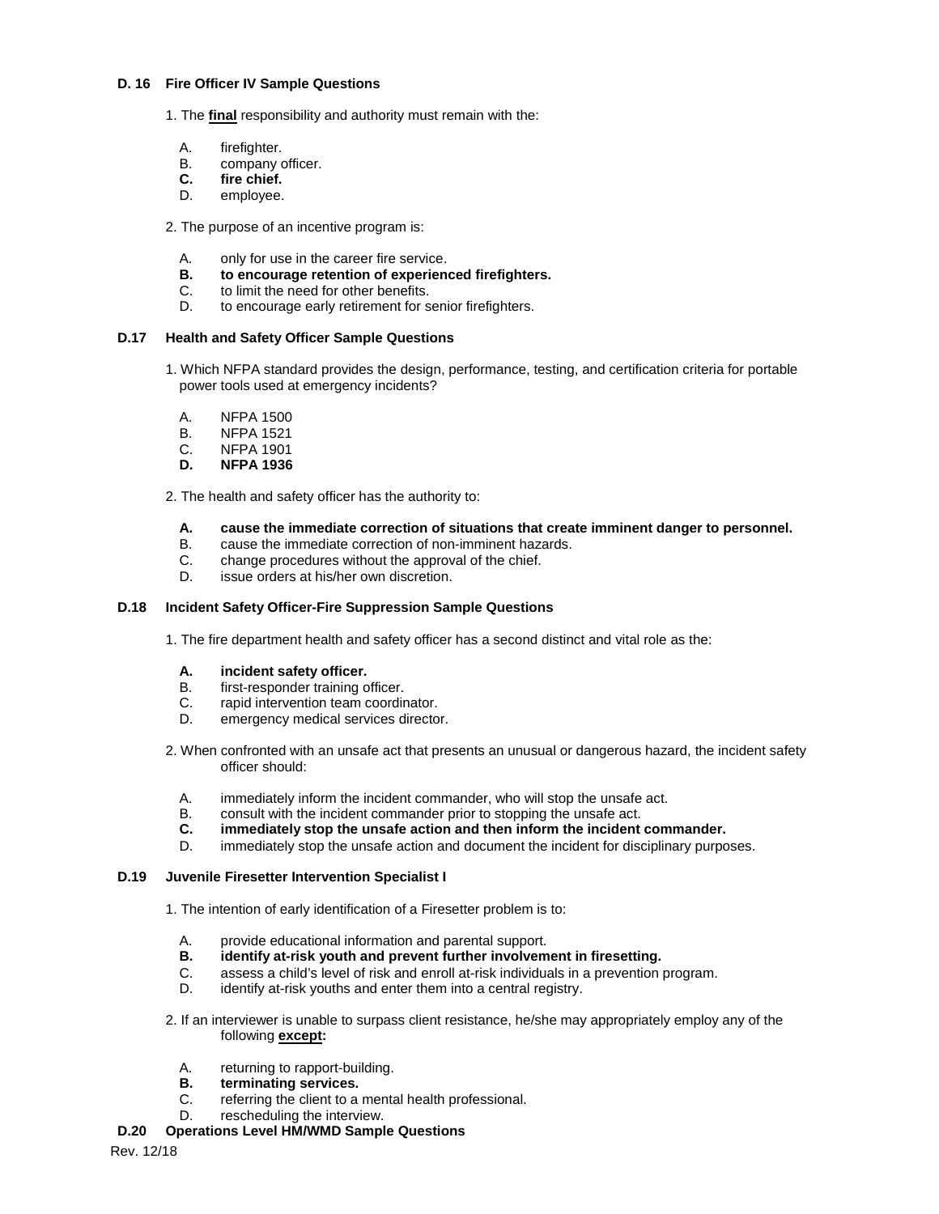### D. 16 Fire Officer IV Sample Questions

1. The **final** responsibility and authority must remain with the:

   A. firefighter.
   B. company officer.
   **C. fire chief.**
   D. employee.

2. The purpose of an incentive program is:

   A. only for use in the career fire service.
   **B. to encourage retention of experienced firefighters.**
   C. to limit the need for other benefits.
   D. to encourage early retirement for senior firefighters.

### D.17 Health and Safety Officer Sample Questions

1. Which NFPA standard provides the design, performance, testing, and certification criteria for portable power tools used at emergency incidents?

   A. NFPA 1500
   B. NFPA 1521
   C. NFPA 1901
   **D. NFPA 1936**

2. The health and safety officer has the authority to:

   **A. cause the immediate correction of situations that create imminent danger to personnel.**
   B. cause the immediate correction of non-imminent hazards.
   C. change procedures without the approval of the chief.
   D. issue orders at his/her own discretion.

### D.18 Incident Safety Officer-Fire Suppression Sample Questions

1. The fire department health and safety officer has a second distinct and vital role as the:

   **A. incident safety officer.**
   B. first-responder training officer.
   C. rapid intervention team coordinator.
   D. emergency medical services director.

2. When confronted with an unsafe act that presents an unusual or dangerous hazard, the incident safety officer should:

   A. immediately inform the incident commander, who will stop the unsafe act.
   B. consult with the incident commander prior to stopping the unsafe act.
   **C. immediately stop the unsafe action and then inform the incident commander.**
   D. immediately stop the unsafe action and document the incident for disciplinary purposes.

### D.19 Juvenile Firesetter Intervention Specialist I

1. The intention of early identification of a Firesetter problem is to:

   A. provide educational information and parental support.
   **B. identify at-risk youth and prevent further involvement in firesetting.**
   C. assess a child's level of risk and enroll at-risk individuals in a prevention program.
   D. identify at-risk youths and enter them into a central registry.

2. If an interviewer is unable to surpass client resistance, he/she may appropriately employ any of the following **except:**

   A. returning to rapport-building.
   **B. terminating services.**
   C. referring the client to a mental health professional.
   D. rescheduling the interview.

### D.20 Operations Level HM/WMD Sample Questions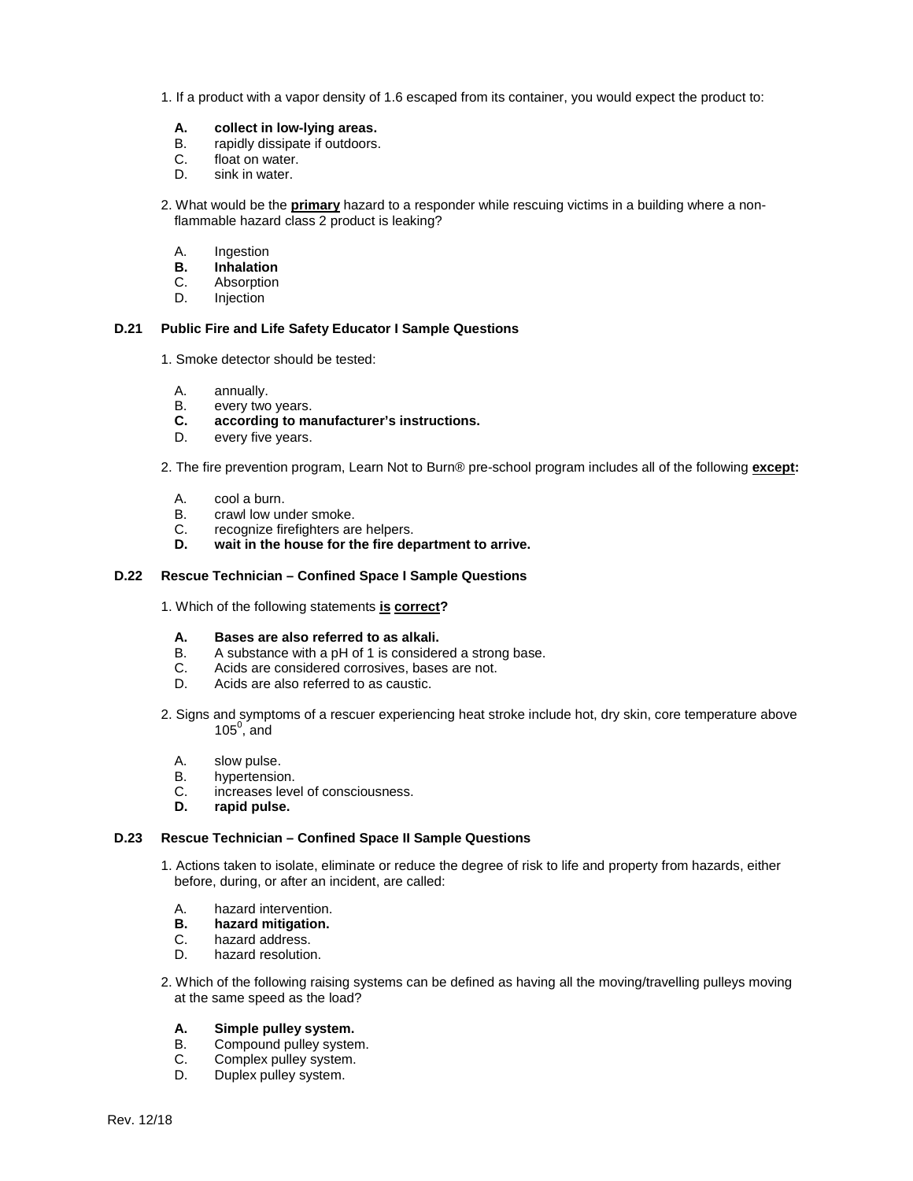1. If a product with a vapor density of 1.6 escaped from its container, you would expect the product to:

   **A. collect in low-lying areas.**
   B. rapidly dissipate if outdoors.
   C. float on water.
   D. sink in water.

2. What would be the **primary** hazard to a responder while rescuing victims in a building where a non-flammable hazard class 2 product is leaking?

   A. Ingestion
   **B. Inhalation**
   C. Absorption
   D. Injection

### D.21 Public Fire and Life Safety Educator I Sample Questions

1. Smoke detector should be tested:

   A. annually.
   B. every two years.
   **C. according to manufacturer's instructions.**
   D. every five years.

2. The fire prevention program, Learn Not to Burn® pre-school program includes all of the following **except:**

   A. cool a burn.
   B. crawl low under smoke.
   C. recognize firefighters are helpers.
   **D. wait in the house for the fire department to arrive.**

### D.22 Rescue Technician – Confined Space I Sample Questions

1. Which of the following statements **is correct?**

   **A. Bases are also referred to as alkali.**
   B. A substance with a pH of 1 is considered a strong base.
   C. Acids are considered corrosives, bases are not.
   D. Acids are also referred to as caustic.

2. Signs and symptoms of a rescuer experiencing heat stroke include hot, dry skin, core temperature above $105^0$, and

   A. slow pulse.
   B. hypertension.
   C. increases level of consciousness.
   **D. rapid pulse.**

### D.23 Rescue Technician – Confined Space II Sample Questions

1. Actions taken to isolate, eliminate or reduce the degree of risk to life and property from hazards, either before, during, or after an incident, are called:

   A. hazard intervention.
   **B. hazard mitigation.**
   C. hazard address.
   D. hazard resolution.

2. Which of the following raising systems can be defined as having all the moving/travelling pulleys moving at the same speed as the load?

   **A. Simple pulley system.**
   B. Compound pulley system.
   C. Complex pulley system.
   D. Duplex pulley system.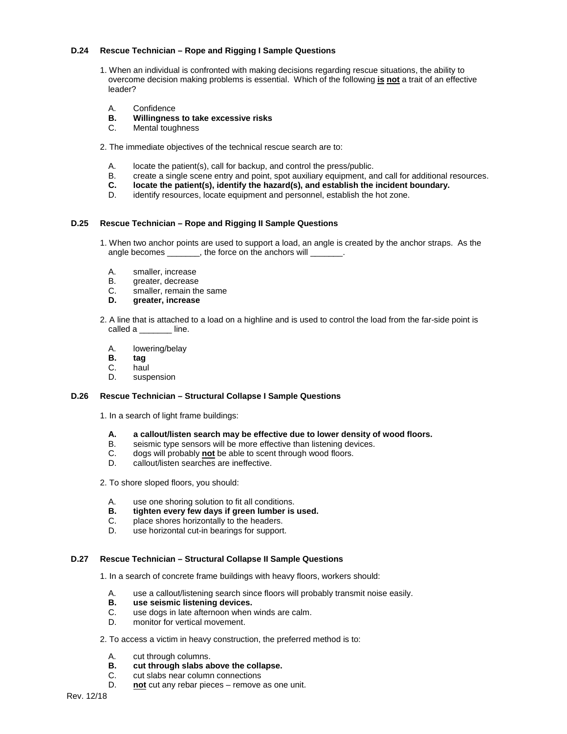### D.24 Rescue Technician – Rope and Rigging I Sample Questions

1. When an individual is confronted with making decisions regarding rescue situations, the ability to overcome decision making problems is essential. Which of the following **<u>is</u> <u>not</u>** a trait of an effective leader?

   A. Confidence
   **B. Willingness to take excessive risks**
   C. Mental toughness

2. The immediate objectives of the technical rescue search are to:

   A. locate the patient(s), call for backup, and control the press/public.
   B. create a single scene entry and point, spot auxiliary equipment, and call for additional resources.
   **C. locate the patient(s), identify the hazard(s), and establish the incident boundary.**
   D. identify resources, locate equipment and personnel, establish the hot zone.

### D.25 Rescue Technician – Rope and Rigging II Sample Questions

1. When two anchor points are used to support a load, an angle is created by the anchor straps. As the angle becomes _______, the force on the anchors will _______.

   A. smaller, increase
   B. greater, decrease
   C. smaller, remain the same
   **D. greater, increase**

2. A line that is attached to a load on a highline and is used to control the load from the far-side point is called a _______ line.

   A. lowering/belay
   **B. tag**
   C. haul
   D. suspension

### D.26 Rescue Technician – Structural Collapse I Sample Questions

1. In a search of light frame buildings:

   **A. a callout/listen search may be effective due to lower density of wood floors.**
   B. seismic type sensors will be more effective than listening devices.
   C. dogs will probably **<u>not</u>** be able to scent through wood floors.
   D. callout/listen searches are ineffective.

2. To shore sloped floors, you should:

   A. use one shoring solution to fit all conditions.
   **B. tighten every few days if green lumber is used.**
   C. place shores horizontally to the headers.
   D. use horizontal cut-in bearings for support.

### D.27 Rescue Technician – Structural Collapse II Sample Questions

1. In a search of concrete frame buildings with heavy floors, workers should:

   A. use a callout/listening search since floors will probably transmit noise easily.
   **B. use seismic listening devices.**
   C. use dogs in late afternoon when winds are calm.
   D. monitor for vertical movement.

2. To access a victim in heavy construction, the preferred method is to:

   A. cut through columns.
   **B. cut through slabs above the collapse.**
   C. cut slabs near column connections
   D. **<u>not</u>** cut any rebar pieces – remove as one unit.

Rev. 12/18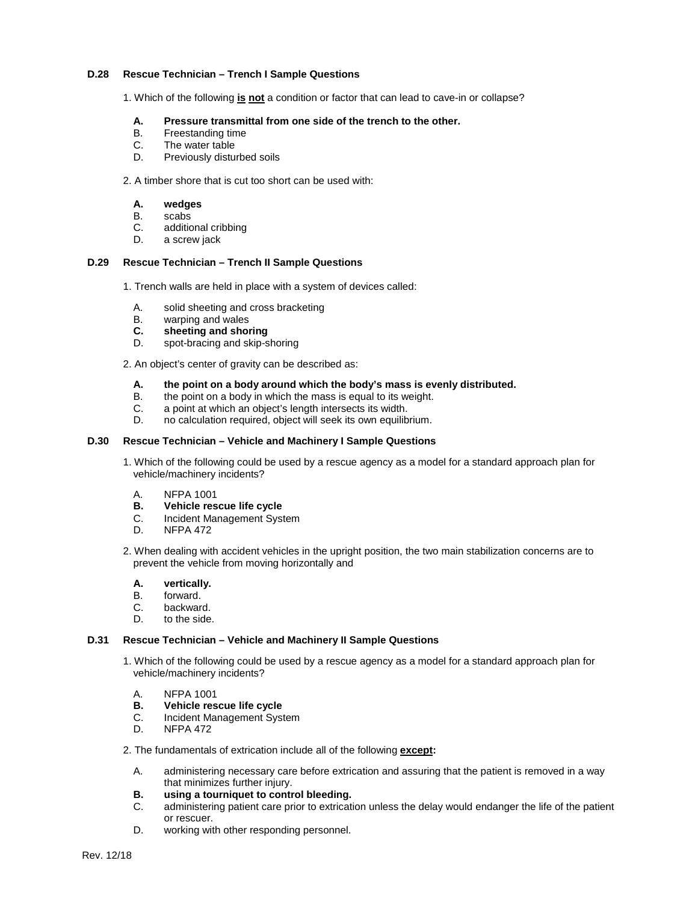### D.28 Rescue Technician – Trench I Sample Questions

1. Which of the following **is not** a condition or factor that can lead to cave-in or collapse?

   **A. Pressure transmittal from one side of the trench to the other.**
   B. Freestanding time
   C. The water table
   D. Previously disturbed soils

2. A timber shore that is cut too short can be used with:

   **A. wedges**
   B. scabs
   C. additional cribbing
   D. a screw jack

### D.29 Rescue Technician – Trench II Sample Questions

1. Trench walls are held in place with a system of devices called:

   A. solid sheeting and cross bracketing
   B. warping and wales
   **C. sheeting and shoring**
   D. spot-bracing and skip-shoring

2. An object's center of gravity can be described as:

   **A. the point on a body around which the body's mass is evenly distributed.**
   B. the point on a body in which the mass is equal to its weight.
   C. a point at which an object's length intersects its width.
   D. no calculation required, object will seek its own equilibrium.

### D.30 Rescue Technician – Vehicle and Machinery I Sample Questions

1. Which of the following could be used by a rescue agency as a model for a standard approach plan for vehicle/machinery incidents?

   A. NFPA 1001
   **B. Vehicle rescue life cycle**
   C. Incident Management System
   D. NFPA 472

2. When dealing with accident vehicles in the upright position, the two main stabilization concerns are to prevent the vehicle from moving horizontally and

   **A. vertically.**
   B. forward.
   C. backward.
   D. to the side.

### D.31 Rescue Technician – Vehicle and Machinery II Sample Questions

1. Which of the following could be used by a rescue agency as a model for a standard approach plan for vehicle/machinery incidents?

   A. NFPA 1001
   **B. Vehicle rescue life cycle**
   C. Incident Management System
   D. NFPA 472

2. The fundamentals of extrication include all of the following **except:**

   A. administering necessary care before extrication and assuring that the patient is removed in a way that minimizes further injury.
   **B. using a tourniquet to control bleeding.**
   C. administering patient care prior to extrication unless the delay would endanger the life of the patient or rescuer.
   D. working with other responding personnel.

Rev. 12/18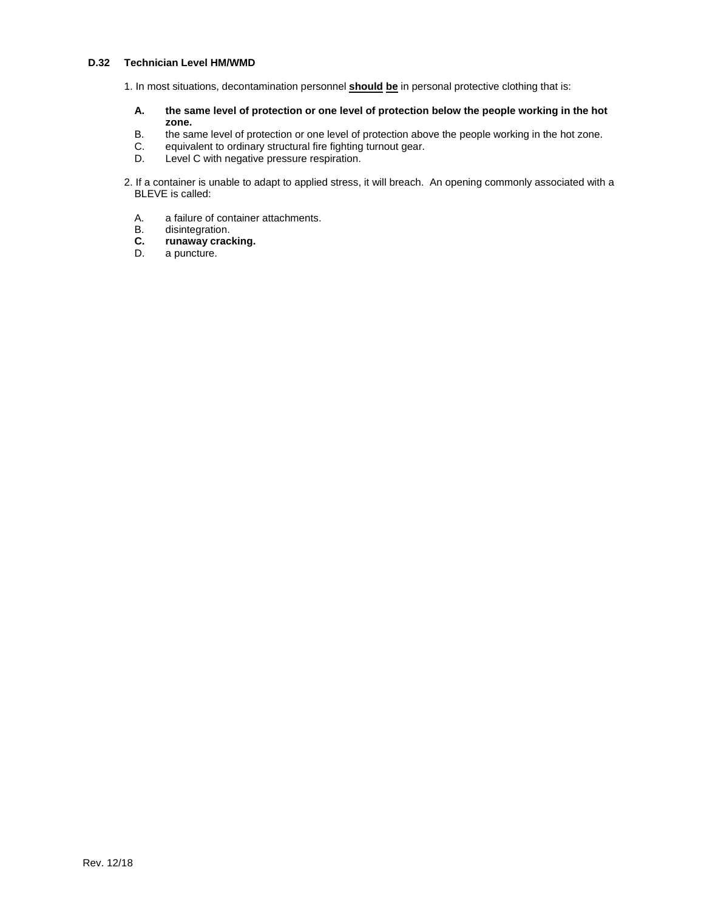**D.32 Technician Level HM/WMD**

1. In most situations, decontamination personnel **<u>should</u> <u>be</u>** in personal protective clothing that is:

   **A. the same level of protection or one level of protection below the people working in the hot zone.**
   B. the same level of protection or one level of protection above the people working in the hot zone.
   C. equivalent to ordinary structural fire fighting turnout gear.
   D. Level C with negative pressure respiration.

2. If a container is unable to adapt to applied stress, it will breach. An opening commonly associated with a BLEVE is called:

   A. a failure of container attachments.
   B. disintegration.
   **C. runaway cracking.**
   D. a puncture.

Rev. 12/18